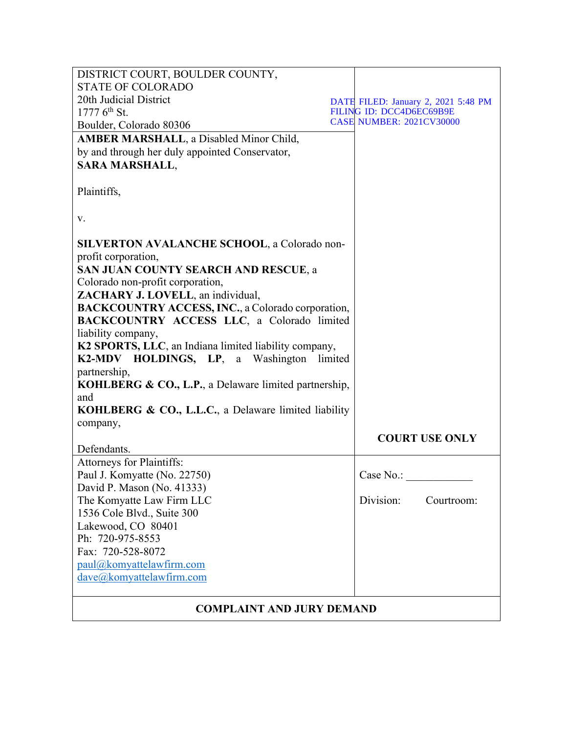DISTRICT COURT, BOULDER COUNTY,
STATE OF COLORADO
20th Judicial District
1777 6th St.
Boulder, Colorado 80306

DATE FILED: January 2, 2021 5:48 PM
FILING ID: DCC4D6EC69B9E
CASE NUMBER: 2021CV30000

**AMBER MARSHALL**, a Disabled Minor Child, by and through her duly appointed Conservator, **SARA MARSHALL**,

Plaintiffs,

v.

**SILVERTON AVALANCHE SCHOOL**, a Colorado non-profit corporation,
**SAN JUAN COUNTY SEARCH AND RESCUE**, a Colorado non-profit corporation,
**ZACHARY J. LOVELL**, an individual,
**BACKCOUNTRY ACCESS, INC.**, a Colorado corporation,
**BACKCOUNTRY ACCESS LLC**, a Colorado limited liability company,
**K2 SPORTS, LLC**, an Indiana limited liability company,
**K2-MDV HOLDINGS, LP**, a Washington limited partnership,
**KOHLBERG & CO., L.P.**, a Delaware limited partnership, and
**KOHLBERG & CO., L.L.C.**, a Delaware limited liability company,

Defendants.

**COURT USE ONLY**

Attorneys for Plaintiffs:
Paul J. Komyatte (No. 22750)
David P. Mason (No. 41333)
The Komyatte Law Firm LLC
1536 Cole Blvd., Suite 300
Lakewood, CO 80401
Ph: 720-975-8553
Fax: 720-528-8072
paul@komyattelawfirm.com
dave@komyattelawfirm.com

Case No.: ____________

Division: Courtroom:

**COMPLAINT AND JURY DEMAND**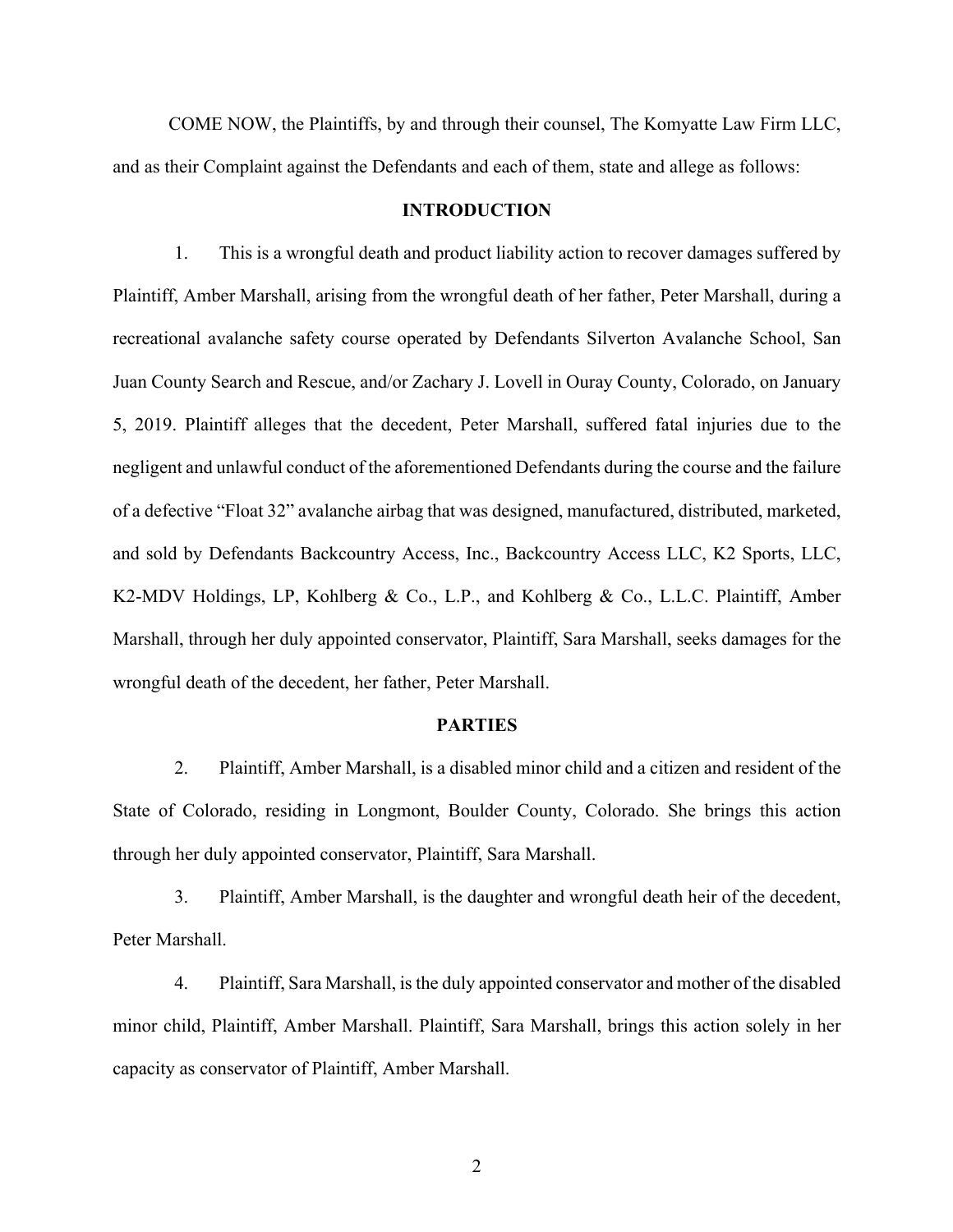COME NOW, the Plaintiffs, by and through their counsel, The Komyatte Law Firm LLC, and as their Complaint against the Defendants and each of them, state and allege as follows:

## INTRODUCTION

1. This is a wrongful death and product liability action to recover damages suffered by Plaintiff, Amber Marshall, arising from the wrongful death of her father, Peter Marshall, during a recreational avalanche safety course operated by Defendants Silverton Avalanche School, San Juan County Search and Rescue, and/or Zachary J. Lovell in Ouray County, Colorado, on January 5, 2019. Plaintiff alleges that the decedent, Peter Marshall, suffered fatal injuries due to the negligent and unlawful conduct of the aforementioned Defendants during the course and the failure of a defective "Float 32" avalanche airbag that was designed, manufactured, distributed, marketed, and sold by Defendants Backcountry Access, Inc., Backcountry Access LLC, K2 Sports, LLC, K2-MDV Holdings, LP, Kohlberg & Co., L.P., and Kohlberg & Co., L.L.C. Plaintiff, Amber Marshall, through her duly appointed conservator, Plaintiff, Sara Marshall, seeks damages for the wrongful death of the decedent, her father, Peter Marshall.

## PARTIES

2. Plaintiff, Amber Marshall, is a disabled minor child and a citizen and resident of the State of Colorado, residing in Longmont, Boulder County, Colorado. She brings this action through her duly appointed conservator, Plaintiff, Sara Marshall.

3. Plaintiff, Amber Marshall, is the daughter and wrongful death heir of the decedent, Peter Marshall.

4. Plaintiff, Sara Marshall, is the duly appointed conservator and mother of the disabled minor child, Plaintiff, Amber Marshall. Plaintiff, Sara Marshall, brings this action solely in her capacity as conservator of Plaintiff, Amber Marshall.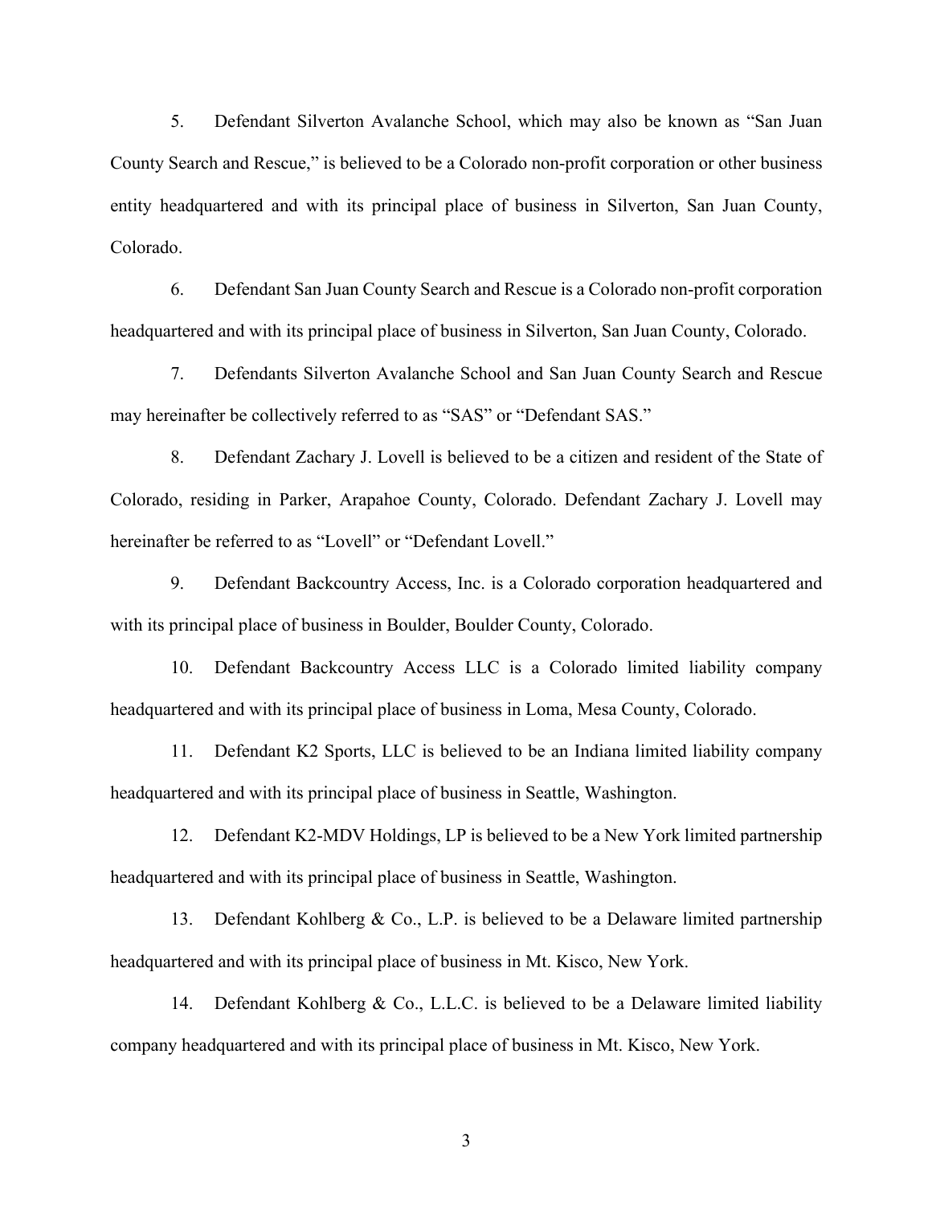5. Defendant Silverton Avalanche School, which may also be known as "San Juan County Search and Rescue," is believed to be a Colorado non-profit corporation or other business entity headquartered and with its principal place of business in Silverton, San Juan County, Colorado.

6. Defendant San Juan County Search and Rescue is a Colorado non-profit corporation headquartered and with its principal place of business in Silverton, San Juan County, Colorado.

7. Defendants Silverton Avalanche School and San Juan County Search and Rescue may hereinafter be collectively referred to as "SAS" or "Defendant SAS."

8. Defendant Zachary J. Lovell is believed to be a citizen and resident of the State of Colorado, residing in Parker, Arapahoe County, Colorado. Defendant Zachary J. Lovell may hereinafter be referred to as "Lovell" or "Defendant Lovell."

9. Defendant Backcountry Access, Inc. is a Colorado corporation headquartered and with its principal place of business in Boulder, Boulder County, Colorado.

10. Defendant Backcountry Access LLC is a Colorado limited liability company headquartered and with its principal place of business in Loma, Mesa County, Colorado.

11. Defendant K2 Sports, LLC is believed to be an Indiana limited liability company headquartered and with its principal place of business in Seattle, Washington.

12. Defendant K2-MDV Holdings, LP is believed to be a New York limited partnership headquartered and with its principal place of business in Seattle, Washington.

13. Defendant Kohlberg & Co., L.P. is believed to be a Delaware limited partnership headquartered and with its principal place of business in Mt. Kisco, New York.

14. Defendant Kohlberg & Co., L.L.C. is believed to be a Delaware limited liability company headquartered and with its principal place of business in Mt. Kisco, New York.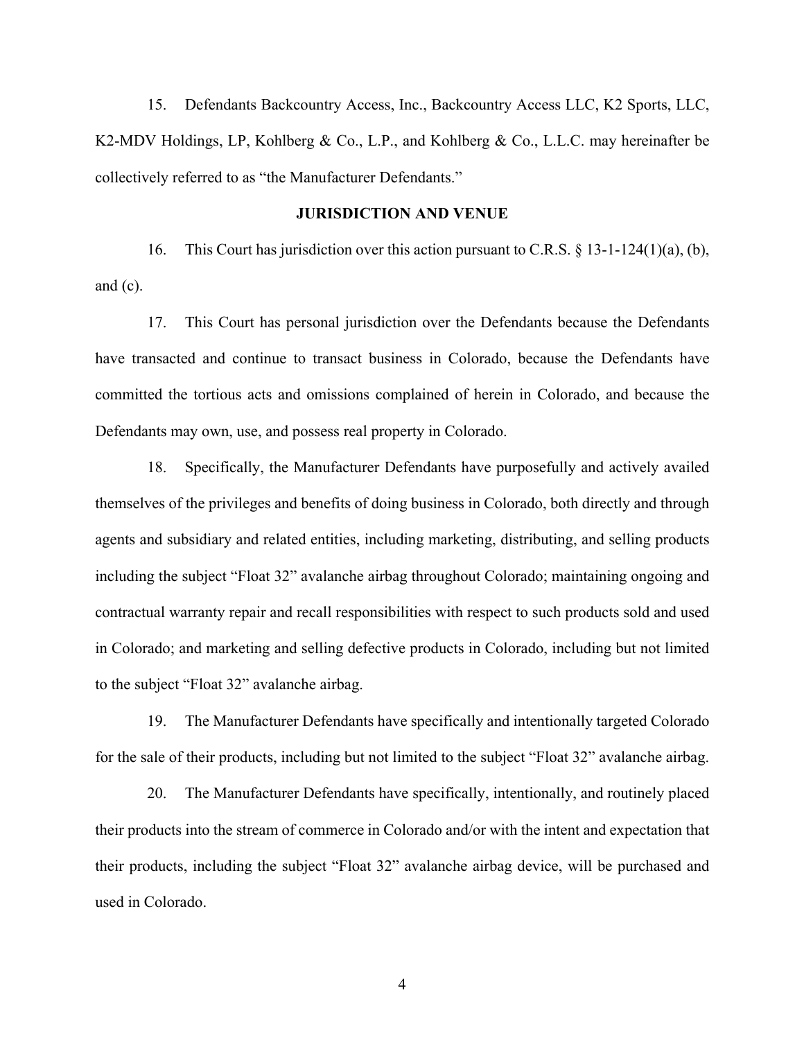15. Defendants Backcountry Access, Inc., Backcountry Access LLC, K2 Sports, LLC, K2-MDV Holdings, LP, Kohlberg & Co., L.P., and Kohlberg & Co., L.L.C. may hereinafter be collectively referred to as "the Manufacturer Defendants."

## JURISDICTION AND VENUE

16. This Court has jurisdiction over this action pursuant to C.R.S. § 13-1-124(1)(a), (b), and (c).

17. This Court has personal jurisdiction over the Defendants because the Defendants have transacted and continue to transact business in Colorado, because the Defendants have committed the tortious acts and omissions complained of herein in Colorado, and because the Defendants may own, use, and possess real property in Colorado.

18. Specifically, the Manufacturer Defendants have purposefully and actively availed themselves of the privileges and benefits of doing business in Colorado, both directly and through agents and subsidiary and related entities, including marketing, distributing, and selling products including the subject "Float 32" avalanche airbag throughout Colorado; maintaining ongoing and contractual warranty repair and recall responsibilities with respect to such products sold and used in Colorado; and marketing and selling defective products in Colorado, including but not limited to the subject "Float 32" avalanche airbag.

19. The Manufacturer Defendants have specifically and intentionally targeted Colorado for the sale of their products, including but not limited to the subject "Float 32" avalanche airbag.

20. The Manufacturer Defendants have specifically, intentionally, and routinely placed their products into the stream of commerce in Colorado and/or with the intent and expectation that their products, including the subject "Float 32" avalanche airbag device, will be purchased and used in Colorado.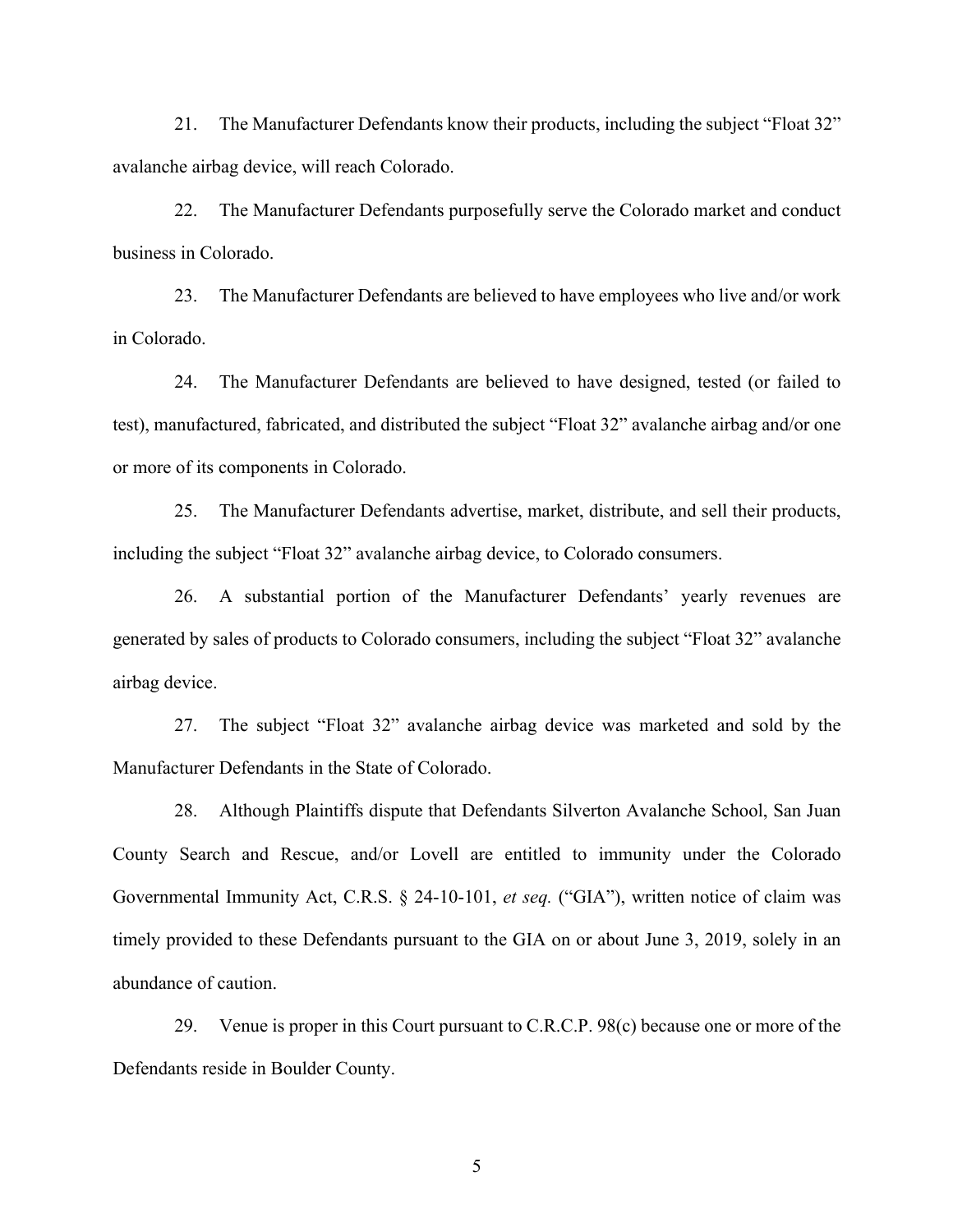21. The Manufacturer Defendants know their products, including the subject "Float 32" avalanche airbag device, will reach Colorado.

22. The Manufacturer Defendants purposefully serve the Colorado market and conduct business in Colorado.

23. The Manufacturer Defendants are believed to have employees who live and/or work in Colorado.

24. The Manufacturer Defendants are believed to have designed, tested (or failed to test), manufactured, fabricated, and distributed the subject "Float 32" avalanche airbag and/or one or more of its components in Colorado.

25. The Manufacturer Defendants advertise, market, distribute, and sell their products, including the subject "Float 32" avalanche airbag device, to Colorado consumers.

26. A substantial portion of the Manufacturer Defendants' yearly revenues are generated by sales of products to Colorado consumers, including the subject "Float 32" avalanche airbag device.

27. The subject "Float 32" avalanche airbag device was marketed and sold by the Manufacturer Defendants in the State of Colorado.

28. Although Plaintiffs dispute that Defendants Silverton Avalanche School, San Juan County Search and Rescue, and/or Lovell are entitled to immunity under the Colorado Governmental Immunity Act, C.R.S. § 24-10-101, *et seq.* ("GIA"), written notice of claim was timely provided to these Defendants pursuant to the GIA on or about June 3, 2019, solely in an abundance of caution.

29. Venue is proper in this Court pursuant to C.R.C.P. 98(c) because one or more of the Defendants reside in Boulder County.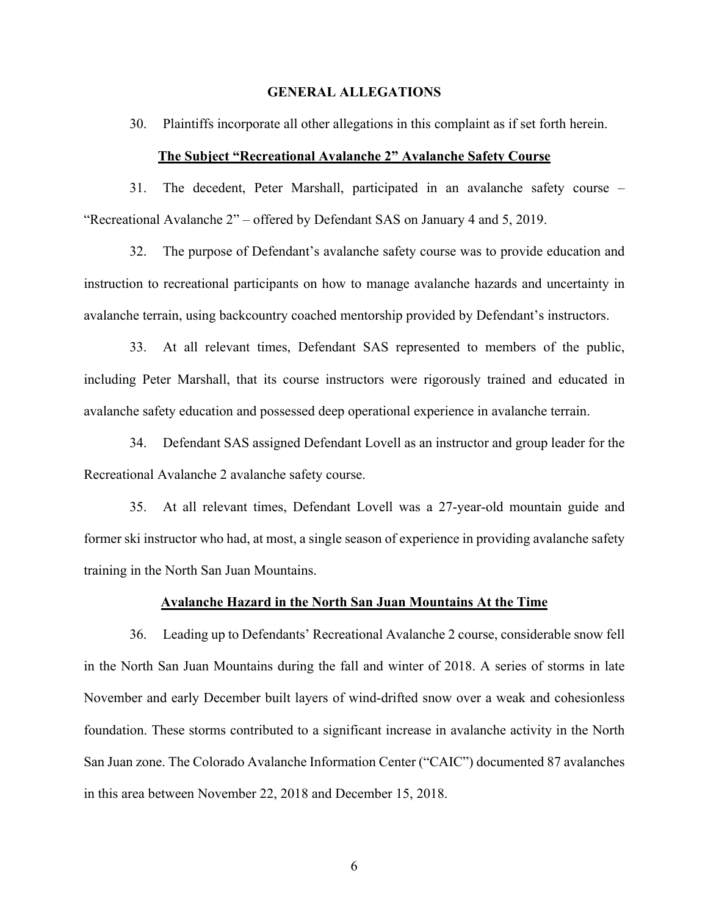## GENERAL ALLEGATIONS

30. Plaintiffs incorporate all other allegations in this complaint as if set forth herein.

### The Subject "Recreational Avalanche 2" Avalanche Safety Course

31. The decedent, Peter Marshall, participated in an avalanche safety course – "Recreational Avalanche 2" – offered by Defendant SAS on January 4 and 5, 2019.

32. The purpose of Defendant's avalanche safety course was to provide education and instruction to recreational participants on how to manage avalanche hazards and uncertainty in avalanche terrain, using backcountry coached mentorship provided by Defendant's instructors.

33. At all relevant times, Defendant SAS represented to members of the public, including Peter Marshall, that its course instructors were rigorously trained and educated in avalanche safety education and possessed deep operational experience in avalanche terrain.

34. Defendant SAS assigned Defendant Lovell as an instructor and group leader for the Recreational Avalanche 2 avalanche safety course.

35. At all relevant times, Defendant Lovell was a 27-year-old mountain guide and former ski instructor who had, at most, a single season of experience in providing avalanche safety training in the North San Juan Mountains.

### Avalanche Hazard in the North San Juan Mountains At the Time

36. Leading up to Defendants' Recreational Avalanche 2 course, considerable snow fell in the North San Juan Mountains during the fall and winter of 2018. A series of storms in late November and early December built layers of wind-drifted snow over a weak and cohesionless foundation. These storms contributed to a significant increase in avalanche activity in the North San Juan zone. The Colorado Avalanche Information Center ("CAIC") documented 87 avalanches in this area between November 22, 2018 and December 15, 2018.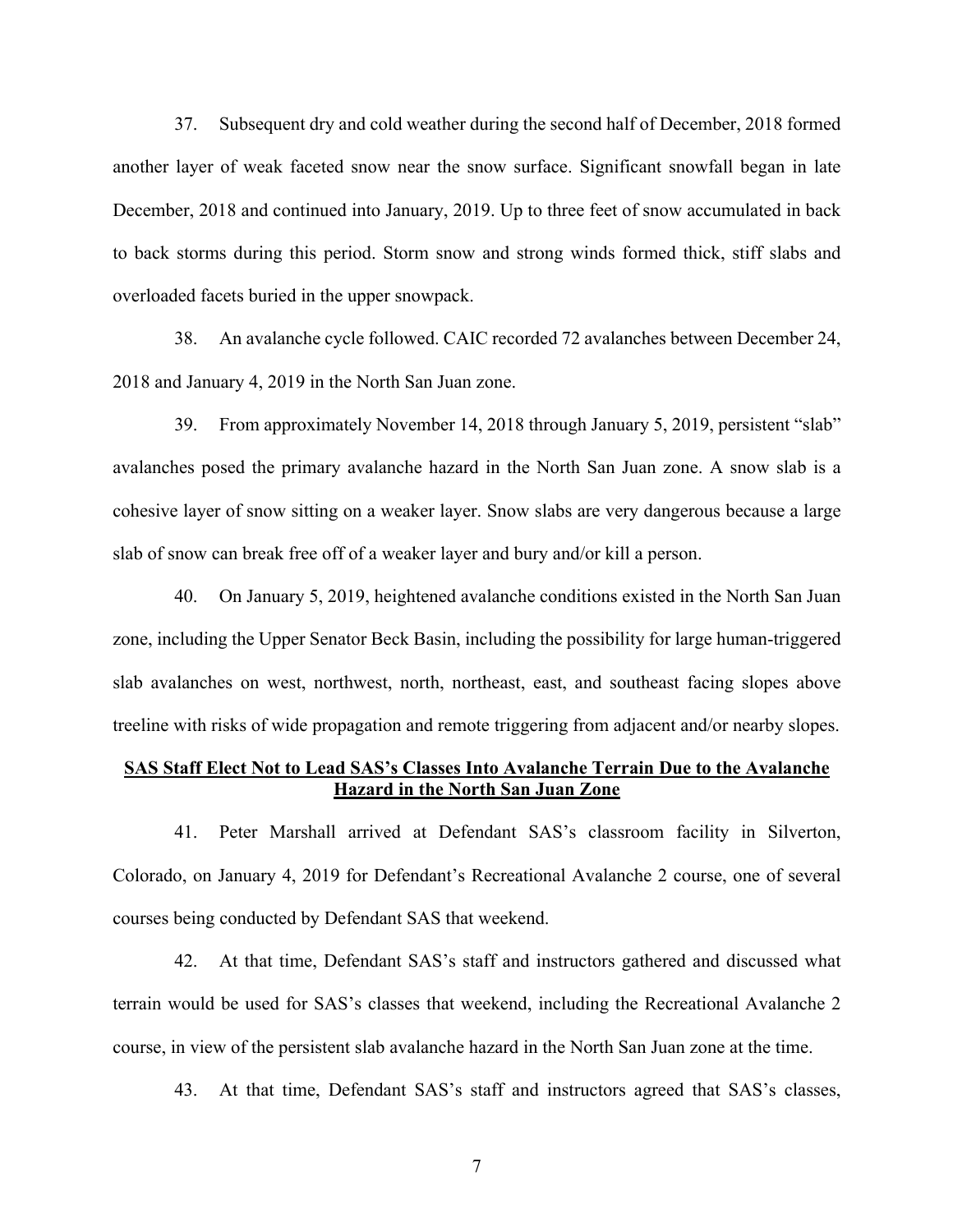37. Subsequent dry and cold weather during the second half of December, 2018 formed another layer of weak faceted snow near the snow surface. Significant snowfall began in late December, 2018 and continued into January, 2019. Up to three feet of snow accumulated in back to back storms during this period. Storm snow and strong winds formed thick, stiff slabs and overloaded facets buried in the upper snowpack.

38. An avalanche cycle followed. CAIC recorded 72 avalanches between December 24, 2018 and January 4, 2019 in the North San Juan zone.

39. From approximately November 14, 2018 through January 5, 2019, persistent "slab" avalanches posed the primary avalanche hazard in the North San Juan zone. A snow slab is a cohesive layer of snow sitting on a weaker layer. Snow slabs are very dangerous because a large slab of snow can break free off of a weaker layer and bury and/or kill a person.

40. On January 5, 2019, heightened avalanche conditions existed in the North San Juan zone, including the Upper Senator Beck Basin, including the possibility for large human-triggered slab avalanches on west, northwest, north, northeast, east, and southeast facing slopes above treeline with risks of wide propagation and remote triggering from adjacent and/or nearby slopes.

**SAS Staff Elect Not to Lead SAS's Classes Into Avalanche Terrain Due to the Avalanche Hazard in the North San Juan Zone**

41. Peter Marshall arrived at Defendant SAS's classroom facility in Silverton, Colorado, on January 4, 2019 for Defendant's Recreational Avalanche 2 course, one of several courses being conducted by Defendant SAS that weekend.

42. At that time, Defendant SAS's staff and instructors gathered and discussed what terrain would be used for SAS's classes that weekend, including the Recreational Avalanche 2 course, in view of the persistent slab avalanche hazard in the North San Juan zone at the time.

43. At that time, Defendant SAS's staff and instructors agreed that SAS's classes,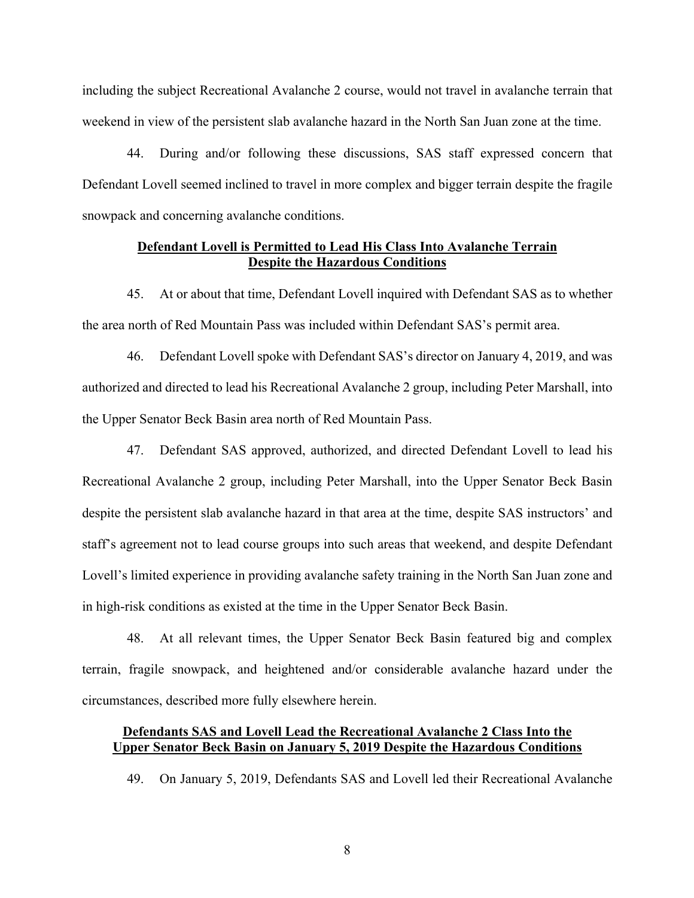including the subject Recreational Avalanche 2 course, would not travel in avalanche terrain that weekend in view of the persistent slab avalanche hazard in the North San Juan zone at the time.

44. During and/or following these discussions, SAS staff expressed concern that Defendant Lovell seemed inclined to travel in more complex and bigger terrain despite the fragile snowpack and concerning avalanche conditions.

**<u>Defendant Lovell is Permitted to Lead His Class Into Avalanche Terrain Despite the Hazardous Conditions</u>**

45. At or about that time, Defendant Lovell inquired with Defendant SAS as to whether the area north of Red Mountain Pass was included within Defendant SAS's permit area.

46. Defendant Lovell spoke with Defendant SAS's director on January 4, 2019, and was authorized and directed to lead his Recreational Avalanche 2 group, including Peter Marshall, into the Upper Senator Beck Basin area north of Red Mountain Pass.

47. Defendant SAS approved, authorized, and directed Defendant Lovell to lead his Recreational Avalanche 2 group, including Peter Marshall, into the Upper Senator Beck Basin despite the persistent slab avalanche hazard in that area at the time, despite SAS instructors' and staff's agreement not to lead course groups into such areas that weekend, and despite Defendant Lovell's limited experience in providing avalanche safety training in the North San Juan zone and in high-risk conditions as existed at the time in the Upper Senator Beck Basin.

48. At all relevant times, the Upper Senator Beck Basin featured big and complex terrain, fragile snowpack, and heightened and/or considerable avalanche hazard under the circumstances, described more fully elsewhere herein.

**<u>Defendants SAS and Lovell Lead the Recreational Avalanche 2 Class Into the Upper Senator Beck Basin on January 5, 2019 Despite the Hazardous Conditions</u>**

49. On January 5, 2019, Defendants SAS and Lovell led their Recreational Avalanche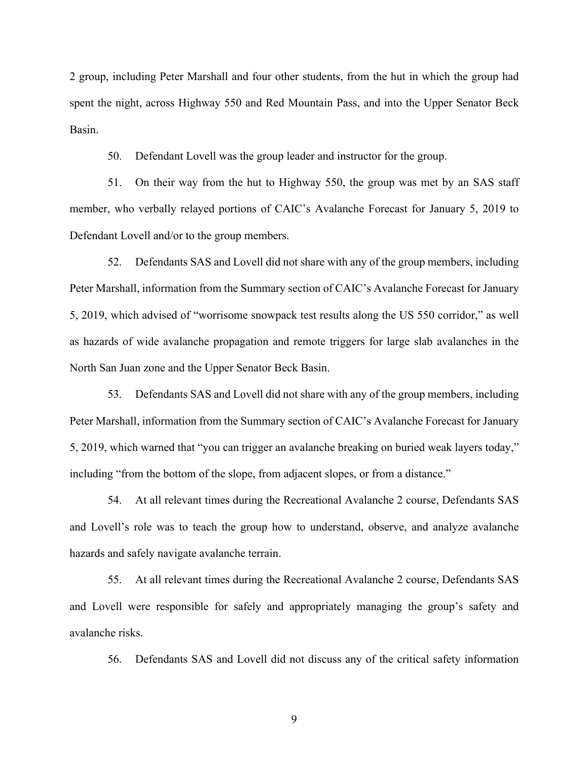2 group, including Peter Marshall and four other students, from the hut in which the group had spent the night, across Highway 550 and Red Mountain Pass, and into the Upper Senator Beck Basin.

50. Defendant Lovell was the group leader and instructor for the group.

51. On their way from the hut to Highway 550, the group was met by an SAS staff member, who verbally relayed portions of CAIC's Avalanche Forecast for January 5, 2019 to Defendant Lovell and/or to the group members.

52. Defendants SAS and Lovell did not share with any of the group members, including Peter Marshall, information from the Summary section of CAIC's Avalanche Forecast for January 5, 2019, which advised of "worrisome snowpack test results along the US 550 corridor," as well as hazards of wide avalanche propagation and remote triggers for large slab avalanches in the North San Juan zone and the Upper Senator Beck Basin.

53. Defendants SAS and Lovell did not share with any of the group members, including Peter Marshall, information from the Summary section of CAIC's Avalanche Forecast for January 5, 2019, which warned that "you can trigger an avalanche breaking on buried weak layers today," including "from the bottom of the slope, from adjacent slopes, or from a distance."

54. At all relevant times during the Recreational Avalanche 2 course, Defendants SAS and Lovell's role was to teach the group how to understand, observe, and analyze avalanche hazards and safely navigate avalanche terrain.

55. At all relevant times during the Recreational Avalanche 2 course, Defendants SAS and Lovell were responsible for safely and appropriately managing the group's safety and avalanche risks.

56. Defendants SAS and Lovell did not discuss any of the critical safety information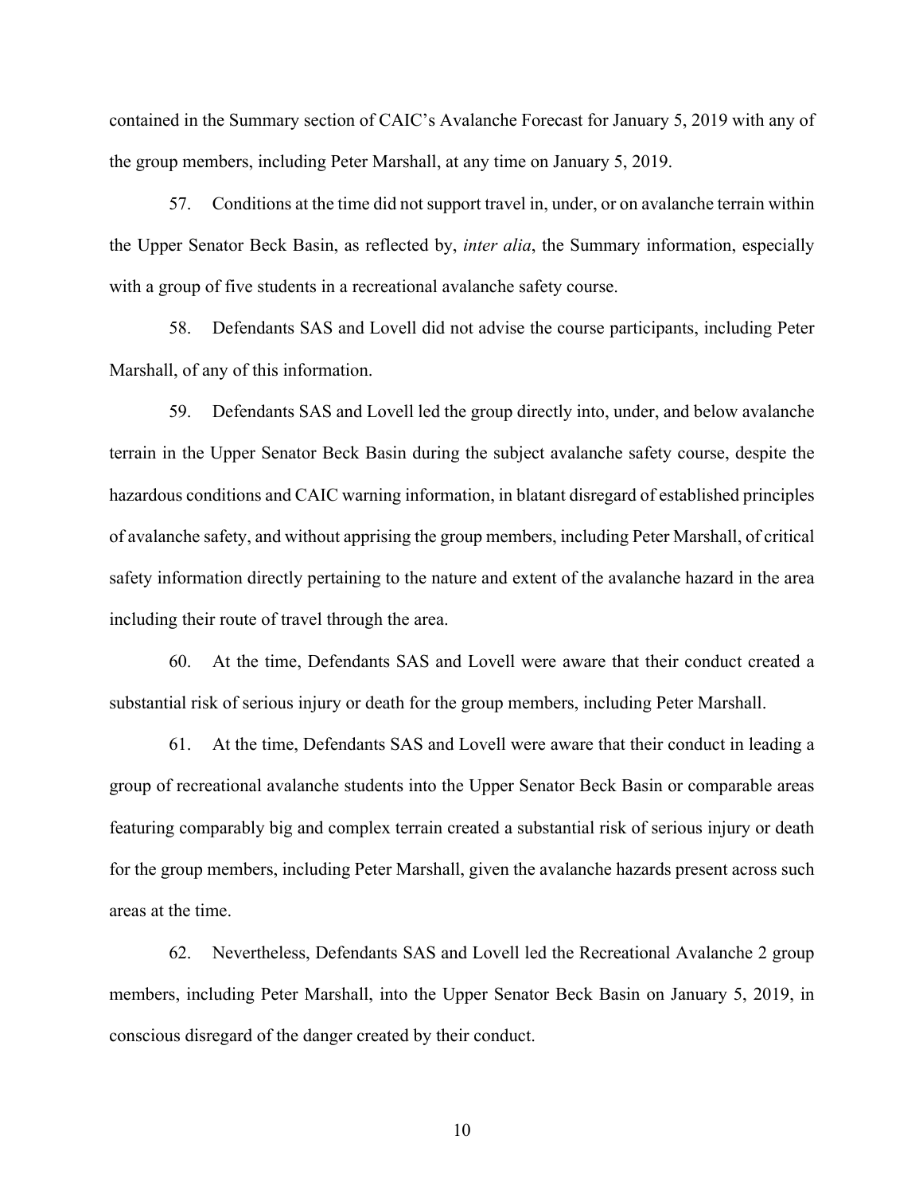contained in the Summary section of CAIC's Avalanche Forecast for January 5, 2019 with any of the group members, including Peter Marshall, at any time on January 5, 2019.

57. Conditions at the time did not support travel in, under, or on avalanche terrain within the Upper Senator Beck Basin, as reflected by, *inter alia*, the Summary information, especially with a group of five students in a recreational avalanche safety course.

58. Defendants SAS and Lovell did not advise the course participants, including Peter Marshall, of any of this information.

59. Defendants SAS and Lovell led the group directly into, under, and below avalanche terrain in the Upper Senator Beck Basin during the subject avalanche safety course, despite the hazardous conditions and CAIC warning information, in blatant disregard of established principles of avalanche safety, and without apprising the group members, including Peter Marshall, of critical safety information directly pertaining to the nature and extent of the avalanche hazard in the area including their route of travel through the area.

60. At the time, Defendants SAS and Lovell were aware that their conduct created a substantial risk of serious injury or death for the group members, including Peter Marshall.

61. At the time, Defendants SAS and Lovell were aware that their conduct in leading a group of recreational avalanche students into the Upper Senator Beck Basin or comparable areas featuring comparably big and complex terrain created a substantial risk of serious injury or death for the group members, including Peter Marshall, given the avalanche hazards present across such areas at the time.

62. Nevertheless, Defendants SAS and Lovell led the Recreational Avalanche 2 group members, including Peter Marshall, into the Upper Senator Beck Basin on January 5, 2019, in conscious disregard of the danger created by their conduct.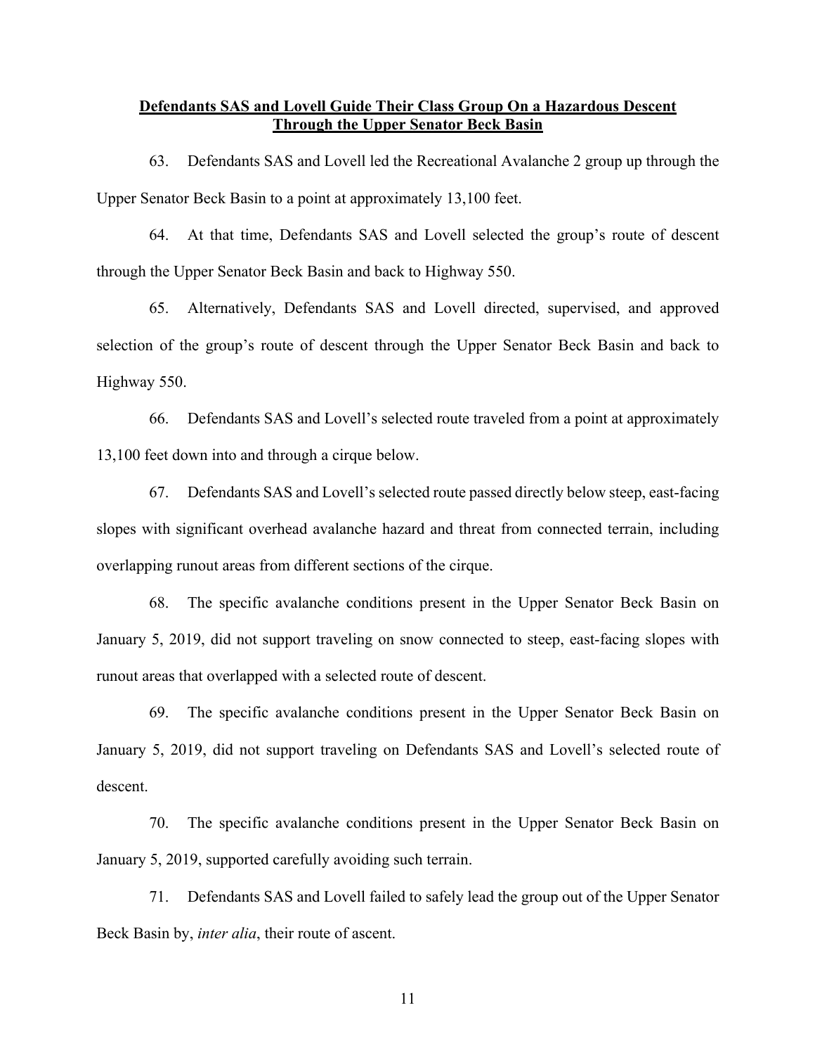**Defendants SAS and Lovell Guide Their Class Group On a Hazardous Descent Through the Upper Senator Beck Basin**

63. Defendants SAS and Lovell led the Recreational Avalanche 2 group up through the Upper Senator Beck Basin to a point at approximately 13,100 feet.

64. At that time, Defendants SAS and Lovell selected the group's route of descent through the Upper Senator Beck Basin and back to Highway 550.

65. Alternatively, Defendants SAS and Lovell directed, supervised, and approved selection of the group's route of descent through the Upper Senator Beck Basin and back to Highway 550.

66. Defendants SAS and Lovell's selected route traveled from a point at approximately 13,100 feet down into and through a cirque below.

67. Defendants SAS and Lovell's selected route passed directly below steep, east-facing slopes with significant overhead avalanche hazard and threat from connected terrain, including overlapping runout areas from different sections of the cirque.

68. The specific avalanche conditions present in the Upper Senator Beck Basin on January 5, 2019, did not support traveling on snow connected to steep, east-facing slopes with runout areas that overlapped with a selected route of descent.

69. The specific avalanche conditions present in the Upper Senator Beck Basin on January 5, 2019, did not support traveling on Defendants SAS and Lovell's selected route of descent.

70. The specific avalanche conditions present in the Upper Senator Beck Basin on January 5, 2019, supported carefully avoiding such terrain.

71. Defendants SAS and Lovell failed to safely lead the group out of the Upper Senator Beck Basin by, *inter alia*, their route of ascent.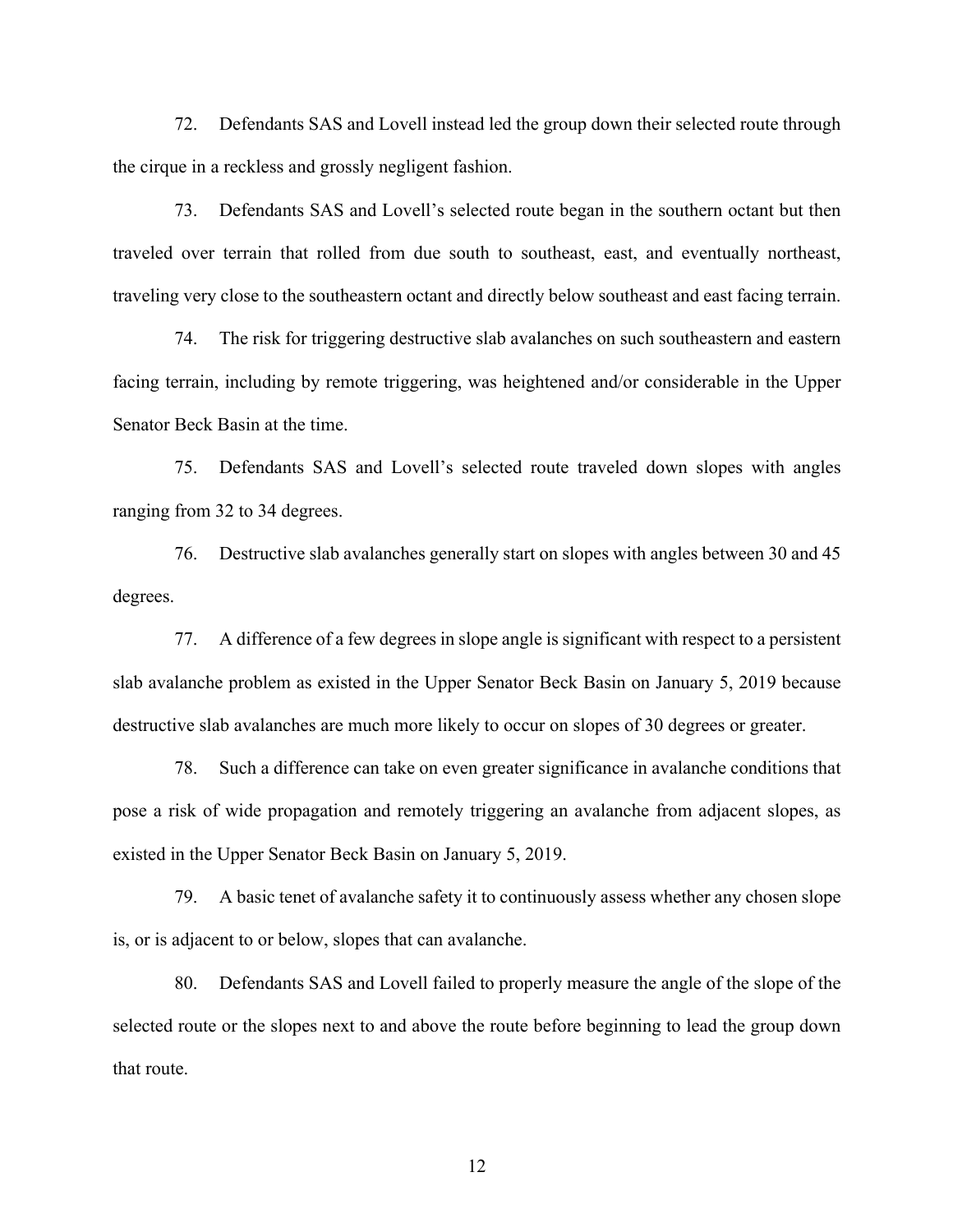72. Defendants SAS and Lovell instead led the group down their selected route through the cirque in a reckless and grossly negligent fashion.

73. Defendants SAS and Lovell's selected route began in the southern octant but then traveled over terrain that rolled from due south to southeast, east, and eventually northeast, traveling very close to the southeastern octant and directly below southeast and east facing terrain.

74. The risk for triggering destructive slab avalanches on such southeastern and eastern facing terrain, including by remote triggering, was heightened and/or considerable in the Upper Senator Beck Basin at the time.

75. Defendants SAS and Lovell's selected route traveled down slopes with angles ranging from 32 to 34 degrees.

76. Destructive slab avalanches generally start on slopes with angles between 30 and 45 degrees.

77. A difference of a few degrees in slope angle is significant with respect to a persistent slab avalanche problem as existed in the Upper Senator Beck Basin on January 5, 2019 because destructive slab avalanches are much more likely to occur on slopes of 30 degrees or greater.

78. Such a difference can take on even greater significance in avalanche conditions that pose a risk of wide propagation and remotely triggering an avalanche from adjacent slopes, as existed in the Upper Senator Beck Basin on January 5, 2019.

79. A basic tenet of avalanche safety it to continuously assess whether any chosen slope is, or is adjacent to or below, slopes that can avalanche.

80. Defendants SAS and Lovell failed to properly measure the angle of the slope of the selected route or the slopes next to and above the route before beginning to lead the group down that route.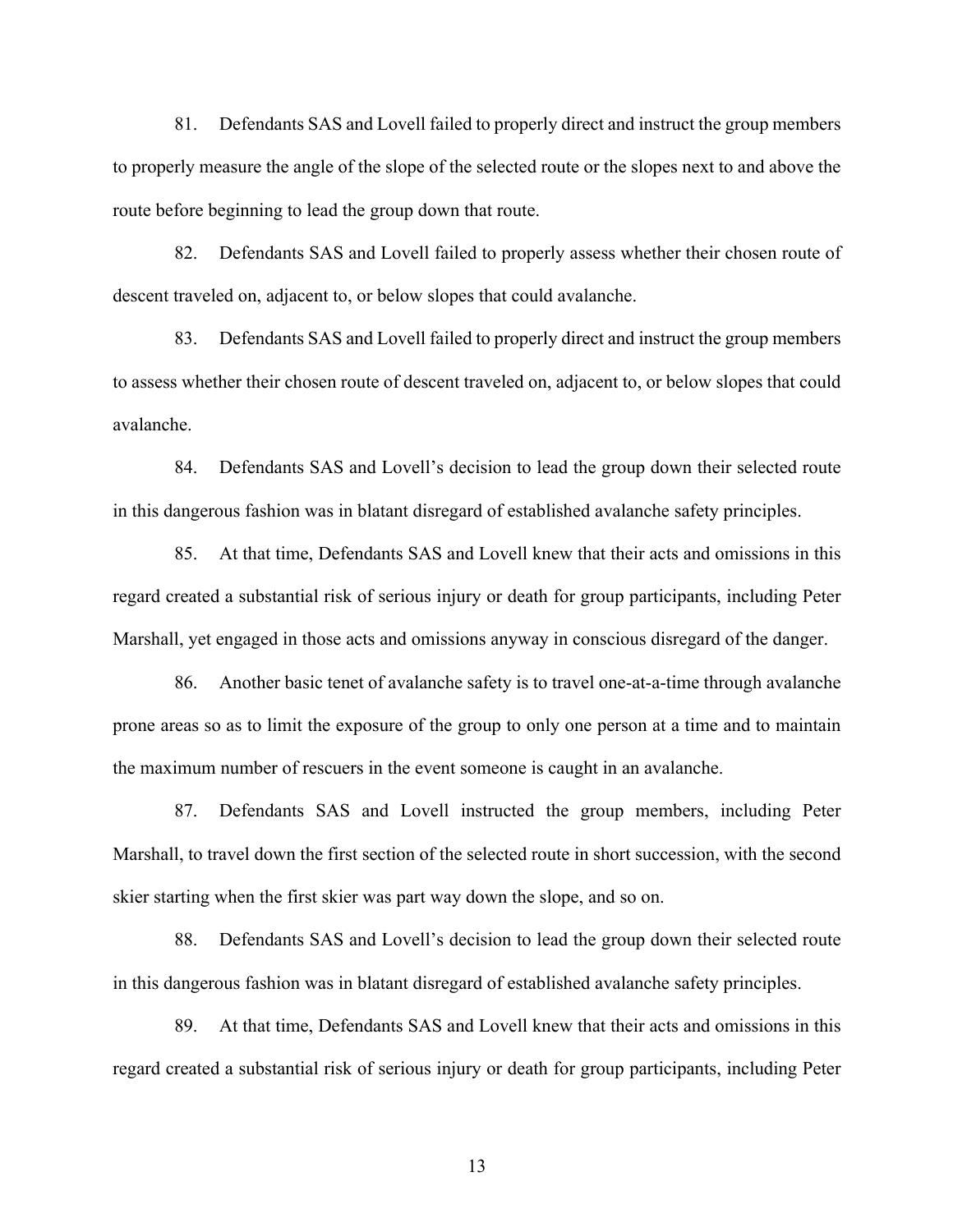81. Defendants SAS and Lovell failed to properly direct and instruct the group members to properly measure the angle of the slope of the selected route or the slopes next to and above the route before beginning to lead the group down that route.

82. Defendants SAS and Lovell failed to properly assess whether their chosen route of descent traveled on, adjacent to, or below slopes that could avalanche.

83. Defendants SAS and Lovell failed to properly direct and instruct the group members to assess whether their chosen route of descent traveled on, adjacent to, or below slopes that could avalanche.

84. Defendants SAS and Lovell's decision to lead the group down their selected route in this dangerous fashion was in blatant disregard of established avalanche safety principles.

85. At that time, Defendants SAS and Lovell knew that their acts and omissions in this regard created a substantial risk of serious injury or death for group participants, including Peter Marshall, yet engaged in those acts and omissions anyway in conscious disregard of the danger.

86. Another basic tenet of avalanche safety is to travel one-at-a-time through avalanche prone areas so as to limit the exposure of the group to only one person at a time and to maintain the maximum number of rescuers in the event someone is caught in an avalanche.

87. Defendants SAS and Lovell instructed the group members, including Peter Marshall, to travel down the first section of the selected route in short succession, with the second skier starting when the first skier was part way down the slope, and so on.

88. Defendants SAS and Lovell's decision to lead the group down their selected route in this dangerous fashion was in blatant disregard of established avalanche safety principles.

89. At that time, Defendants SAS and Lovell knew that their acts and omissions in this regard created a substantial risk of serious injury or death for group participants, including Peter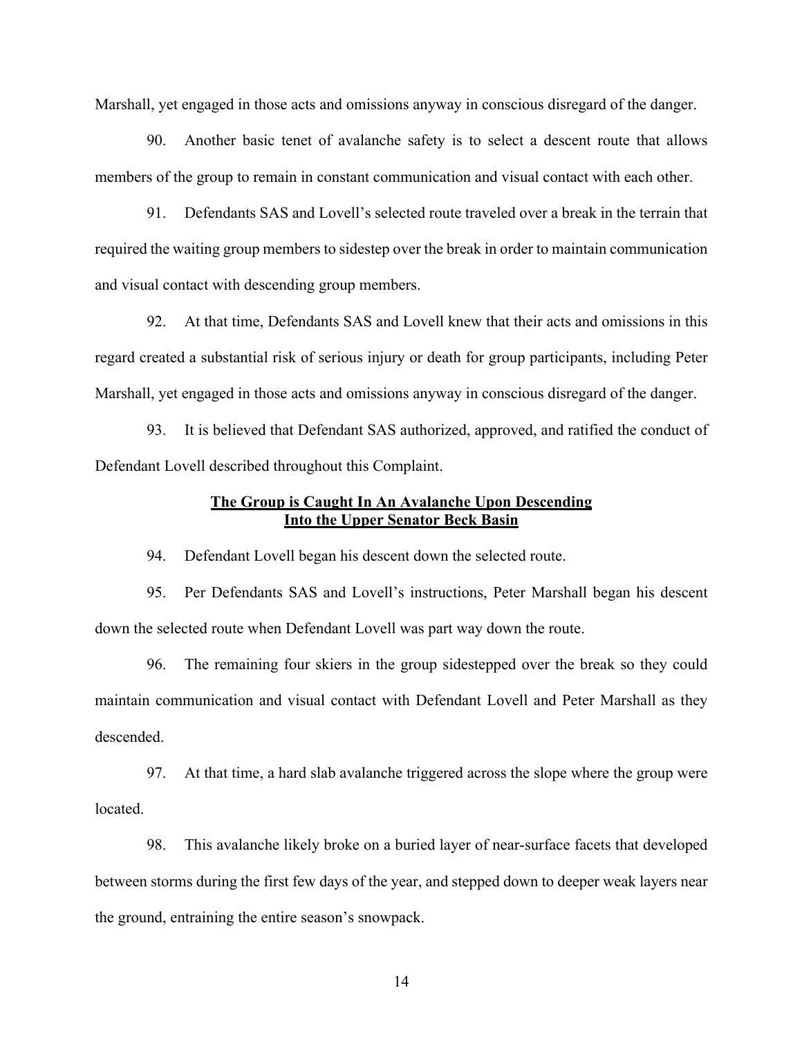Marshall, yet engaged in those acts and omissions anyway in conscious disregard of the danger.

90. Another basic tenet of avalanche safety is to select a descent route that allows members of the group to remain in constant communication and visual contact with each other.

91. Defendants SAS and Lovell's selected route traveled over a break in the terrain that required the waiting group members to sidestep over the break in order to maintain communication and visual contact with descending group members.

92. At that time, Defendants SAS and Lovell knew that their acts and omissions in this regard created a substantial risk of serious injury or death for group participants, including Peter Marshall, yet engaged in those acts and omissions anyway in conscious disregard of the danger.

93. It is believed that Defendant SAS authorized, approved, and ratified the conduct of Defendant Lovell described throughout this Complaint.

**The Group is Caught In An Avalanche Upon Descending Into the Upper Senator Beck Basin**

94. Defendant Lovell began his descent down the selected route.

95. Per Defendants SAS and Lovell's instructions, Peter Marshall began his descent down the selected route when Defendant Lovell was part way down the route.

96. The remaining four skiers in the group sidestepped over the break so they could maintain communication and visual contact with Defendant Lovell and Peter Marshall as they descended.

97. At that time, a hard slab avalanche triggered across the slope where the group were located.

98. This avalanche likely broke on a buried layer of near-surface facets that developed between storms during the first few days of the year, and stepped down to deeper weak layers near the ground, entraining the entire season's snowpack.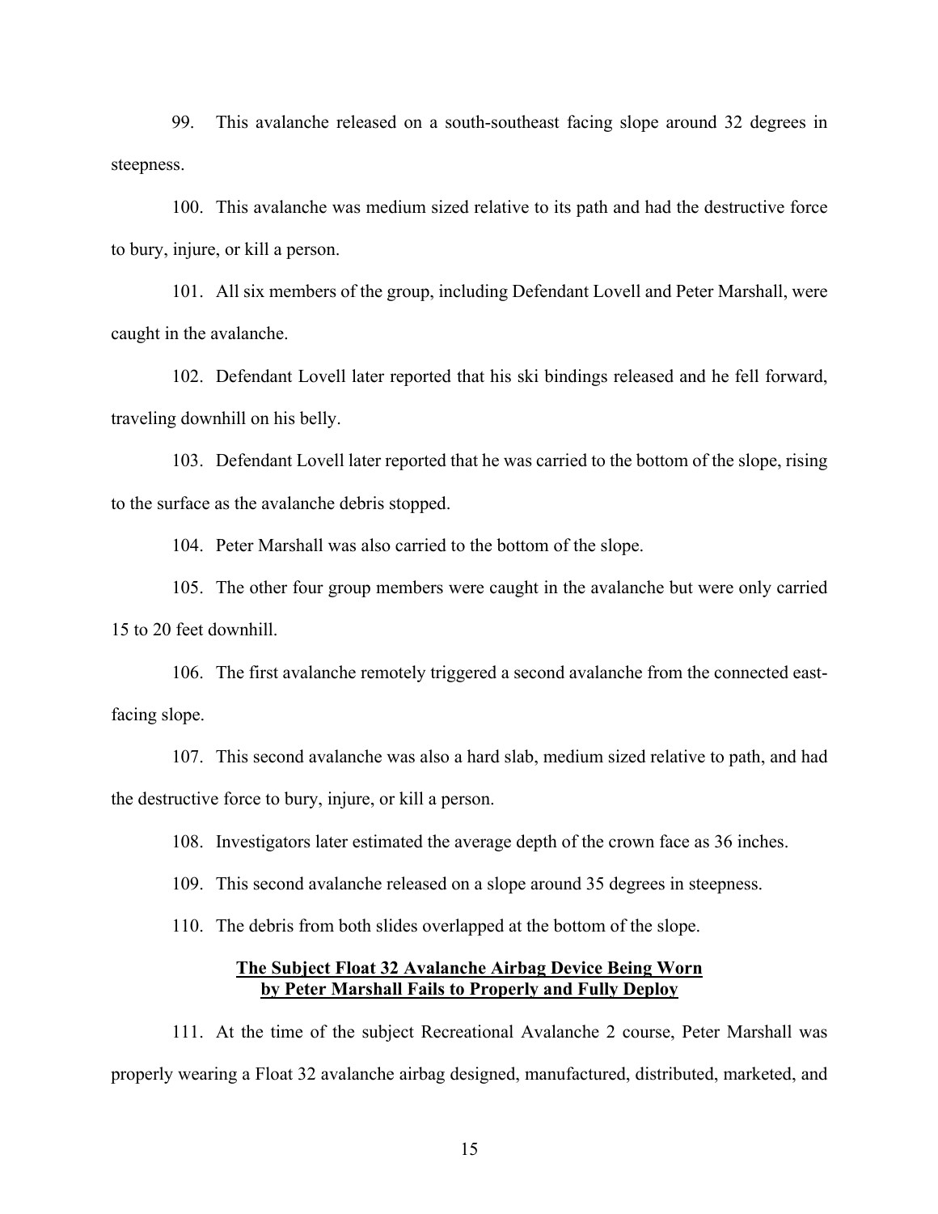99. This avalanche released on a south-southeast facing slope around 32 degrees in steepness.

100. This avalanche was medium sized relative to its path and had the destructive force to bury, injure, or kill a person.

101. All six members of the group, including Defendant Lovell and Peter Marshall, were caught in the avalanche.

102. Defendant Lovell later reported that his ski bindings released and he fell forward, traveling downhill on his belly.

103. Defendant Lovell later reported that he was carried to the bottom of the slope, rising to the surface as the avalanche debris stopped.

104. Peter Marshall was also carried to the bottom of the slope.

105. The other four group members were caught in the avalanche but were only carried 15 to 20 feet downhill.

106. The first avalanche remotely triggered a second avalanche from the connected east-facing slope.

107. This second avalanche was also a hard slab, medium sized relative to path, and had the destructive force to bury, injure, or kill a person.

108. Investigators later estimated the average depth of the crown face as 36 inches.

109. This second avalanche released on a slope around 35 degrees in steepness.

110. The debris from both slides overlapped at the bottom of the slope.

**The Subject Float 32 Avalanche Airbag Device Being Worn by Peter Marshall Fails to Properly and Fully Deploy**

111. At the time of the subject Recreational Avalanche 2 course, Peter Marshall was properly wearing a Float 32 avalanche airbag designed, manufactured, distributed, marketed, and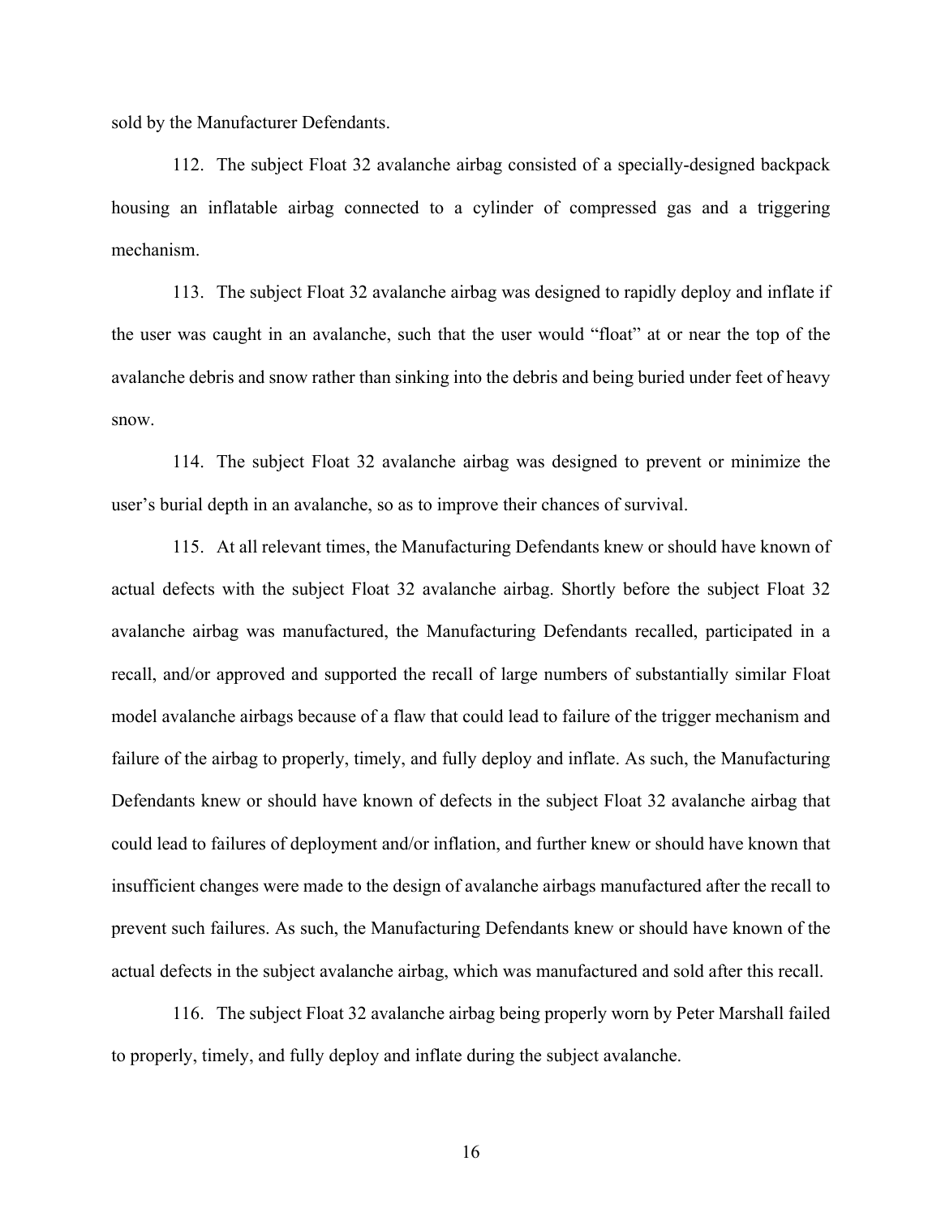sold by the Manufacturer Defendants.

112. The subject Float 32 avalanche airbag consisted of a specially-designed backpack housing an inflatable airbag connected to a cylinder of compressed gas and a triggering mechanism.

113. The subject Float 32 avalanche airbag was designed to rapidly deploy and inflate if the user was caught in an avalanche, such that the user would "float" at or near the top of the avalanche debris and snow rather than sinking into the debris and being buried under feet of heavy snow.

114. The subject Float 32 avalanche airbag was designed to prevent or minimize the user's burial depth in an avalanche, so as to improve their chances of survival.

115. At all relevant times, the Manufacturing Defendants knew or should have known of actual defects with the subject Float 32 avalanche airbag. Shortly before the subject Float 32 avalanche airbag was manufactured, the Manufacturing Defendants recalled, participated in a recall, and/or approved and supported the recall of large numbers of substantially similar Float model avalanche airbags because of a flaw that could lead to failure of the trigger mechanism and failure of the airbag to properly, timely, and fully deploy and inflate. As such, the Manufacturing Defendants knew or should have known of defects in the subject Float 32 avalanche airbag that could lead to failures of deployment and/or inflation, and further knew or should have known that insufficient changes were made to the design of avalanche airbags manufactured after the recall to prevent such failures. As such, the Manufacturing Defendants knew or should have known of the actual defects in the subject avalanche airbag, which was manufactured and sold after this recall.

116. The subject Float 32 avalanche airbag being properly worn by Peter Marshall failed to properly, timely, and fully deploy and inflate during the subject avalanche.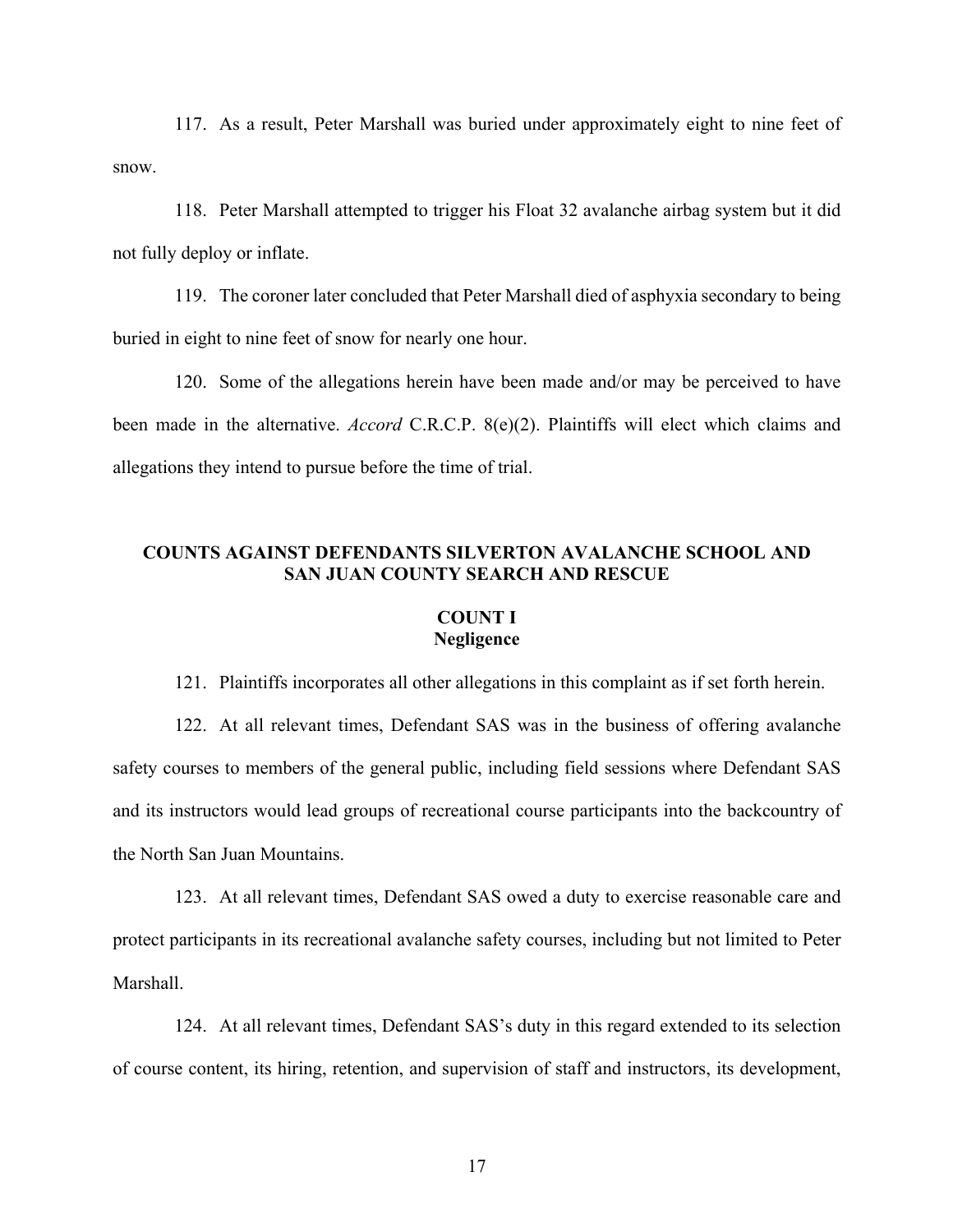117. As a result, Peter Marshall was buried under approximately eight to nine feet of snow.

118. Peter Marshall attempted to trigger his Float 32 avalanche airbag system but it did not fully deploy or inflate.

119. The coroner later concluded that Peter Marshall died of asphyxia secondary to being buried in eight to nine feet of snow for nearly one hour.

120. Some of the allegations herein have been made and/or may be perceived to have been made in the alternative. *Accord* C.R.C.P. 8(e)(2). Plaintiffs will elect which claims and allegations they intend to pursue before the time of trial.

## COUNTS AGAINST DEFENDANTS SILVERTON AVALANCHE SCHOOL AND SAN JUAN COUNTY SEARCH AND RESCUE

### COUNT I
### Negligence

121. Plaintiffs incorporates all other allegations in this complaint as if set forth herein.

122. At all relevant times, Defendant SAS was in the business of offering avalanche safety courses to members of the general public, including field sessions where Defendant SAS and its instructors would lead groups of recreational course participants into the backcountry of the North San Juan Mountains.

123. At all relevant times, Defendant SAS owed a duty to exercise reasonable care and protect participants in its recreational avalanche safety courses, including but not limited to Peter Marshall.

124. At all relevant times, Defendant SAS's duty in this regard extended to its selection of course content, its hiring, retention, and supervision of staff and instructors, its development,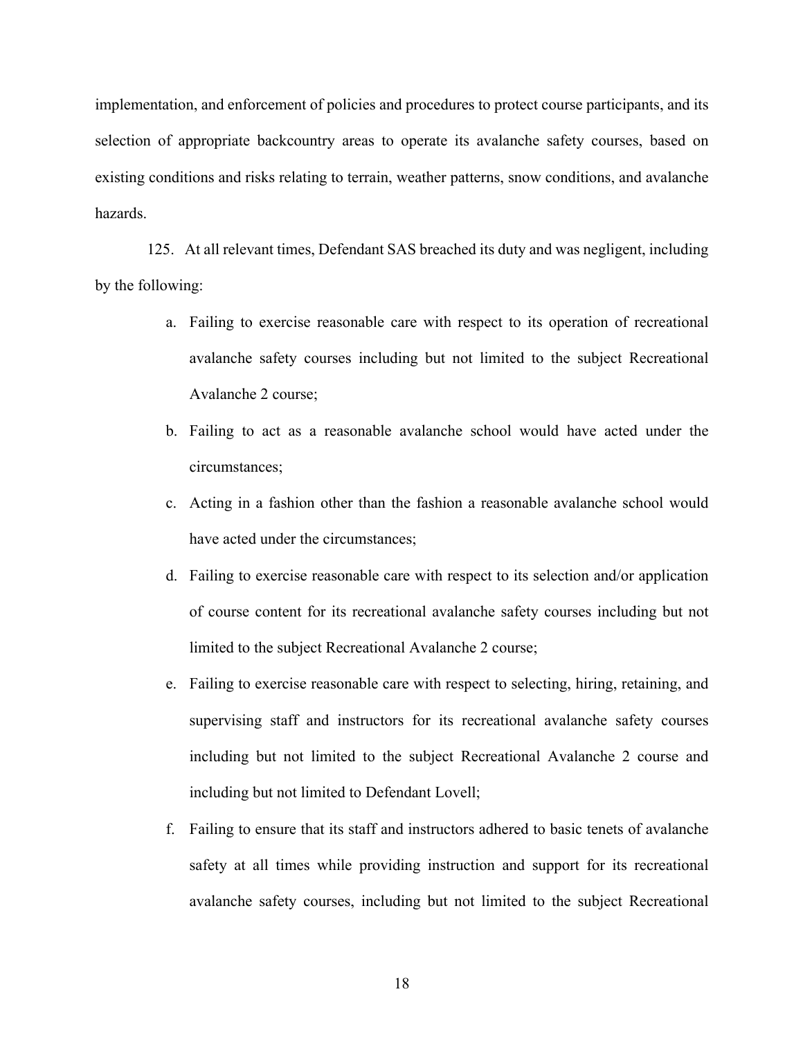implementation, and enforcement of policies and procedures to protect course participants, and its selection of appropriate backcountry areas to operate its avalanche safety courses, based on existing conditions and risks relating to terrain, weather patterns, snow conditions, and avalanche hazards.

125. At all relevant times, Defendant SAS breached its duty and was negligent, including by the following:

a. Failing to exercise reasonable care with respect to its operation of recreational avalanche safety courses including but not limited to the subject Recreational Avalanche 2 course;

b. Failing to act as a reasonable avalanche school would have acted under the circumstances;

c. Acting in a fashion other than the fashion a reasonable avalanche school would have acted under the circumstances;

d. Failing to exercise reasonable care with respect to its selection and/or application of course content for its recreational avalanche safety courses including but not limited to the subject Recreational Avalanche 2 course;

e. Failing to exercise reasonable care with respect to selecting, hiring, retaining, and supervising staff and instructors for its recreational avalanche safety courses including but not limited to the subject Recreational Avalanche 2 course and including but not limited to Defendant Lovell;

f. Failing to ensure that its staff and instructors adhered to basic tenets of avalanche safety at all times while providing instruction and support for its recreational avalanche safety courses, including but not limited to the subject Recreational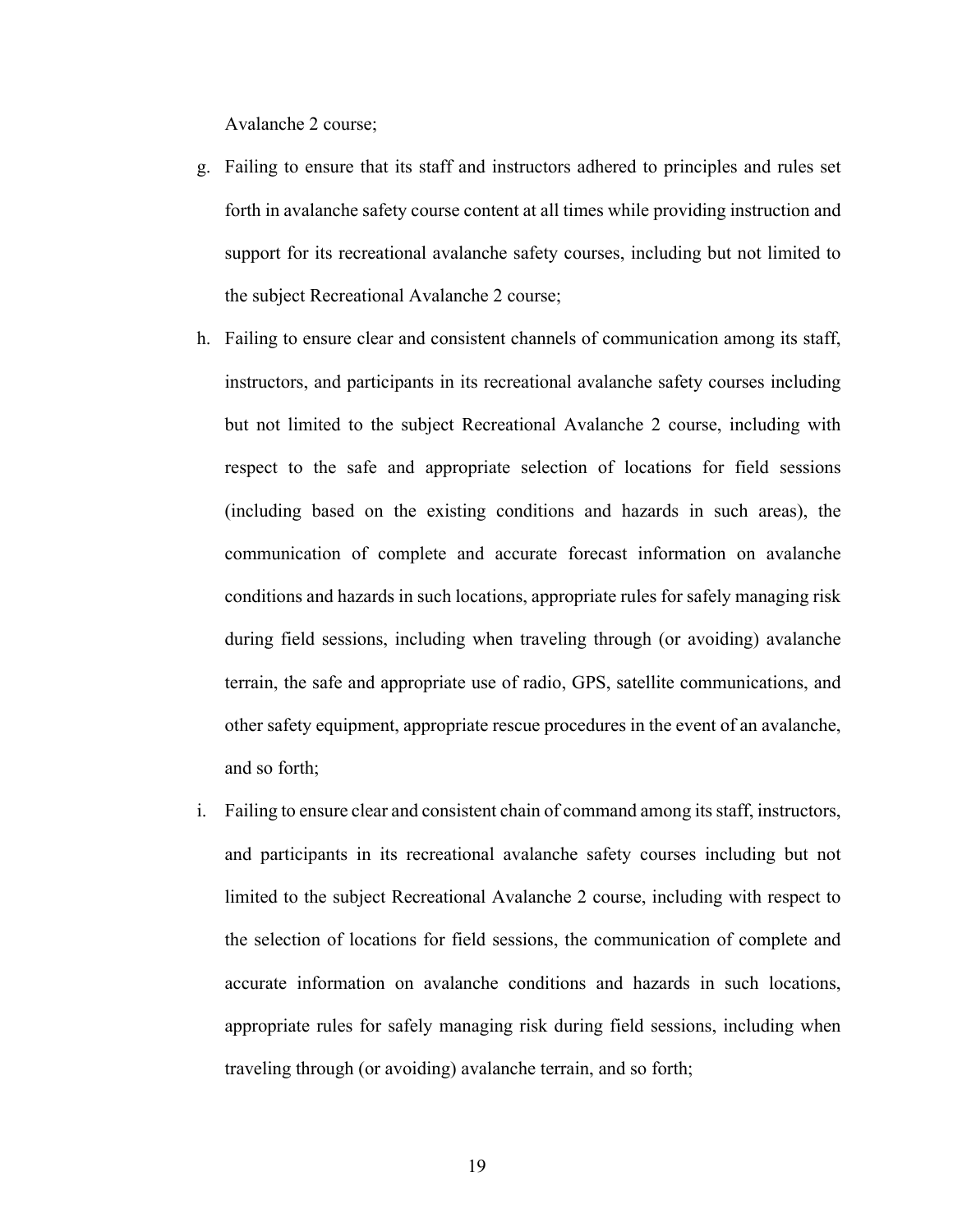Avalanche 2 course;

g. Failing to ensure that its staff and instructors adhered to principles and rules set forth in avalanche safety course content at all times while providing instruction and support for its recreational avalanche safety courses, including but not limited to the subject Recreational Avalanche 2 course;

h. Failing to ensure clear and consistent channels of communication among its staff, instructors, and participants in its recreational avalanche safety courses including but not limited to the subject Recreational Avalanche 2 course, including with respect to the safe and appropriate selection of locations for field sessions (including based on the existing conditions and hazards in such areas), the communication of complete and accurate forecast information on avalanche conditions and hazards in such locations, appropriate rules for safely managing risk during field sessions, including when traveling through (or avoiding) avalanche terrain, the safe and appropriate use of radio, GPS, satellite communications, and other safety equipment, appropriate rescue procedures in the event of an avalanche, and so forth;

i. Failing to ensure clear and consistent chain of command among its staff, instructors, and participants in its recreational avalanche safety courses including but not limited to the subject Recreational Avalanche 2 course, including with respect to the selection of locations for field sessions, the communication of complete and accurate information on avalanche conditions and hazards in such locations, appropriate rules for safely managing risk during field sessions, including when traveling through (or avoiding) avalanche terrain, and so forth;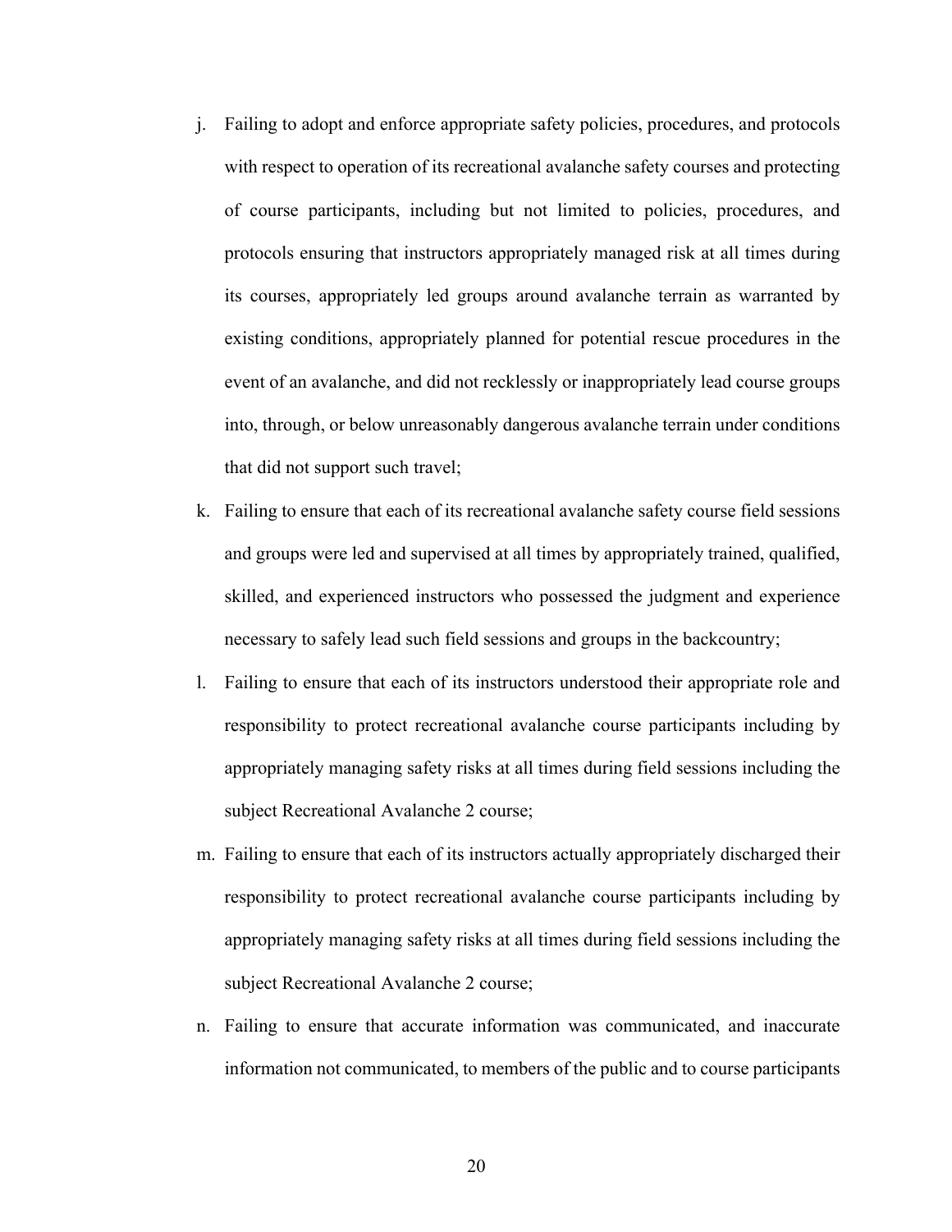j. Failing to adopt and enforce appropriate safety policies, procedures, and protocols with respect to operation of its recreational avalanche safety courses and protecting of course participants, including but not limited to policies, procedures, and protocols ensuring that instructors appropriately managed risk at all times during its courses, appropriately led groups around avalanche terrain as warranted by existing conditions, appropriately planned for potential rescue procedures in the event of an avalanche, and did not recklessly or inappropriately lead course groups into, through, or below unreasonably dangerous avalanche terrain under conditions that did not support such travel;

k. Failing to ensure that each of its recreational avalanche safety course field sessions and groups were led and supervised at all times by appropriately trained, qualified, skilled, and experienced instructors who possessed the judgment and experience necessary to safely lead such field sessions and groups in the backcountry;

l. Failing to ensure that each of its instructors understood their appropriate role and responsibility to protect recreational avalanche course participants including by appropriately managing safety risks at all times during field sessions including the subject Recreational Avalanche 2 course;

m. Failing to ensure that each of its instructors actually appropriately discharged their responsibility to protect recreational avalanche course participants including by appropriately managing safety risks at all times during field sessions including the subject Recreational Avalanche 2 course;

n. Failing to ensure that accurate information was communicated, and inaccurate information not communicated, to members of the public and to course participants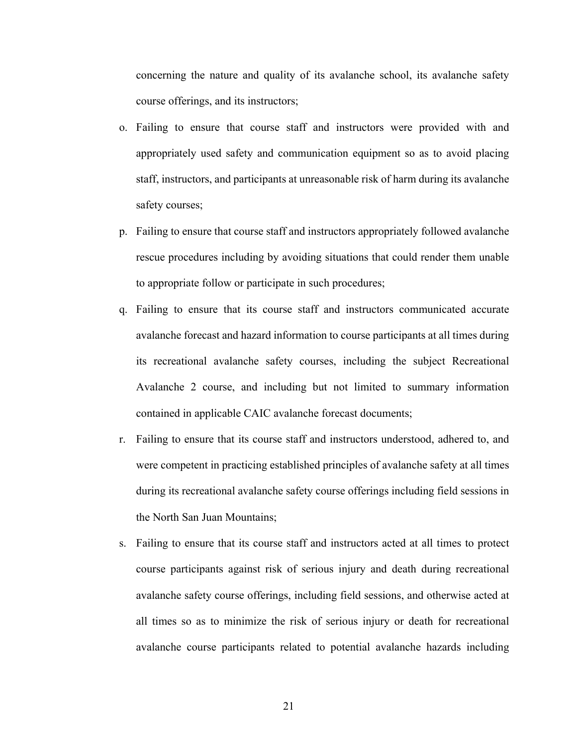concerning the nature and quality of its avalanche school, its avalanche safety course offerings, and its instructors;

o. Failing to ensure that course staff and instructors were provided with and appropriately used safety and communication equipment so as to avoid placing staff, instructors, and participants at unreasonable risk of harm during its avalanche safety courses;

p. Failing to ensure that course staff and instructors appropriately followed avalanche rescue procedures including by avoiding situations that could render them unable to appropriate follow or participate in such procedures;

q. Failing to ensure that its course staff and instructors communicated accurate avalanche forecast and hazard information to course participants at all times during its recreational avalanche safety courses, including the subject Recreational Avalanche 2 course, and including but not limited to summary information contained in applicable CAIC avalanche forecast documents;

r. Failing to ensure that its course staff and instructors understood, adhered to, and were competent in practicing established principles of avalanche safety at all times during its recreational avalanche safety course offerings including field sessions in the North San Juan Mountains;

s. Failing to ensure that its course staff and instructors acted at all times to protect course participants against risk of serious injury and death during recreational avalanche safety course offerings, including field sessions, and otherwise acted at all times so as to minimize the risk of serious injury or death for recreational avalanche course participants related to potential avalanche hazards including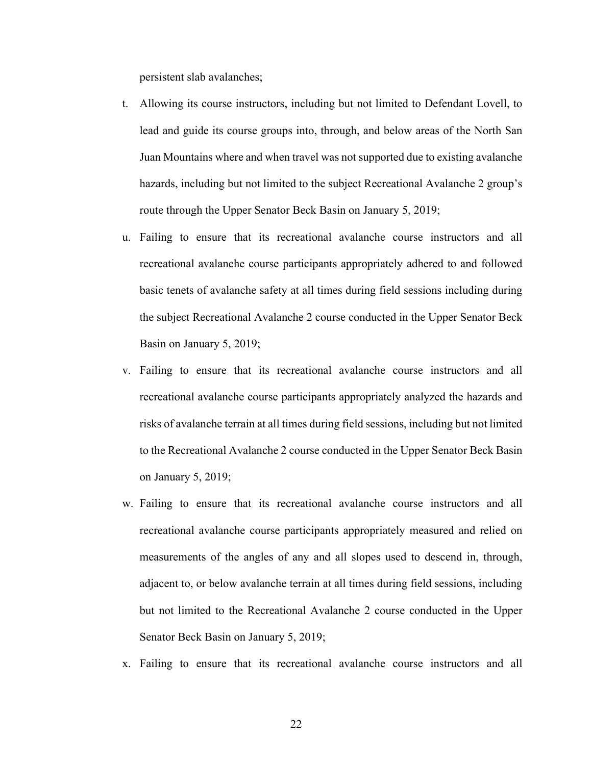persistent slab avalanches;

t. Allowing its course instructors, including but not limited to Defendant Lovell, to lead and guide its course groups into, through, and below areas of the North San Juan Mountains where and when travel was not supported due to existing avalanche hazards, including but not limited to the subject Recreational Avalanche 2 group's route through the Upper Senator Beck Basin on January 5, 2019;

u. Failing to ensure that its recreational avalanche course instructors and all recreational avalanche course participants appropriately adhered to and followed basic tenets of avalanche safety at all times during field sessions including during the subject Recreational Avalanche 2 course conducted in the Upper Senator Beck Basin on January 5, 2019;

v. Failing to ensure that its recreational avalanche course instructors and all recreational avalanche course participants appropriately analyzed the hazards and risks of avalanche terrain at all times during field sessions, including but not limited to the Recreational Avalanche 2 course conducted in the Upper Senator Beck Basin on January 5, 2019;

w. Failing to ensure that its recreational avalanche course instructors and all recreational avalanche course participants appropriately measured and relied on measurements of the angles of any and all slopes used to descend in, through, adjacent to, or below avalanche terrain at all times during field sessions, including but not limited to the Recreational Avalanche 2 course conducted in the Upper Senator Beck Basin on January 5, 2019;

x. Failing to ensure that its recreational avalanche course instructors and all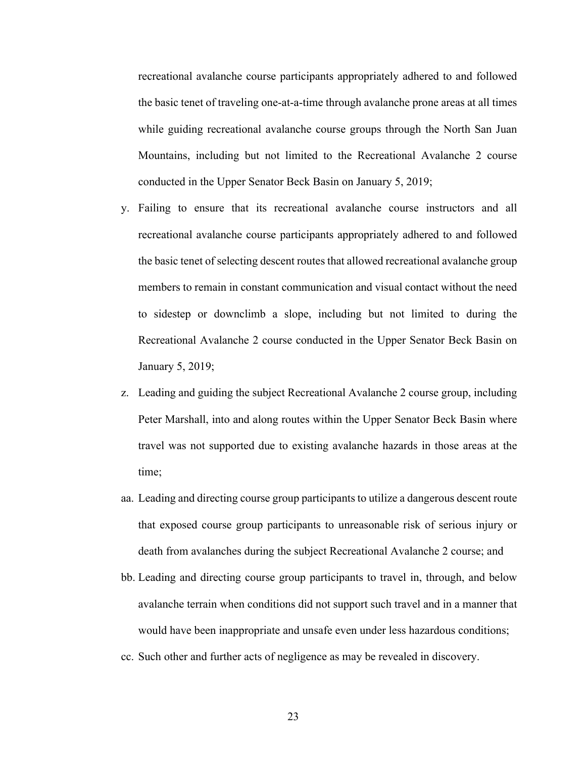recreational avalanche course participants appropriately adhered to and followed the basic tenet of traveling one-at-a-time through avalanche prone areas at all times while guiding recreational avalanche course groups through the North San Juan Mountains, including but not limited to the Recreational Avalanche 2 course conducted in the Upper Senator Beck Basin on January 5, 2019;

y. Failing to ensure that its recreational avalanche course instructors and all recreational avalanche course participants appropriately adhered to and followed the basic tenet of selecting descent routes that allowed recreational avalanche group members to remain in constant communication and visual contact without the need to sidestep or downclimb a slope, including but not limited to during the Recreational Avalanche 2 course conducted in the Upper Senator Beck Basin on January 5, 2019;

z. Leading and guiding the subject Recreational Avalanche 2 course group, including Peter Marshall, into and along routes within the Upper Senator Beck Basin where travel was not supported due to existing avalanche hazards in those areas at the time;

aa. Leading and directing course group participants to utilize a dangerous descent route that exposed course group participants to unreasonable risk of serious injury or death from avalanches during the subject Recreational Avalanche 2 course; and

bb. Leading and directing course group participants to travel in, through, and below avalanche terrain when conditions did not support such travel and in a manner that would have been inappropriate and unsafe even under less hazardous conditions;

cc. Such other and further acts of negligence as may be revealed in discovery.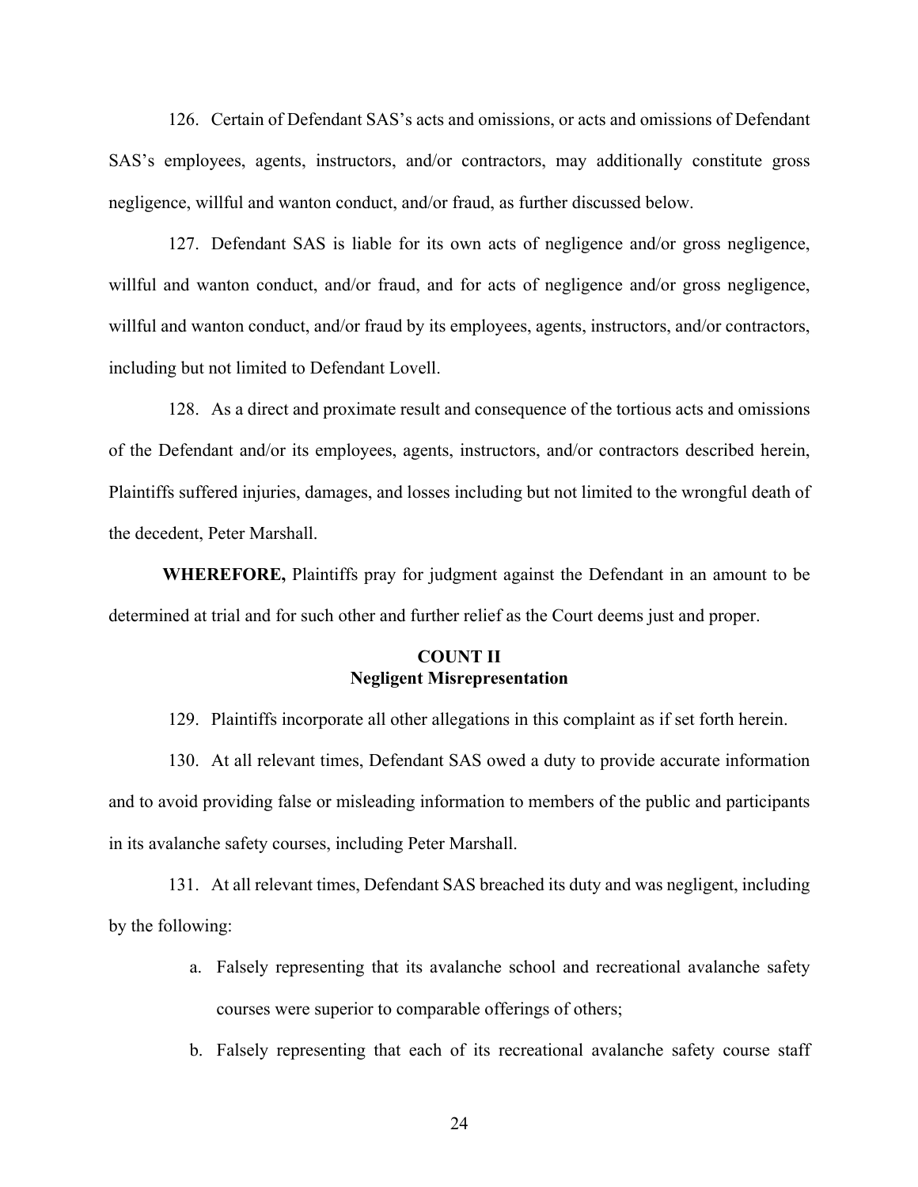126. Certain of Defendant SAS's acts and omissions, or acts and omissions of Defendant SAS's employees, agents, instructors, and/or contractors, may additionally constitute gross negligence, willful and wanton conduct, and/or fraud, as further discussed below.

127. Defendant SAS is liable for its own acts of negligence and/or gross negligence, willful and wanton conduct, and/or fraud, and for acts of negligence and/or gross negligence, willful and wanton conduct, and/or fraud by its employees, agents, instructors, and/or contractors, including but not limited to Defendant Lovell.

128. As a direct and proximate result and consequence of the tortious acts and omissions of the Defendant and/or its employees, agents, instructors, and/or contractors described herein, Plaintiffs suffered injuries, damages, and losses including but not limited to the wrongful death of the decedent, Peter Marshall.

**WHEREFORE,** Plaintiffs pray for judgment against the Defendant in an amount to be determined at trial and for such other and further relief as the Court deems just and proper.

**COUNT II**
**Negligent Misrepresentation**

129. Plaintiffs incorporate all other allegations in this complaint as if set forth herein.

130. At all relevant times, Defendant SAS owed a duty to provide accurate information and to avoid providing false or misleading information to members of the public and participants in its avalanche safety courses, including Peter Marshall.

131. At all relevant times, Defendant SAS breached its duty and was negligent, including by the following:

a. Falsely representing that its avalanche school and recreational avalanche safety courses were superior to comparable offerings of others;

b. Falsely representing that each of its recreational avalanche safety course staff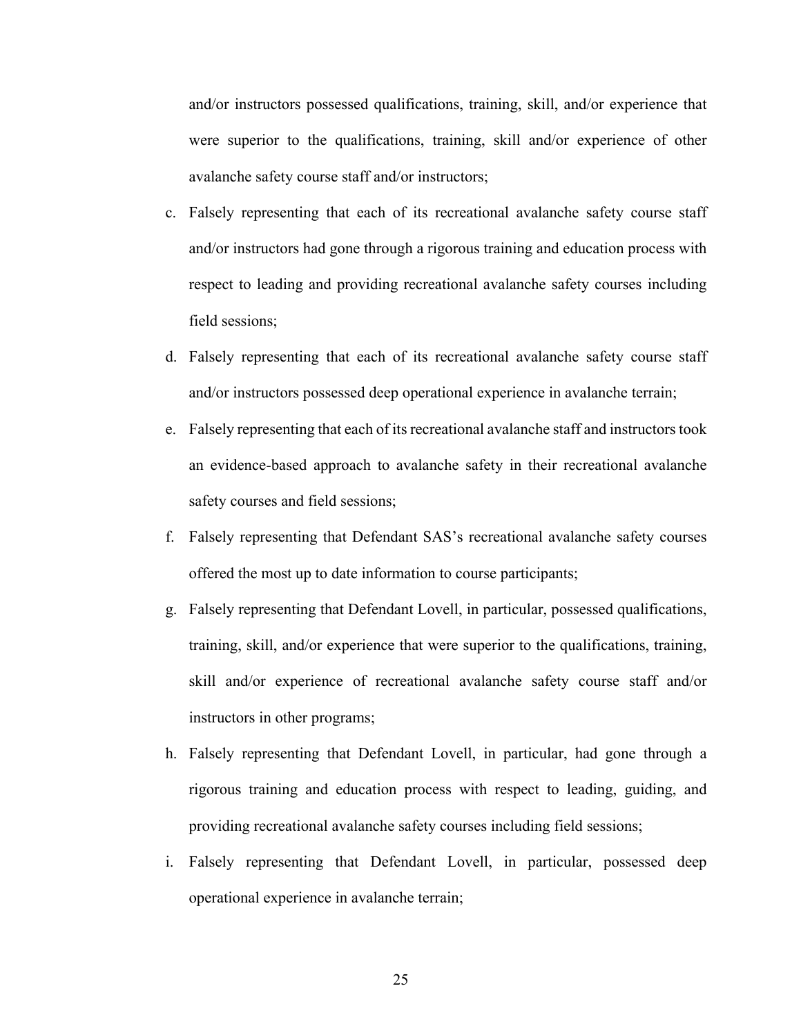and/or instructors possessed qualifications, training, skill, and/or experience that were superior to the qualifications, training, skill and/or experience of other avalanche safety course staff and/or instructors;

c. Falsely representing that each of its recreational avalanche safety course staff and/or instructors had gone through a rigorous training and education process with respect to leading and providing recreational avalanche safety courses including field sessions;

d. Falsely representing that each of its recreational avalanche safety course staff and/or instructors possessed deep operational experience in avalanche terrain;

e. Falsely representing that each of its recreational avalanche staff and instructors took an evidence-based approach to avalanche safety in their recreational avalanche safety courses and field sessions;

f. Falsely representing that Defendant SAS's recreational avalanche safety courses offered the most up to date information to course participants;

g. Falsely representing that Defendant Lovell, in particular, possessed qualifications, training, skill, and/or experience that were superior to the qualifications, training, skill and/or experience of recreational avalanche safety course staff and/or instructors in other programs;

h. Falsely representing that Defendant Lovell, in particular, had gone through a rigorous training and education process with respect to leading, guiding, and providing recreational avalanche safety courses including field sessions;

i. Falsely representing that Defendant Lovell, in particular, possessed deep operational experience in avalanche terrain;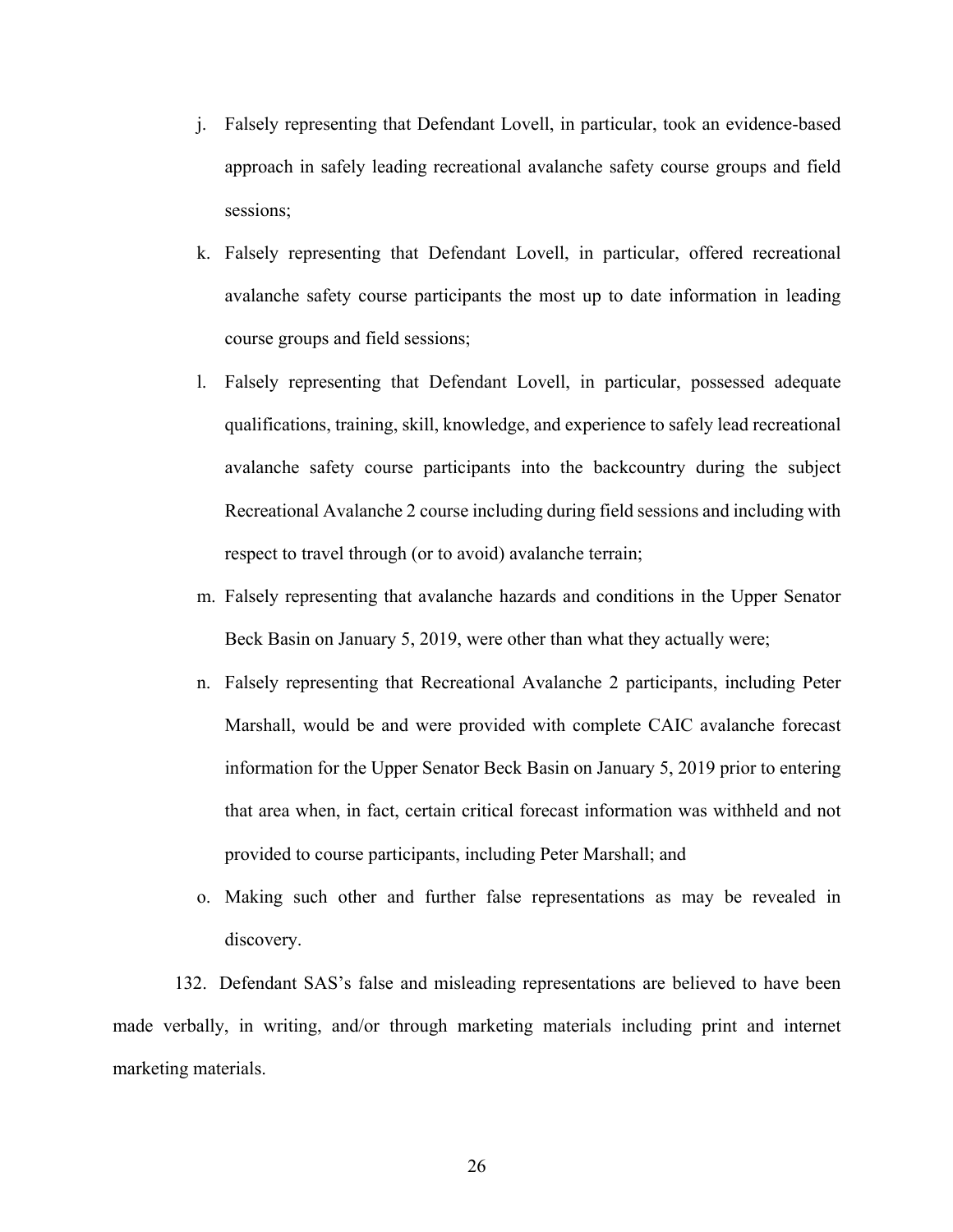j. Falsely representing that Defendant Lovell, in particular, took an evidence-based approach in safely leading recreational avalanche safety course groups and field sessions;

k. Falsely representing that Defendant Lovell, in particular, offered recreational avalanche safety course participants the most up to date information in leading course groups and field sessions;

l. Falsely representing that Defendant Lovell, in particular, possessed adequate qualifications, training, skill, knowledge, and experience to safely lead recreational avalanche safety course participants into the backcountry during the subject Recreational Avalanche 2 course including during field sessions and including with respect to travel through (or to avoid) avalanche terrain;

m. Falsely representing that avalanche hazards and conditions in the Upper Senator Beck Basin on January 5, 2019, were other than what they actually were;

n. Falsely representing that Recreational Avalanche 2 participants, including Peter Marshall, would be and were provided with complete CAIC avalanche forecast information for the Upper Senator Beck Basin on January 5, 2019 prior to entering that area when, in fact, certain critical forecast information was withheld and not provided to course participants, including Peter Marshall; and

o. Making such other and further false representations as may be revealed in discovery.

132. Defendant SAS's false and misleading representations are believed to have been made verbally, in writing, and/or through marketing materials including print and internet marketing materials.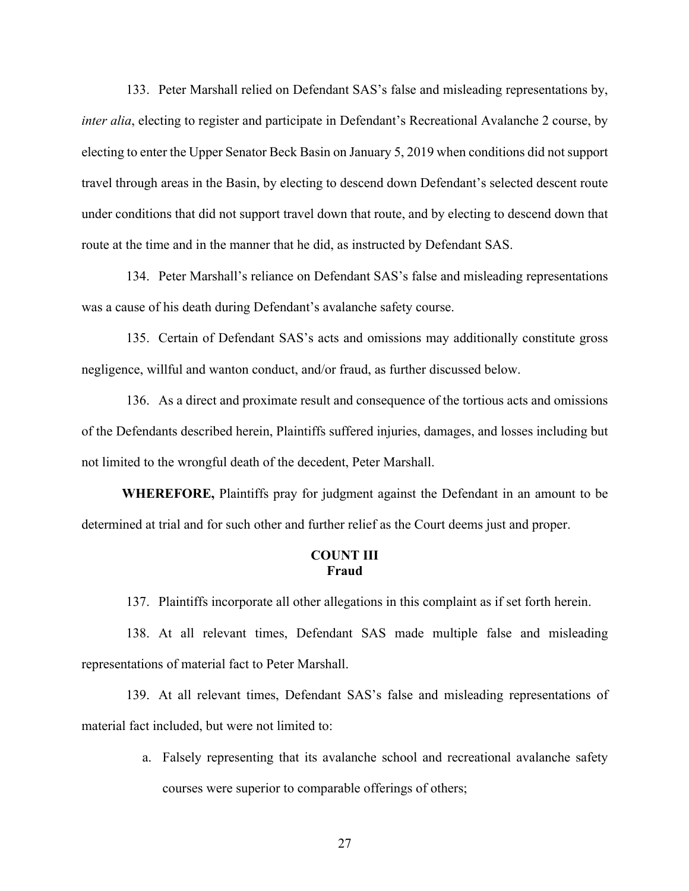133. Peter Marshall relied on Defendant SAS's false and misleading representations by, *inter alia*, electing to register and participate in Defendant's Recreational Avalanche 2 course, by electing to enter the Upper Senator Beck Basin on January 5, 2019 when conditions did not support travel through areas in the Basin, by electing to descend down Defendant's selected descent route under conditions that did not support travel down that route, and by electing to descend down that route at the time and in the manner that he did, as instructed by Defendant SAS.

134. Peter Marshall's reliance on Defendant SAS's false and misleading representations was a cause of his death during Defendant's avalanche safety course.

135. Certain of Defendant SAS's acts and omissions may additionally constitute gross negligence, willful and wanton conduct, and/or fraud, as further discussed below.

136. As a direct and proximate result and consequence of the tortious acts and omissions of the Defendants described herein, Plaintiffs suffered injuries, damages, and losses including but not limited to the wrongful death of the decedent, Peter Marshall.

**WHEREFORE,** Plaintiffs pray for judgment against the Defendant in an amount to be determined at trial and for such other and further relief as the Court deems just and proper.

## COUNT III
## Fraud

137. Plaintiffs incorporate all other allegations in this complaint as if set forth herein.

138. At all relevant times, Defendant SAS made multiple false and misleading representations of material fact to Peter Marshall.

139. At all relevant times, Defendant SAS's false and misleading representations of material fact included, but were not limited to:

a. Falsely representing that its avalanche school and recreational avalanche safety courses were superior to comparable offerings of others;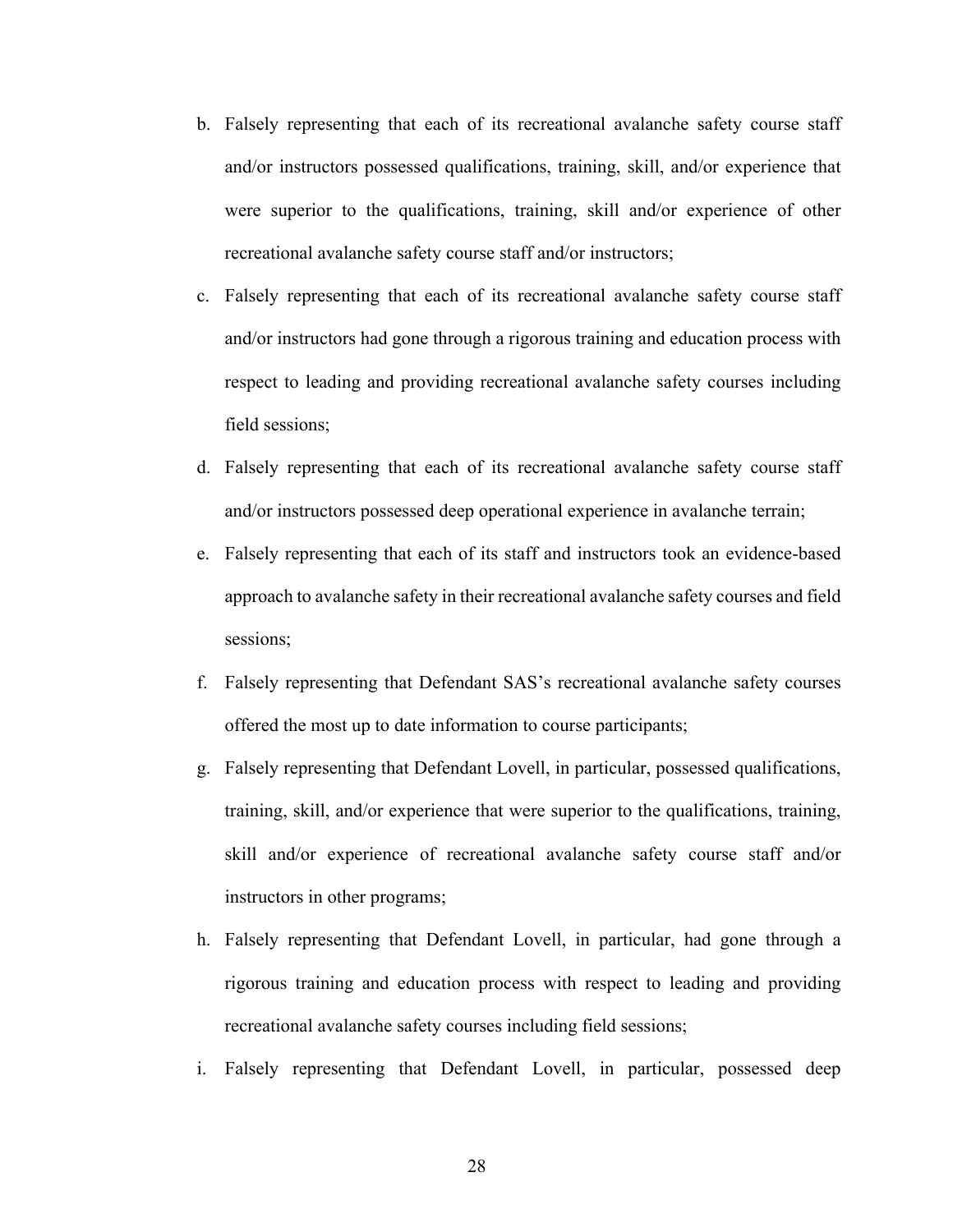b. Falsely representing that each of its recreational avalanche safety course staff and/or instructors possessed qualifications, training, skill, and/or experience that were superior to the qualifications, training, skill and/or experience of other recreational avalanche safety course staff and/or instructors;

c. Falsely representing that each of its recreational avalanche safety course staff and/or instructors had gone through a rigorous training and education process with respect to leading and providing recreational avalanche safety courses including field sessions;

d. Falsely representing that each of its recreational avalanche safety course staff and/or instructors possessed deep operational experience in avalanche terrain;

e. Falsely representing that each of its staff and instructors took an evidence-based approach to avalanche safety in their recreational avalanche safety courses and field sessions;

f. Falsely representing that Defendant SAS's recreational avalanche safety courses offered the most up to date information to course participants;

g. Falsely representing that Defendant Lovell, in particular, possessed qualifications, training, skill, and/or experience that were superior to the qualifications, training, skill and/or experience of recreational avalanche safety course staff and/or instructors in other programs;

h. Falsely representing that Defendant Lovell, in particular, had gone through a rigorous training and education process with respect to leading and providing recreational avalanche safety courses including field sessions;

i. Falsely representing that Defendant Lovell, in particular, possessed deep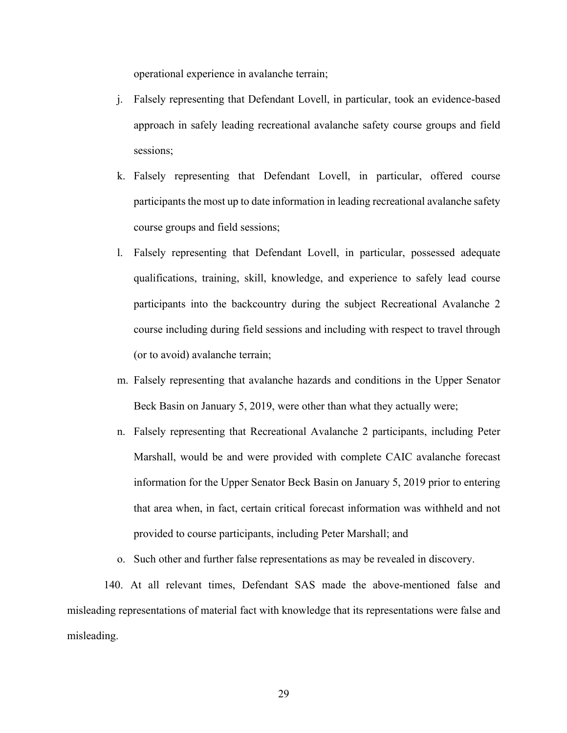operational experience in avalanche terrain;

j. Falsely representing that Defendant Lovell, in particular, took an evidence-based approach in safely leading recreational avalanche safety course groups and field sessions;

k. Falsely representing that Defendant Lovell, in particular, offered course participants the most up to date information in leading recreational avalanche safety course groups and field sessions;

l. Falsely representing that Defendant Lovell, in particular, possessed adequate qualifications, training, skill, knowledge, and experience to safely lead course participants into the backcountry during the subject Recreational Avalanche 2 course including during field sessions and including with respect to travel through (or to avoid) avalanche terrain;

m. Falsely representing that avalanche hazards and conditions in the Upper Senator Beck Basin on January 5, 2019, were other than what they actually were;

n. Falsely representing that Recreational Avalanche 2 participants, including Peter Marshall, would be and were provided with complete CAIC avalanche forecast information for the Upper Senator Beck Basin on January 5, 2019 prior to entering that area when, in fact, certain critical forecast information was withheld and not provided to course participants, including Peter Marshall; and

o. Such other and further false representations as may be revealed in discovery.

140. At all relevant times, Defendant SAS made the above-mentioned false and misleading representations of material fact with knowledge that its representations were false and misleading.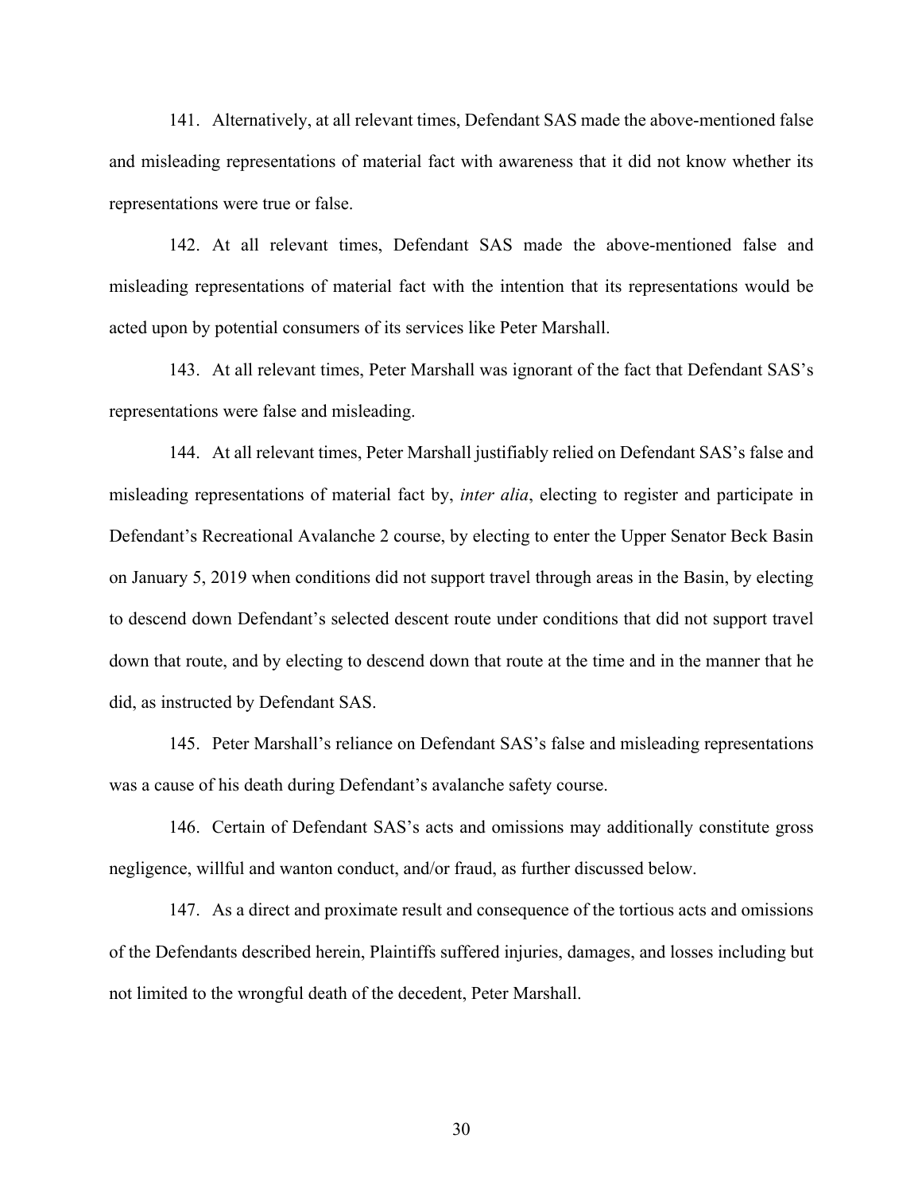141. Alternatively, at all relevant times, Defendant SAS made the above-mentioned false and misleading representations of material fact with awareness that it did not know whether its representations were true or false.

142. At all relevant times, Defendant SAS made the above-mentioned false and misleading representations of material fact with the intention that its representations would be acted upon by potential consumers of its services like Peter Marshall.

143. At all relevant times, Peter Marshall was ignorant of the fact that Defendant SAS's representations were false and misleading.

144. At all relevant times, Peter Marshall justifiably relied on Defendant SAS's false and misleading representations of material fact by, *inter alia*, electing to register and participate in Defendant's Recreational Avalanche 2 course, by electing to enter the Upper Senator Beck Basin on January 5, 2019 when conditions did not support travel through areas in the Basin, by electing to descend down Defendant's selected descent route under conditions that did not support travel down that route, and by electing to descend down that route at the time and in the manner that he did, as instructed by Defendant SAS.

145. Peter Marshall's reliance on Defendant SAS's false and misleading representations was a cause of his death during Defendant's avalanche safety course.

146. Certain of Defendant SAS's acts and omissions may additionally constitute gross negligence, willful and wanton conduct, and/or fraud, as further discussed below.

147. As a direct and proximate result and consequence of the tortious acts and omissions of the Defendants described herein, Plaintiffs suffered injuries, damages, and losses including but not limited to the wrongful death of the decedent, Peter Marshall.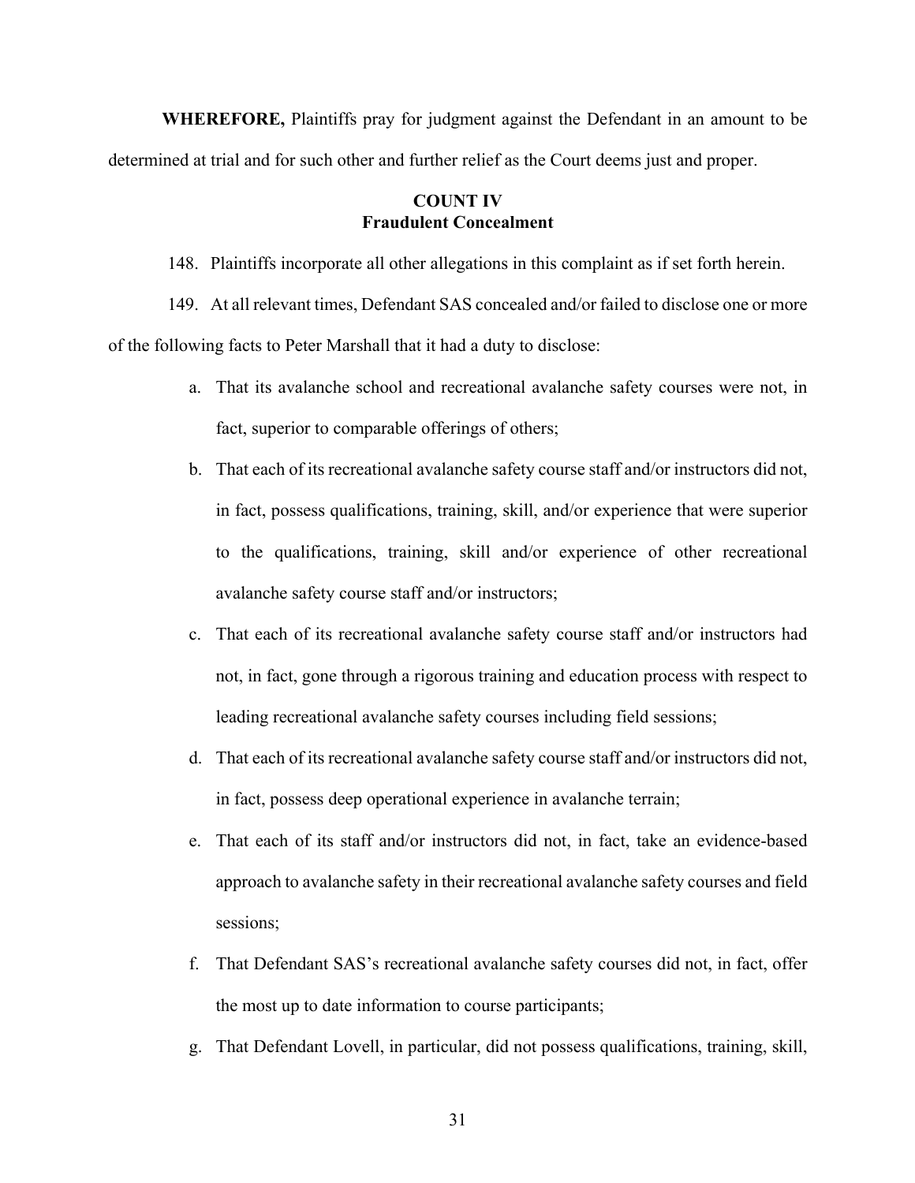**WHEREFORE,** Plaintiffs pray for judgment against the Defendant in an amount to be determined at trial and for such other and further relief as the Court deems just and proper.

**COUNT IV**
**Fraudulent Concealment**

148. Plaintiffs incorporate all other allegations in this complaint as if set forth herein.

149. At all relevant times, Defendant SAS concealed and/or failed to disclose one or more of the following facts to Peter Marshall that it had a duty to disclose:

a. That its avalanche school and recreational avalanche safety courses were not, in fact, superior to comparable offerings of others;

b. That each of its recreational avalanche safety course staff and/or instructors did not, in fact, possess qualifications, training, skill, and/or experience that were superior to the qualifications, training, skill and/or experience of other recreational avalanche safety course staff and/or instructors;

c. That each of its recreational avalanche safety course staff and/or instructors had not, in fact, gone through a rigorous training and education process with respect to leading recreational avalanche safety courses including field sessions;

d. That each of its recreational avalanche safety course staff and/or instructors did not, in fact, possess deep operational experience in avalanche terrain;

e. That each of its staff and/or instructors did not, in fact, take an evidence-based approach to avalanche safety in their recreational avalanche safety courses and field sessions;

f. That Defendant SAS's recreational avalanche safety courses did not, in fact, offer the most up to date information to course participants;

g. That Defendant Lovell, in particular, did not possess qualifications, training, skill,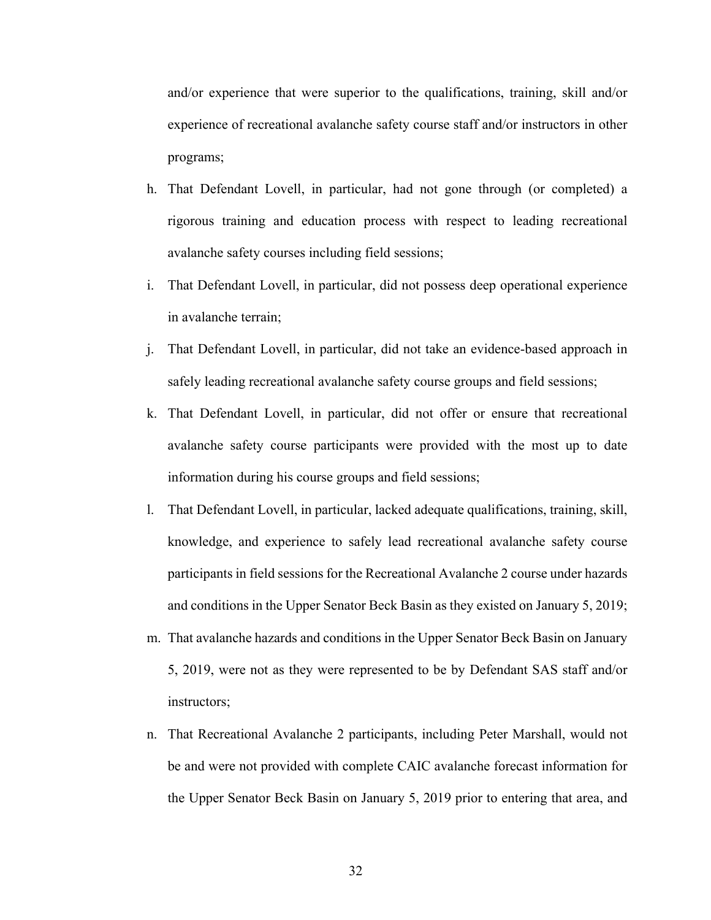and/or experience that were superior to the qualifications, training, skill and/or experience of recreational avalanche safety course staff and/or instructors in other programs;

h. That Defendant Lovell, in particular, had not gone through (or completed) a rigorous training and education process with respect to leading recreational avalanche safety courses including field sessions;

i. That Defendant Lovell, in particular, did not possess deep operational experience in avalanche terrain;

j. That Defendant Lovell, in particular, did not take an evidence-based approach in safely leading recreational avalanche safety course groups and field sessions;

k. That Defendant Lovell, in particular, did not offer or ensure that recreational avalanche safety course participants were provided with the most up to date information during his course groups and field sessions;

l. That Defendant Lovell, in particular, lacked adequate qualifications, training, skill, knowledge, and experience to safely lead recreational avalanche safety course participants in field sessions for the Recreational Avalanche 2 course under hazards and conditions in the Upper Senator Beck Basin as they existed on January 5, 2019;

m. That avalanche hazards and conditions in the Upper Senator Beck Basin on January 5, 2019, were not as they were represented to be by Defendant SAS staff and/or instructors;

n. That Recreational Avalanche 2 participants, including Peter Marshall, would not be and were not provided with complete CAIC avalanche forecast information for the Upper Senator Beck Basin on January 5, 2019 prior to entering that area, and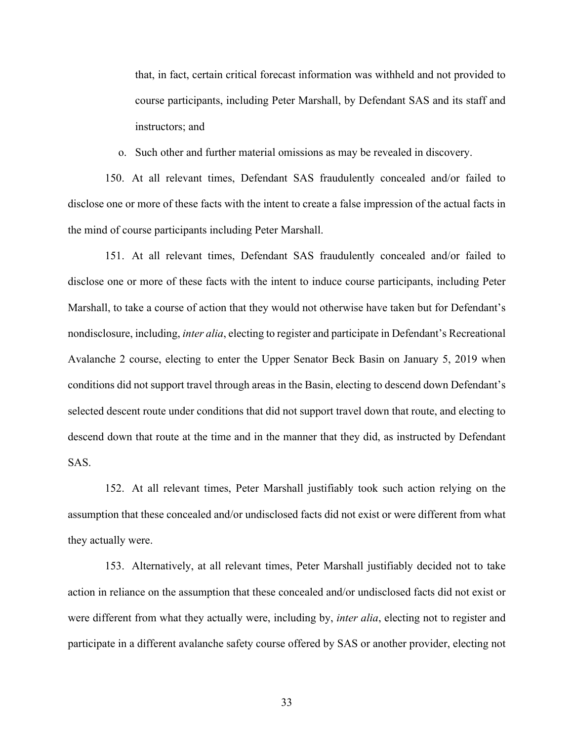that, in fact, certain critical forecast information was withheld and not provided to course participants, including Peter Marshall, by Defendant SAS and its staff and instructors; and

o. Such other and further material omissions as may be revealed in discovery.

150. At all relevant times, Defendant SAS fraudulently concealed and/or failed to disclose one or more of these facts with the intent to create a false impression of the actual facts in the mind of course participants including Peter Marshall.

151. At all relevant times, Defendant SAS fraudulently concealed and/or failed to disclose one or more of these facts with the intent to induce course participants, including Peter Marshall, to take a course of action that they would not otherwise have taken but for Defendant's nondisclosure, including, *inter alia*, electing to register and participate in Defendant's Recreational Avalanche 2 course, electing to enter the Upper Senator Beck Basin on January 5, 2019 when conditions did not support travel through areas in the Basin, electing to descend down Defendant's selected descent route under conditions that did not support travel down that route, and electing to descend down that route at the time and in the manner that they did, as instructed by Defendant SAS.

152. At all relevant times, Peter Marshall justifiably took such action relying on the assumption that these concealed and/or undisclosed facts did not exist or were different from what they actually were.

153. Alternatively, at all relevant times, Peter Marshall justifiably decided not to take action in reliance on the assumption that these concealed and/or undisclosed facts did not exist or were different from what they actually were, including by, *inter alia*, electing not to register and participate in a different avalanche safety course offered by SAS or another provider, electing not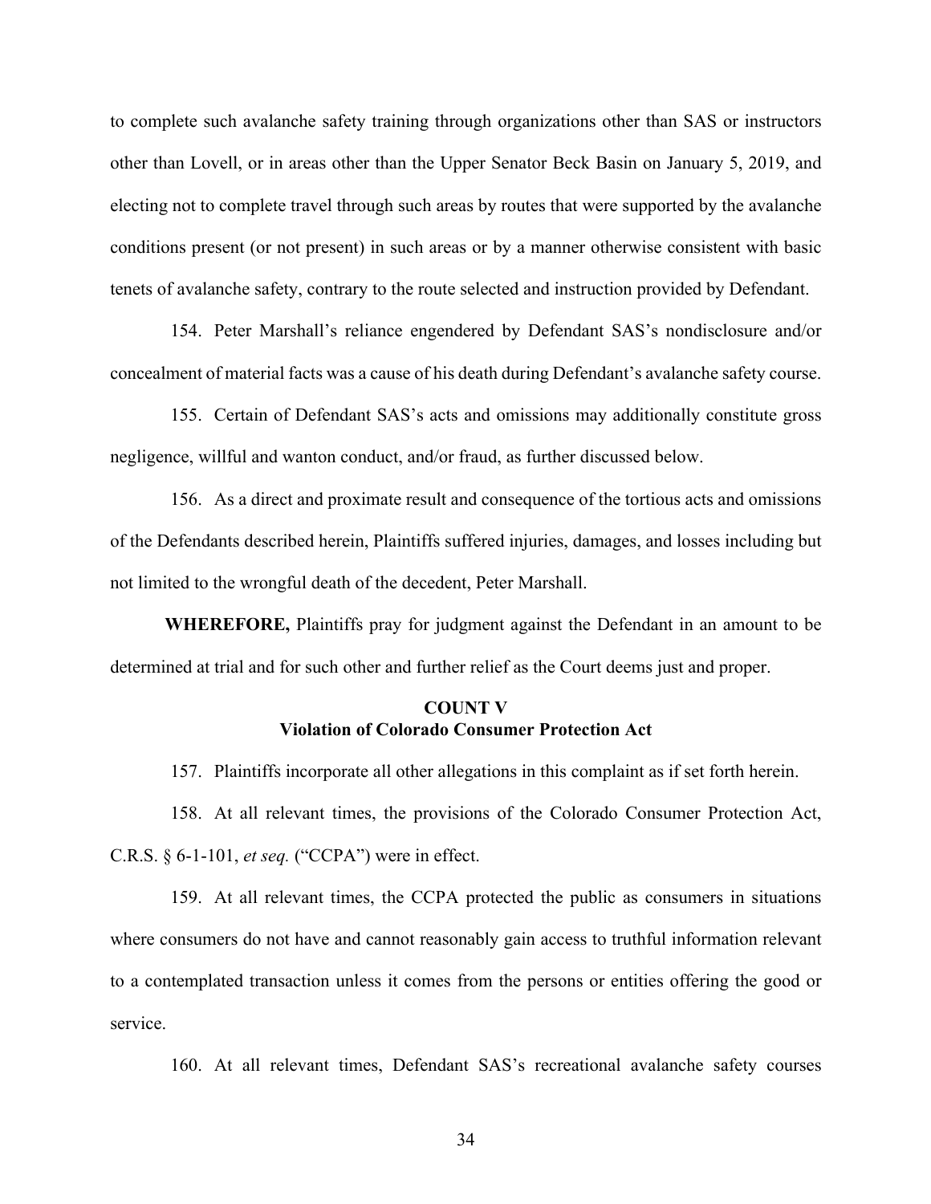to complete such avalanche safety training through organizations other than SAS or instructors other than Lovell, or in areas other than the Upper Senator Beck Basin on January 5, 2019, and electing not to complete travel through such areas by routes that were supported by the avalanche conditions present (or not present) in such areas or by a manner otherwise consistent with basic tenets of avalanche safety, contrary to the route selected and instruction provided by Defendant.

154. Peter Marshall's reliance engendered by Defendant SAS's nondisclosure and/or concealment of material facts was a cause of his death during Defendant's avalanche safety course.

155. Certain of Defendant SAS's acts and omissions may additionally constitute gross negligence, willful and wanton conduct, and/or fraud, as further discussed below.

156. As a direct and proximate result and consequence of the tortious acts and omissions of the Defendants described herein, Plaintiffs suffered injuries, damages, and losses including but not limited to the wrongful death of the decedent, Peter Marshall.

**WHEREFORE,** Plaintiffs pray for judgment against the Defendant in an amount to be determined at trial and for such other and further relief as the Court deems just and proper.

**COUNT V**
**Violation of Colorado Consumer Protection Act**

157. Plaintiffs incorporate all other allegations in this complaint as if set forth herein.

158. At all relevant times, the provisions of the Colorado Consumer Protection Act, C.R.S. § 6-1-101, *et seq.* ("CCPA") were in effect.

159. At all relevant times, the CCPA protected the public as consumers in situations where consumers do not have and cannot reasonably gain access to truthful information relevant to a contemplated transaction unless it comes from the persons or entities offering the good or service.

160. At all relevant times, Defendant SAS's recreational avalanche safety courses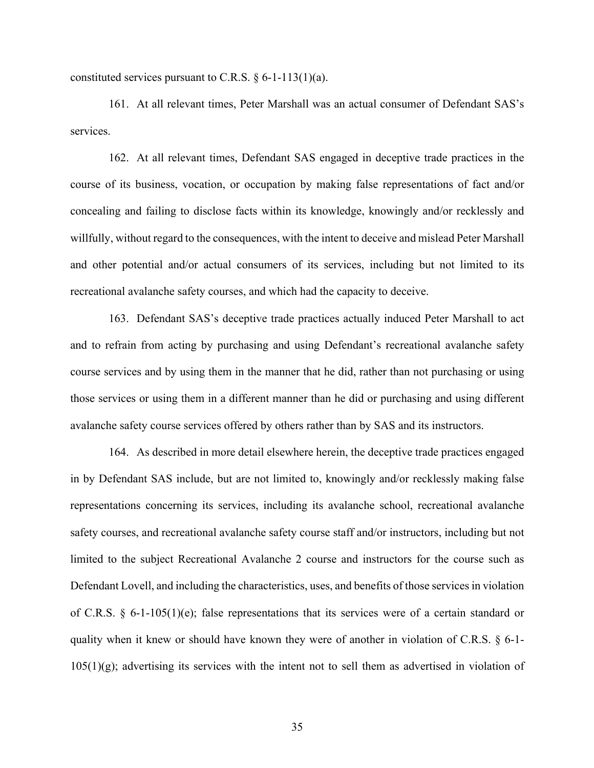constituted services pursuant to C.R.S. § 6-1-113(1)(a).

161. At all relevant times, Peter Marshall was an actual consumer of Defendant SAS's services.

162. At all relevant times, Defendant SAS engaged in deceptive trade practices in the course of its business, vocation, or occupation by making false representations of fact and/or concealing and failing to disclose facts within its knowledge, knowingly and/or recklessly and willfully, without regard to the consequences, with the intent to deceive and mislead Peter Marshall and other potential and/or actual consumers of its services, including but not limited to its recreational avalanche safety courses, and which had the capacity to deceive.

163. Defendant SAS's deceptive trade practices actually induced Peter Marshall to act and to refrain from acting by purchasing and using Defendant's recreational avalanche safety course services and by using them in the manner that he did, rather than not purchasing or using those services or using them in a different manner than he did or purchasing and using different avalanche safety course services offered by others rather than by SAS and its instructors.

164. As described in more detail elsewhere herein, the deceptive trade practices engaged in by Defendant SAS include, but are not limited to, knowingly and/or recklessly making false representations concerning its services, including its avalanche school, recreational avalanche safety courses, and recreational avalanche safety course staff and/or instructors, including but not limited to the subject Recreational Avalanche 2 course and instructors for the course such as Defendant Lovell, and including the characteristics, uses, and benefits of those services in violation of C.R.S. § 6-1-105(1)(e); false representations that its services were of a certain standard or quality when it knew or should have known they were of another in violation of C.R.S. § 6-1-105(1)(g); advertising its services with the intent not to sell them as advertised in violation of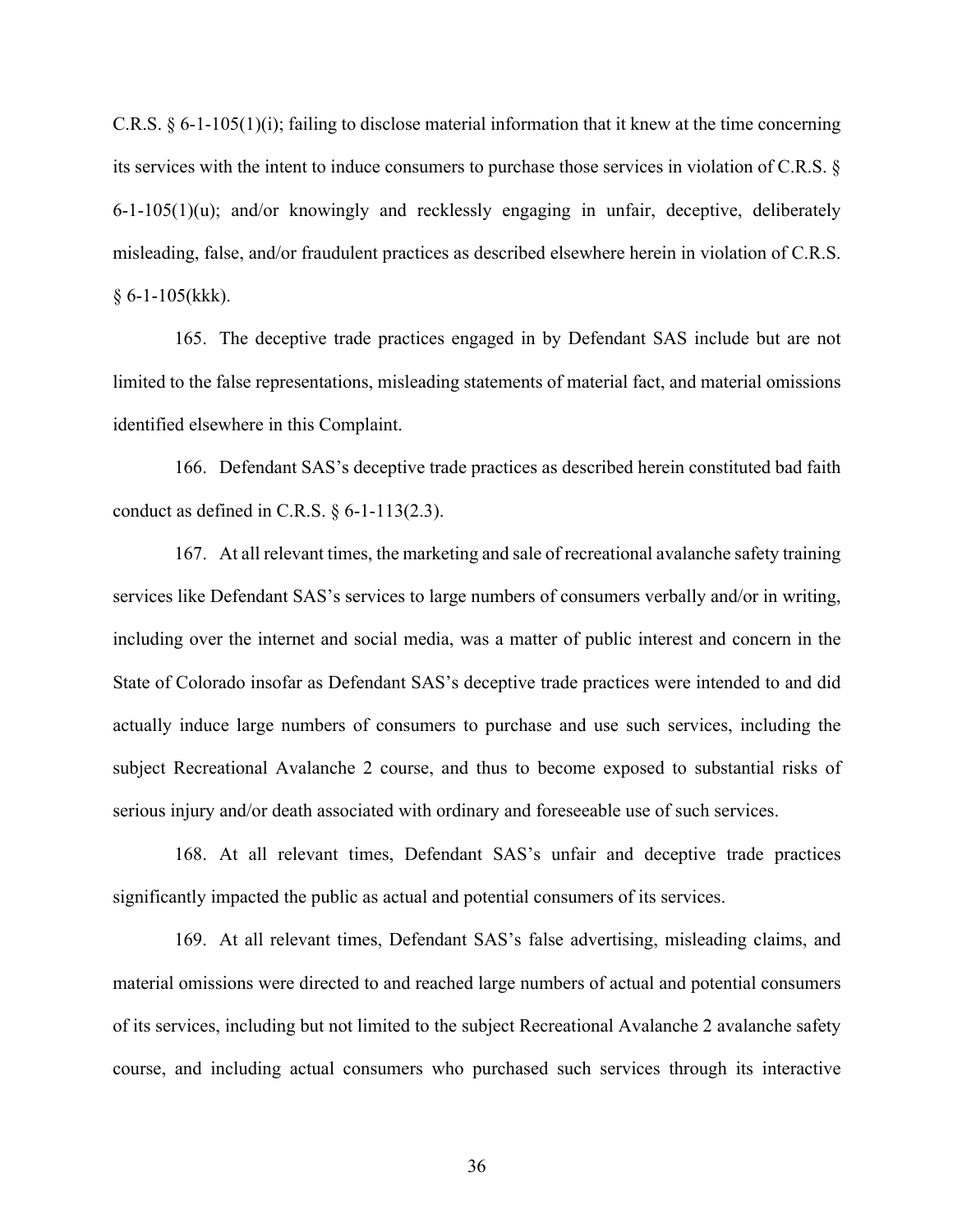C.R.S. § 6-1-105(1)(i); failing to disclose material information that it knew at the time concerning its services with the intent to induce consumers to purchase those services in violation of C.R.S. § 6-1-105(1)(u); and/or knowingly and recklessly engaging in unfair, deceptive, deliberately misleading, false, and/or fraudulent practices as described elsewhere herein in violation of C.R.S. § 6-1-105(kkk).

165. The deceptive trade practices engaged in by Defendant SAS include but are not limited to the false representations, misleading statements of material fact, and material omissions identified elsewhere in this Complaint.

166. Defendant SAS's deceptive trade practices as described herein constituted bad faith conduct as defined in C.R.S. § 6-1-113(2.3).

167. At all relevant times, the marketing and sale of recreational avalanche safety training services like Defendant SAS's services to large numbers of consumers verbally and/or in writing, including over the internet and social media, was a matter of public interest and concern in the State of Colorado insofar as Defendant SAS's deceptive trade practices were intended to and did actually induce large numbers of consumers to purchase and use such services, including the subject Recreational Avalanche 2 course, and thus to become exposed to substantial risks of serious injury and/or death associated with ordinary and foreseeable use of such services.

168. At all relevant times, Defendant SAS's unfair and deceptive trade practices significantly impacted the public as actual and potential consumers of its services.

169. At all relevant times, Defendant SAS's false advertising, misleading claims, and material omissions were directed to and reached large numbers of actual and potential consumers of its services, including but not limited to the subject Recreational Avalanche 2 avalanche safety course, and including actual consumers who purchased such services through its interactive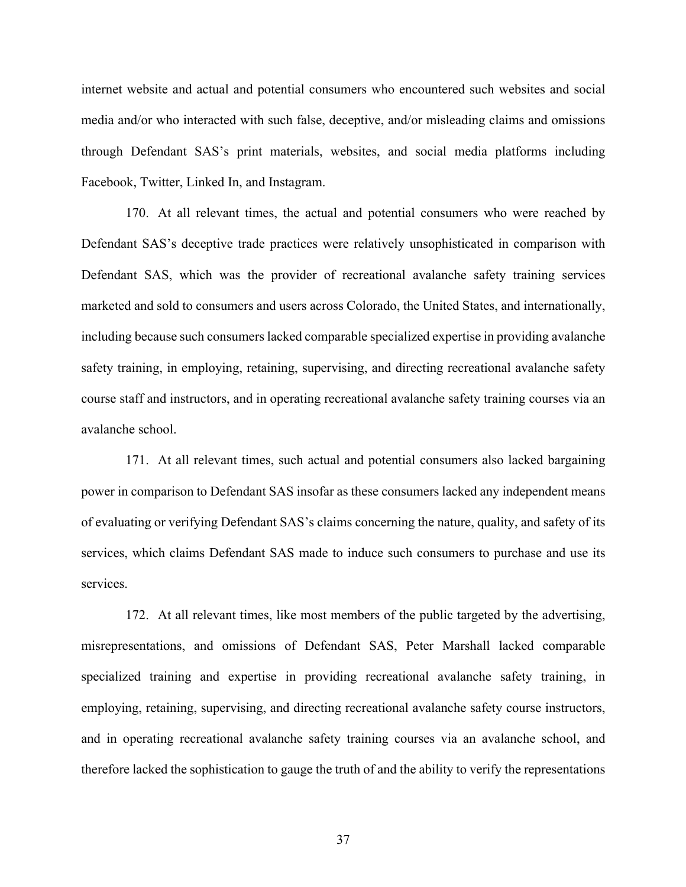internet website and actual and potential consumers who encountered such websites and social media and/or who interacted with such false, deceptive, and/or misleading claims and omissions through Defendant SAS's print materials, websites, and social media platforms including Facebook, Twitter, Linked In, and Instagram.

170. At all relevant times, the actual and potential consumers who were reached by Defendant SAS's deceptive trade practices were relatively unsophisticated in comparison with Defendant SAS, which was the provider of recreational avalanche safety training services marketed and sold to consumers and users across Colorado, the United States, and internationally, including because such consumers lacked comparable specialized expertise in providing avalanche safety training, in employing, retaining, supervising, and directing recreational avalanche safety course staff and instructors, and in operating recreational avalanche safety training courses via an avalanche school.

171. At all relevant times, such actual and potential consumers also lacked bargaining power in comparison to Defendant SAS insofar as these consumers lacked any independent means of evaluating or verifying Defendant SAS's claims concerning the nature, quality, and safety of its services, which claims Defendant SAS made to induce such consumers to purchase and use its services.

172. At all relevant times, like most members of the public targeted by the advertising, misrepresentations, and omissions of Defendant SAS, Peter Marshall lacked comparable specialized training and expertise in providing recreational avalanche safety training, in employing, retaining, supervising, and directing recreational avalanche safety course instructors, and in operating recreational avalanche safety training courses via an avalanche school, and therefore lacked the sophistication to gauge the truth of and the ability to verify the representations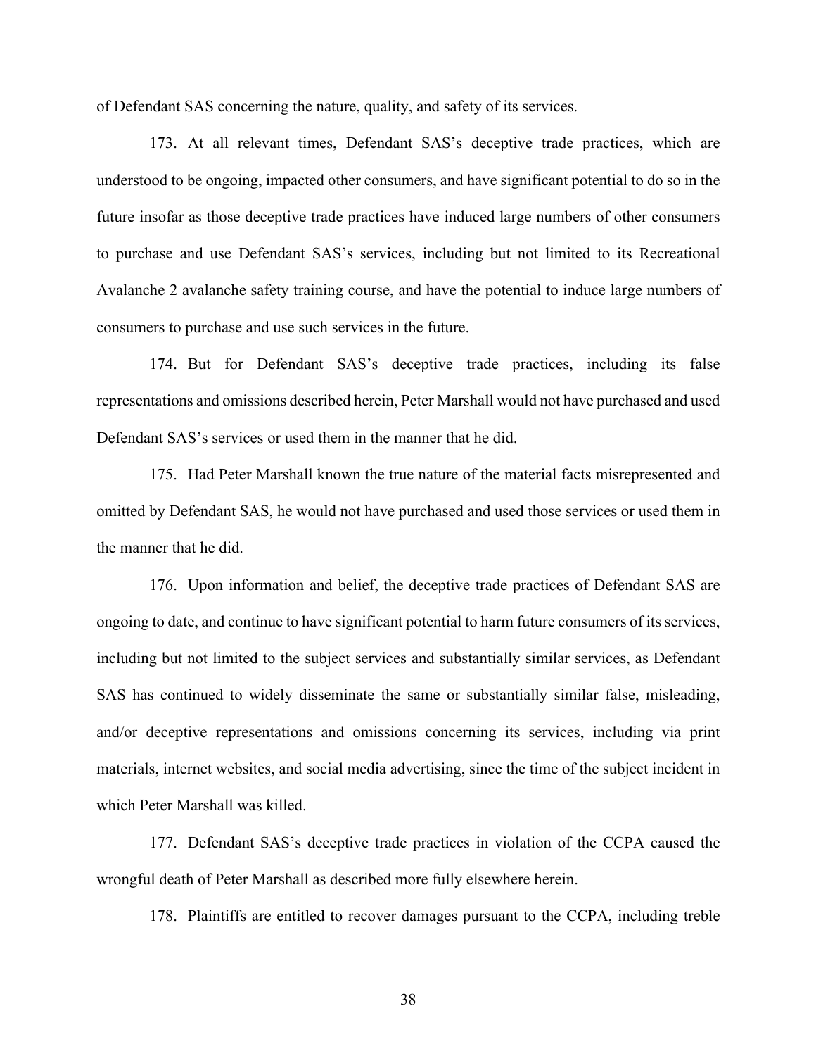of Defendant SAS concerning the nature, quality, and safety of its services.

173. At all relevant times, Defendant SAS's deceptive trade practices, which are understood to be ongoing, impacted other consumers, and have significant potential to do so in the future insofar as those deceptive trade practices have induced large numbers of other consumers to purchase and use Defendant SAS's services, including but not limited to its Recreational Avalanche 2 avalanche safety training course, and have the potential to induce large numbers of consumers to purchase and use such services in the future.

174. But for Defendant SAS's deceptive trade practices, including its false representations and omissions described herein, Peter Marshall would not have purchased and used Defendant SAS's services or used them in the manner that he did.

175. Had Peter Marshall known the true nature of the material facts misrepresented and omitted by Defendant SAS, he would not have purchased and used those services or used them in the manner that he did.

176. Upon information and belief, the deceptive trade practices of Defendant SAS are ongoing to date, and continue to have significant potential to harm future consumers of its services, including but not limited to the subject services and substantially similar services, as Defendant SAS has continued to widely disseminate the same or substantially similar false, misleading, and/or deceptive representations and omissions concerning its services, including via print materials, internet websites, and social media advertising, since the time of the subject incident in which Peter Marshall was killed.

177. Defendant SAS's deceptive trade practices in violation of the CCPA caused the wrongful death of Peter Marshall as described more fully elsewhere herein.

178. Plaintiffs are entitled to recover damages pursuant to the CCPA, including treble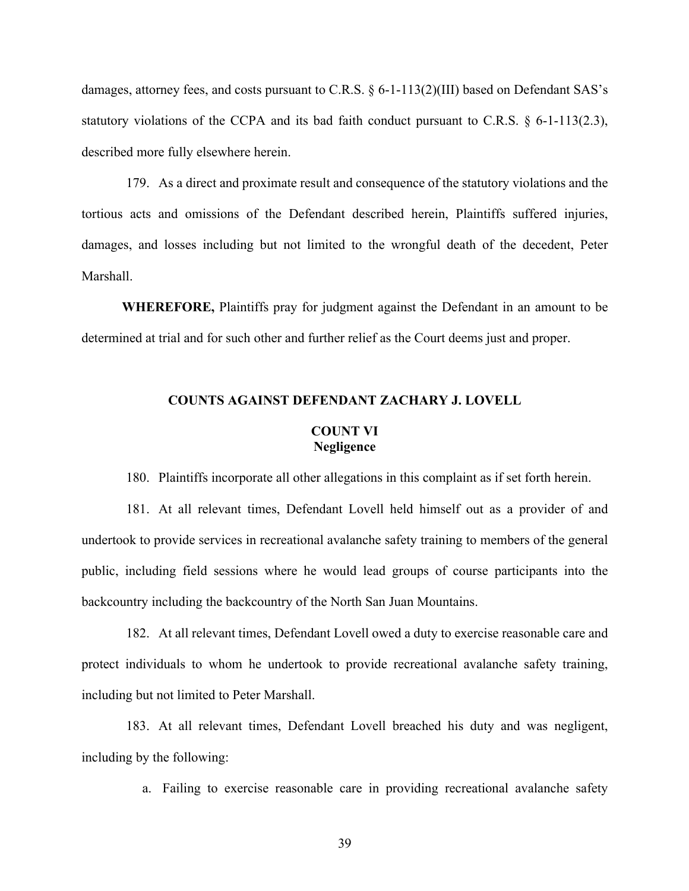damages, attorney fees, and costs pursuant to C.R.S. § 6-1-113(2)(III) based on Defendant SAS's statutory violations of the CCPA and its bad faith conduct pursuant to C.R.S. § 6-1-113(2.3), described more fully elsewhere herein.

179. As a direct and proximate result and consequence of the statutory violations and the tortious acts and omissions of the Defendant described herein, Plaintiffs suffered injuries, damages, and losses including but not limited to the wrongful death of the decedent, Peter Marshall.

**WHEREFORE,** Plaintiffs pray for judgment against the Defendant in an amount to be determined at trial and for such other and further relief as the Court deems just and proper.

## COUNTS AGAINST DEFENDANT ZACHARY J. LOVELL

### COUNT VI
### Negligence

180. Plaintiffs incorporate all other allegations in this complaint as if set forth herein.

181. At all relevant times, Defendant Lovell held himself out as a provider of and undertook to provide services in recreational avalanche safety training to members of the general public, including field sessions where he would lead groups of course participants into the backcountry including the backcountry of the North San Juan Mountains.

182. At all relevant times, Defendant Lovell owed a duty to exercise reasonable care and protect individuals to whom he undertook to provide recreational avalanche safety training, including but not limited to Peter Marshall.

183. At all relevant times, Defendant Lovell breached his duty and was negligent, including by the following:

a. Failing to exercise reasonable care in providing recreational avalanche safety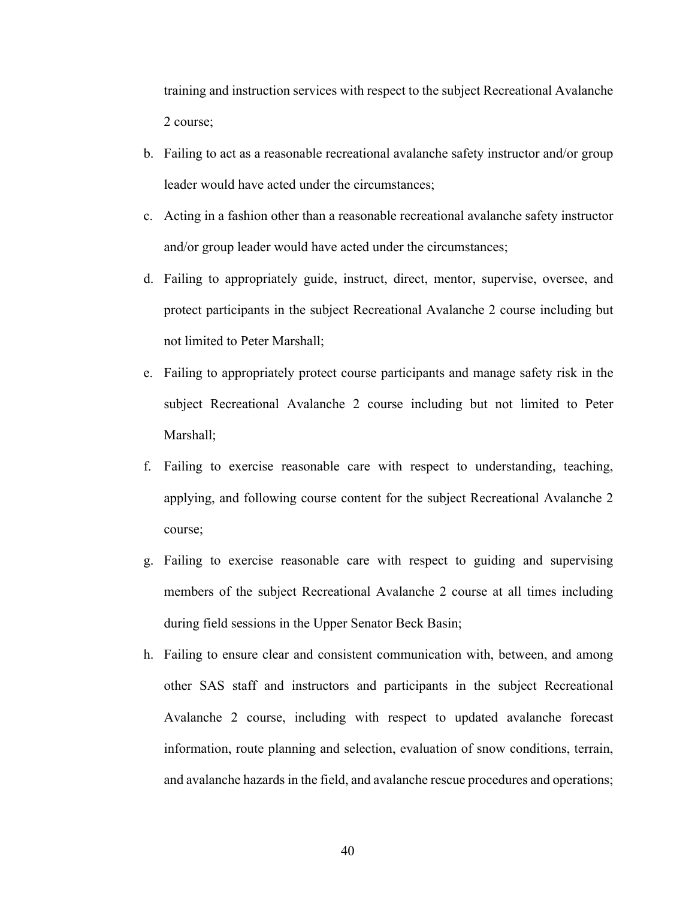training and instruction services with respect to the subject Recreational Avalanche 2 course;

b. Failing to act as a reasonable recreational avalanche safety instructor and/or group leader would have acted under the circumstances;

c. Acting in a fashion other than a reasonable recreational avalanche safety instructor and/or group leader would have acted under the circumstances;

d. Failing to appropriately guide, instruct, direct, mentor, supervise, oversee, and protect participants in the subject Recreational Avalanche 2 course including but not limited to Peter Marshall;

e. Failing to appropriately protect course participants and manage safety risk in the subject Recreational Avalanche 2 course including but not limited to Peter Marshall;

f. Failing to exercise reasonable care with respect to understanding, teaching, applying, and following course content for the subject Recreational Avalanche 2 course;

g. Failing to exercise reasonable care with respect to guiding and supervising members of the subject Recreational Avalanche 2 course at all times including during field sessions in the Upper Senator Beck Basin;

h. Failing to ensure clear and consistent communication with, between, and among other SAS staff and instructors and participants in the subject Recreational Avalanche 2 course, including with respect to updated avalanche forecast information, route planning and selection, evaluation of snow conditions, terrain, and avalanche hazards in the field, and avalanche rescue procedures and operations;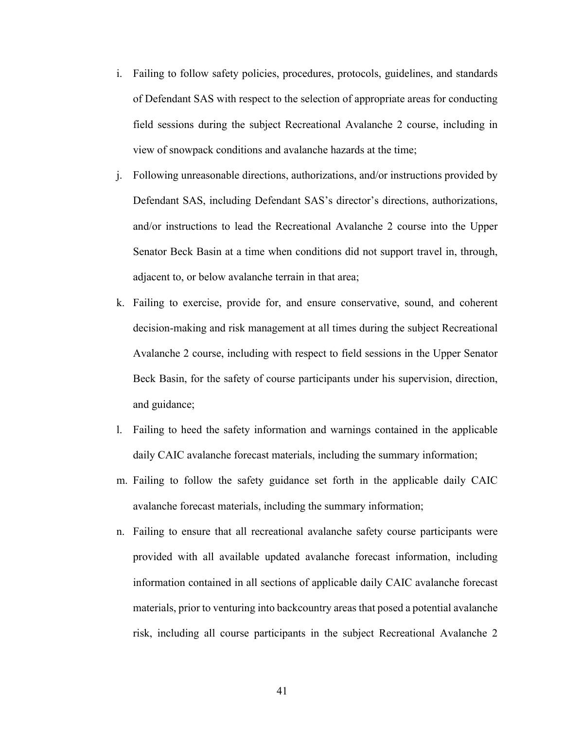i. Failing to follow safety policies, procedures, protocols, guidelines, and standards of Defendant SAS with respect to the selection of appropriate areas for conducting field sessions during the subject Recreational Avalanche 2 course, including in view of snowpack conditions and avalanche hazards at the time;

j. Following unreasonable directions, authorizations, and/or instructions provided by Defendant SAS, including Defendant SAS's director's directions, authorizations, and/or instructions to lead the Recreational Avalanche 2 course into the Upper Senator Beck Basin at a time when conditions did not support travel in, through, adjacent to, or below avalanche terrain in that area;

k. Failing to exercise, provide for, and ensure conservative, sound, and coherent decision-making and risk management at all times during the subject Recreational Avalanche 2 course, including with respect to field sessions in the Upper Senator Beck Basin, for the safety of course participants under his supervision, direction, and guidance;

l. Failing to heed the safety information and warnings contained in the applicable daily CAIC avalanche forecast materials, including the summary information;

m. Failing to follow the safety guidance set forth in the applicable daily CAIC avalanche forecast materials, including the summary information;

n. Failing to ensure that all recreational avalanche safety course participants were provided with all available updated avalanche forecast information, including information contained in all sections of applicable daily CAIC avalanche forecast materials, prior to venturing into backcountry areas that posed a potential avalanche risk, including all course participants in the subject Recreational Avalanche 2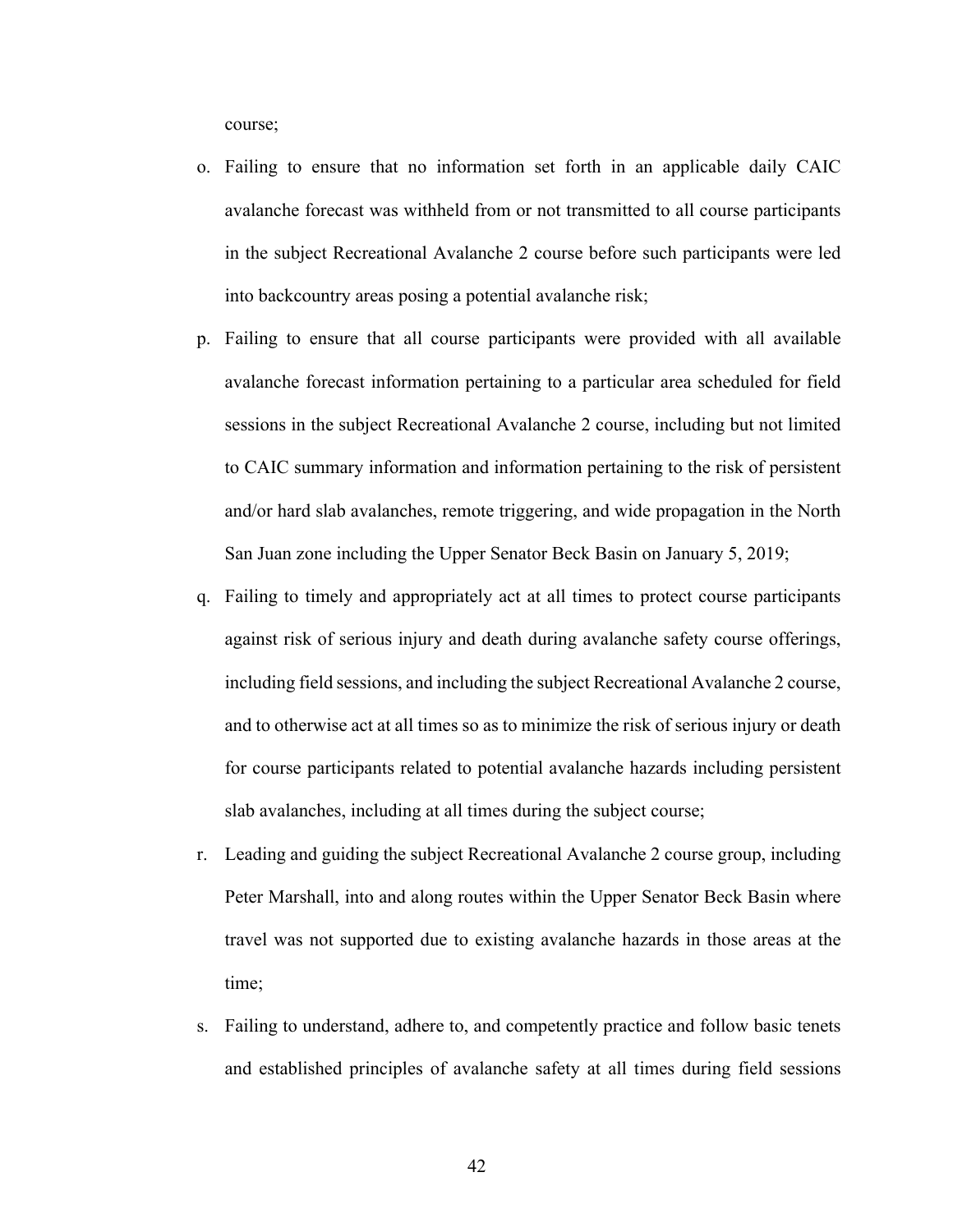course;

o. Failing to ensure that no information set forth in an applicable daily CAIC avalanche forecast was withheld from or not transmitted to all course participants in the subject Recreational Avalanche 2 course before such participants were led into backcountry areas posing a potential avalanche risk;

p. Failing to ensure that all course participants were provided with all available avalanche forecast information pertaining to a particular area scheduled for field sessions in the subject Recreational Avalanche 2 course, including but not limited to CAIC summary information and information pertaining to the risk of persistent and/or hard slab avalanches, remote triggering, and wide propagation in the North San Juan zone including the Upper Senator Beck Basin on January 5, 2019;

q. Failing to timely and appropriately act at all times to protect course participants against risk of serious injury and death during avalanche safety course offerings, including field sessions, and including the subject Recreational Avalanche 2 course, and to otherwise act at all times so as to minimize the risk of serious injury or death for course participants related to potential avalanche hazards including persistent slab avalanches, including at all times during the subject course;

r. Leading and guiding the subject Recreational Avalanche 2 course group, including Peter Marshall, into and along routes within the Upper Senator Beck Basin where travel was not supported due to existing avalanche hazards in those areas at the time;

s. Failing to understand, adhere to, and competently practice and follow basic tenets and established principles of avalanche safety at all times during field sessions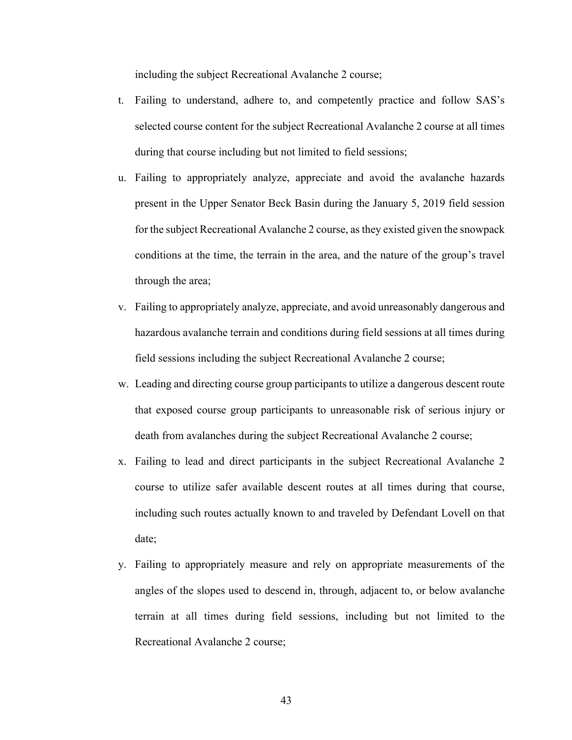including the subject Recreational Avalanche 2 course;

t. Failing to understand, adhere to, and competently practice and follow SAS's selected course content for the subject Recreational Avalanche 2 course at all times during that course including but not limited to field sessions;

u. Failing to appropriately analyze, appreciate and avoid the avalanche hazards present in the Upper Senator Beck Basin during the January 5, 2019 field session for the subject Recreational Avalanche 2 course, as they existed given the snowpack conditions at the time, the terrain in the area, and the nature of the group's travel through the area;

v. Failing to appropriately analyze, appreciate, and avoid unreasonably dangerous and hazardous avalanche terrain and conditions during field sessions at all times during field sessions including the subject Recreational Avalanche 2 course;

w. Leading and directing course group participants to utilize a dangerous descent route that exposed course group participants to unreasonable risk of serious injury or death from avalanches during the subject Recreational Avalanche 2 course;

x. Failing to lead and direct participants in the subject Recreational Avalanche 2 course to utilize safer available descent routes at all times during that course, including such routes actually known to and traveled by Defendant Lovell on that date;

y. Failing to appropriately measure and rely on appropriate measurements of the angles of the slopes used to descend in, through, adjacent to, or below avalanche terrain at all times during field sessions, including but not limited to the Recreational Avalanche 2 course;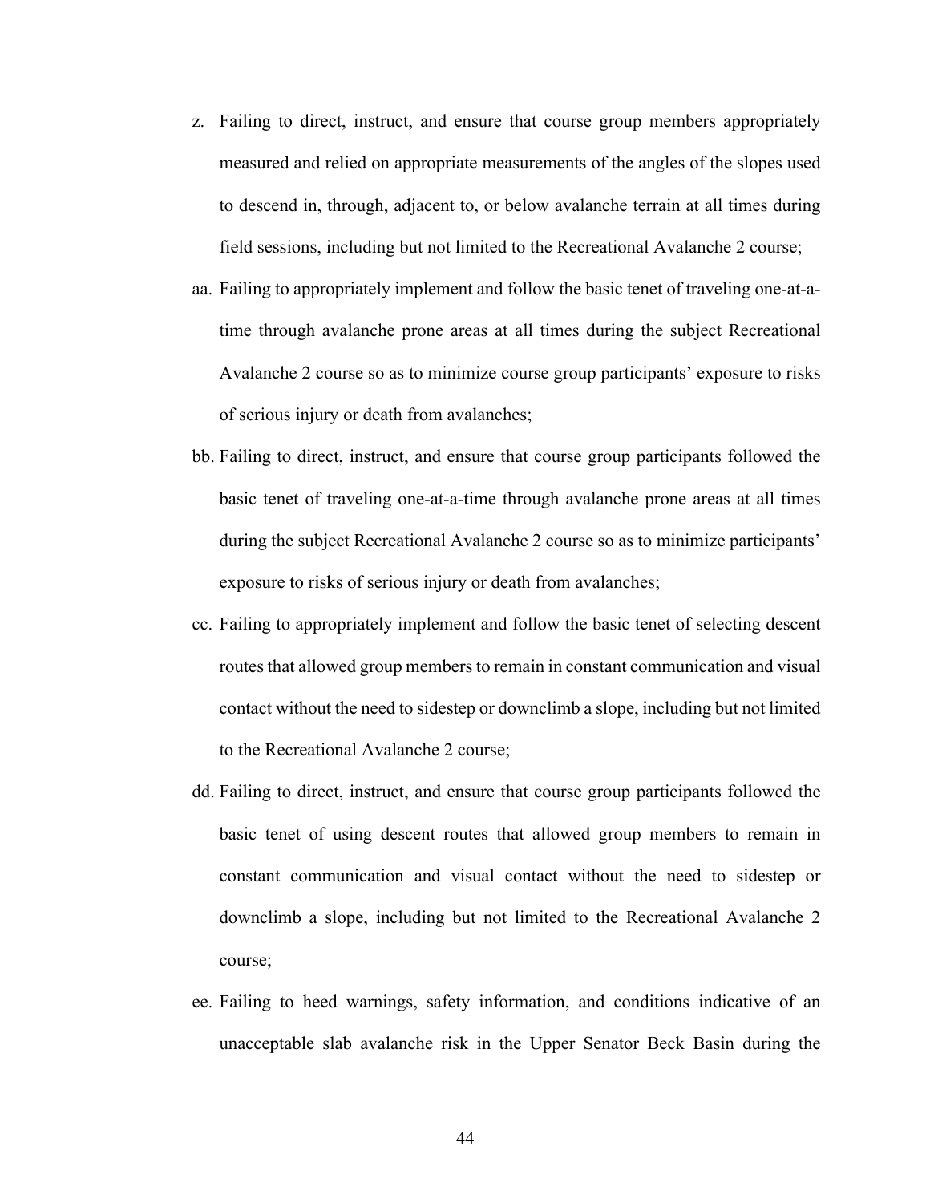z. Failing to direct, instruct, and ensure that course group members appropriately measured and relied on appropriate measurements of the angles of the slopes used to descend in, through, adjacent to, or below avalanche terrain at all times during field sessions, including but not limited to the Recreational Avalanche 2 course;

aa. Failing to appropriately implement and follow the basic tenet of traveling one-at-a-time through avalanche prone areas at all times during the subject Recreational Avalanche 2 course so as to minimize course group participants' exposure to risks of serious injury or death from avalanches;

bb. Failing to direct, instruct, and ensure that course group participants followed the basic tenet of traveling one-at-a-time through avalanche prone areas at all times during the subject Recreational Avalanche 2 course so as to minimize participants' exposure to risks of serious injury or death from avalanches;

cc. Failing to appropriately implement and follow the basic tenet of selecting descent routes that allowed group members to remain in constant communication and visual contact without the need to sidestep or downclimb a slope, including but not limited to the Recreational Avalanche 2 course;

dd. Failing to direct, instruct, and ensure that course group participants followed the basic tenet of using descent routes that allowed group members to remain in constant communication and visual contact without the need to sidestep or downclimb a slope, including but not limited to the Recreational Avalanche 2 course;

ee. Failing to heed warnings, safety information, and conditions indicative of an unacceptable slab avalanche risk in the Upper Senator Beck Basin during the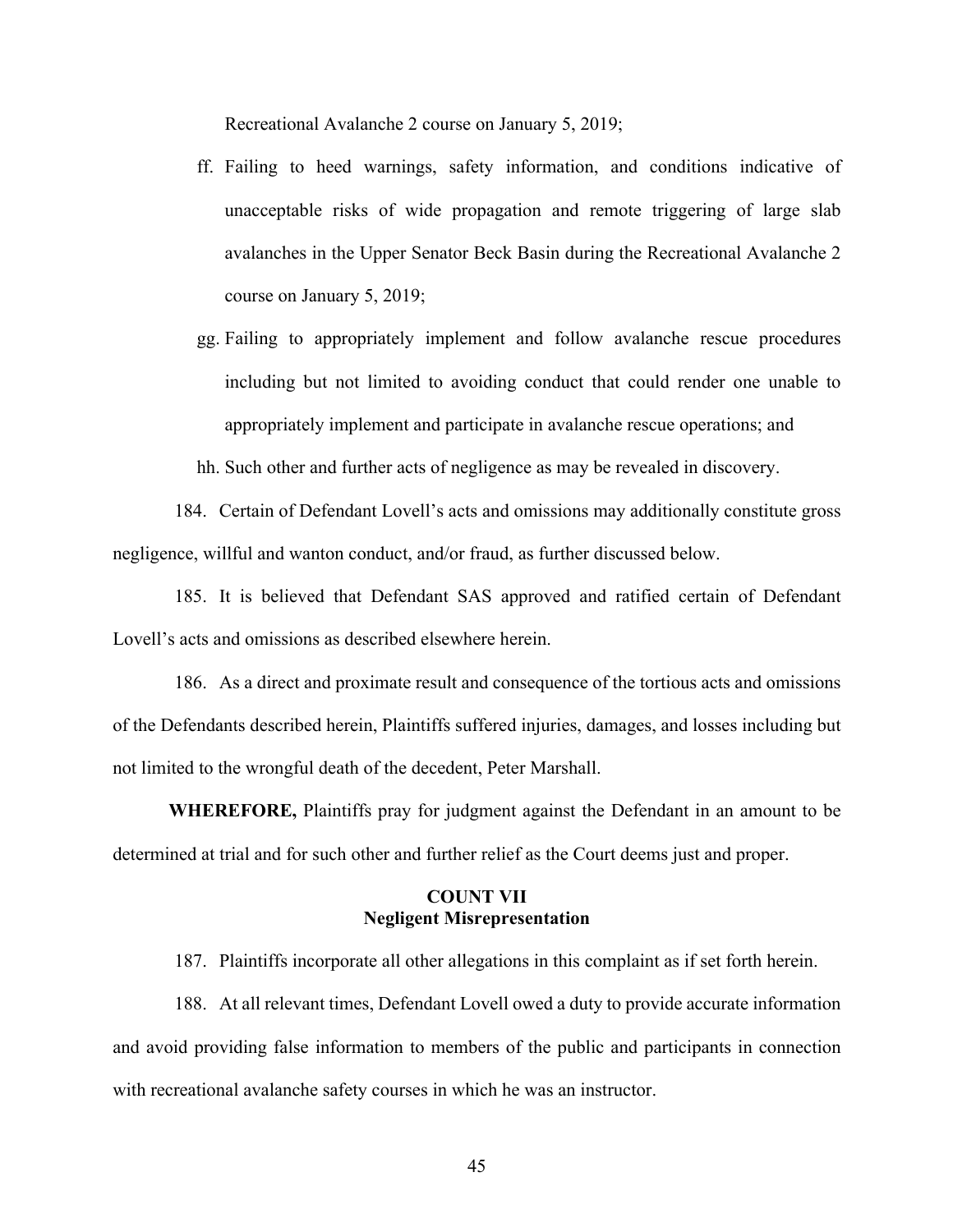Recreational Avalanche 2 course on January 5, 2019;

ff. Failing to heed warnings, safety information, and conditions indicative of unacceptable risks of wide propagation and remote triggering of large slab avalanches in the Upper Senator Beck Basin during the Recreational Avalanche 2 course on January 5, 2019;

gg. Failing to appropriately implement and follow avalanche rescue procedures including but not limited to avoiding conduct that could render one unable to appropriately implement and participate in avalanche rescue operations; and

hh. Such other and further acts of negligence as may be revealed in discovery.

184. Certain of Defendant Lovell's acts and omissions may additionally constitute gross negligence, willful and wanton conduct, and/or fraud, as further discussed below.

185. It is believed that Defendant SAS approved and ratified certain of Defendant Lovell's acts and omissions as described elsewhere herein.

186. As a direct and proximate result and consequence of the tortious acts and omissions of the Defendants described herein, Plaintiffs suffered injuries, damages, and losses including but not limited to the wrongful death of the decedent, Peter Marshall.

**WHEREFORE,** Plaintiffs pray for judgment against the Defendant in an amount to be determined at trial and for such other and further relief as the Court deems just and proper.

## COUNT VII
## Negligent Misrepresentation

187. Plaintiffs incorporate all other allegations in this complaint as if set forth herein.

188. At all relevant times, Defendant Lovell owed a duty to provide accurate information and avoid providing false information to members of the public and participants in connection with recreational avalanche safety courses in which he was an instructor.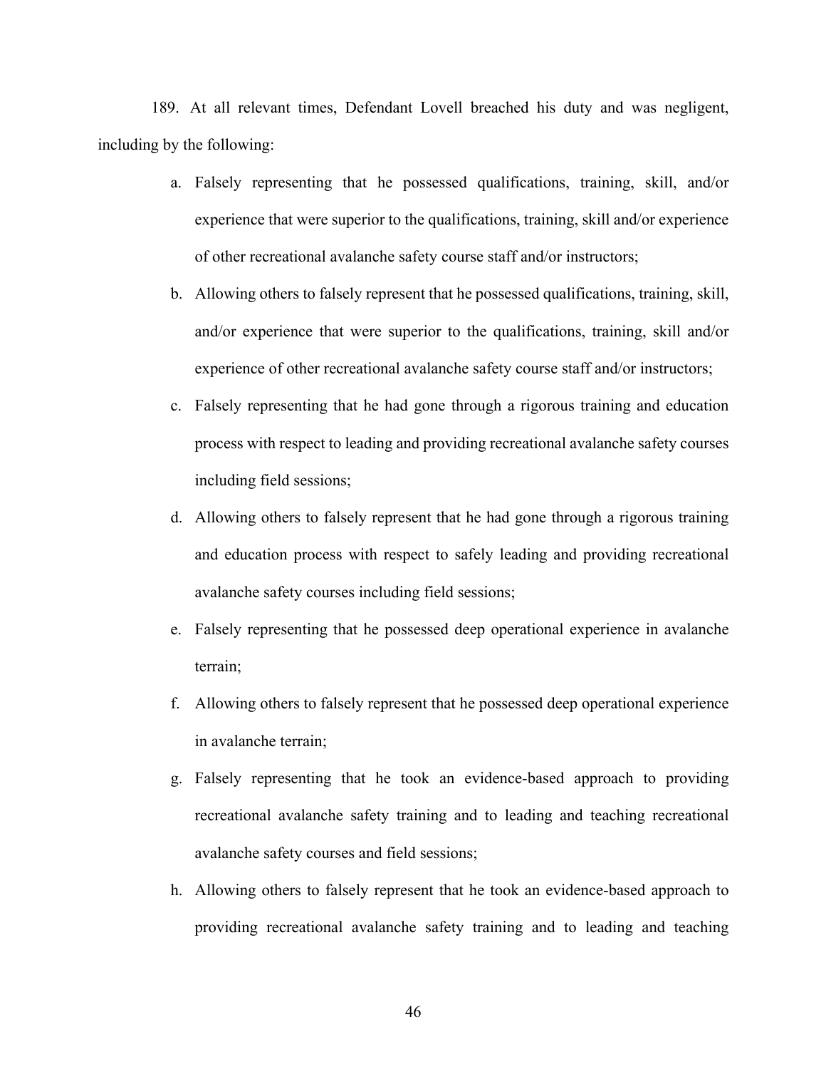189. At all relevant times, Defendant Lovell breached his duty and was negligent, including by the following:

a. Falsely representing that he possessed qualifications, training, skill, and/or experience that were superior to the qualifications, training, skill and/or experience of other recreational avalanche safety course staff and/or instructors;

b. Allowing others to falsely represent that he possessed qualifications, training, skill, and/or experience that were superior to the qualifications, training, skill and/or experience of other recreational avalanche safety course staff and/or instructors;

c. Falsely representing that he had gone through a rigorous training and education process with respect to leading and providing recreational avalanche safety courses including field sessions;

d. Allowing others to falsely represent that he had gone through a rigorous training and education process with respect to safely leading and providing recreational avalanche safety courses including field sessions;

e. Falsely representing that he possessed deep operational experience in avalanche terrain;

f. Allowing others to falsely represent that he possessed deep operational experience in avalanche terrain;

g. Falsely representing that he took an evidence-based approach to providing recreational avalanche safety training and to leading and teaching recreational avalanche safety courses and field sessions;

h. Allowing others to falsely represent that he took an evidence-based approach to providing recreational avalanche safety training and to leading and teaching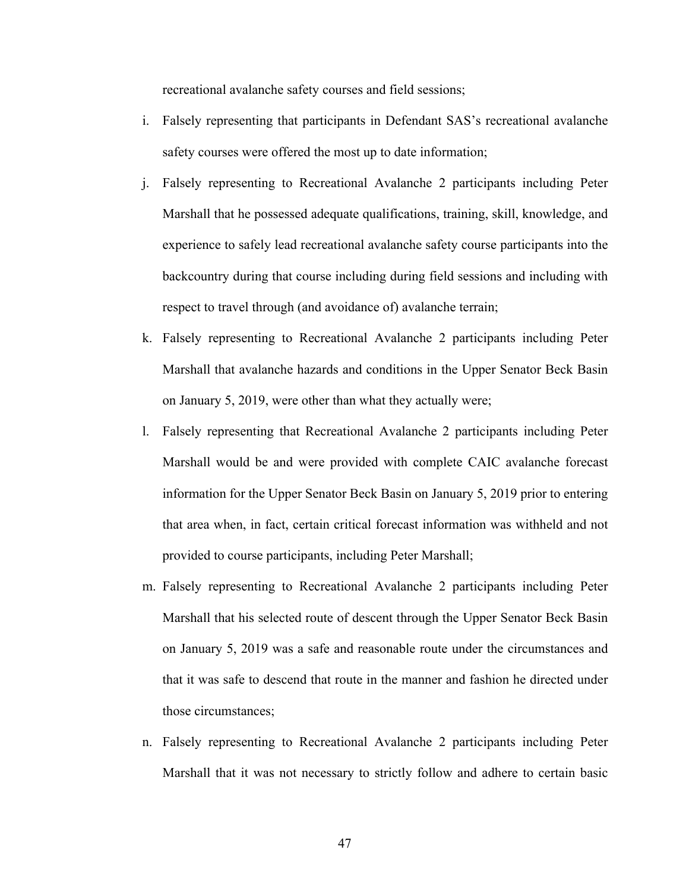recreational avalanche safety courses and field sessions;

i. Falsely representing that participants in Defendant SAS's recreational avalanche safety courses were offered the most up to date information;

j. Falsely representing to Recreational Avalanche 2 participants including Peter Marshall that he possessed adequate qualifications, training, skill, knowledge, and experience to safely lead recreational avalanche safety course participants into the backcountry during that course including during field sessions and including with respect to travel through (and avoidance of) avalanche terrain;

k. Falsely representing to Recreational Avalanche 2 participants including Peter Marshall that avalanche hazards and conditions in the Upper Senator Beck Basin on January 5, 2019, were other than what they actually were;

l. Falsely representing that Recreational Avalanche 2 participants including Peter Marshall would be and were provided with complete CAIC avalanche forecast information for the Upper Senator Beck Basin on January 5, 2019 prior to entering that area when, in fact, certain critical forecast information was withheld and not provided to course participants, including Peter Marshall;

m. Falsely representing to Recreational Avalanche 2 participants including Peter Marshall that his selected route of descent through the Upper Senator Beck Basin on January 5, 2019 was a safe and reasonable route under the circumstances and that it was safe to descend that route in the manner and fashion he directed under those circumstances;

n. Falsely representing to Recreational Avalanche 2 participants including Peter Marshall that it was not necessary to strictly follow and adhere to certain basic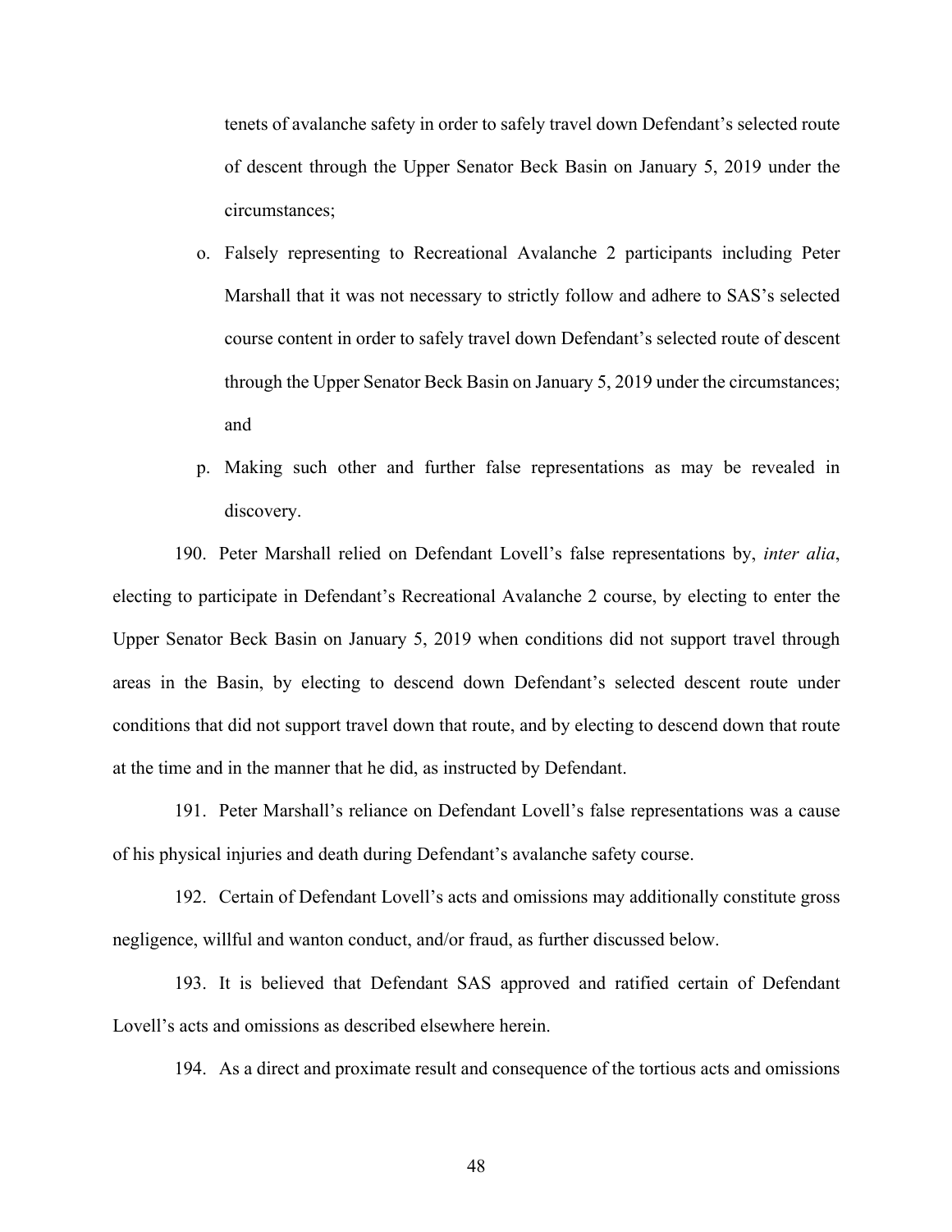tenets of avalanche safety in order to safely travel down Defendant's selected route of descent through the Upper Senator Beck Basin on January 5, 2019 under the circumstances;

o. Falsely representing to Recreational Avalanche 2 participants including Peter Marshall that it was not necessary to strictly follow and adhere to SAS's selected course content in order to safely travel down Defendant's selected route of descent through the Upper Senator Beck Basin on January 5, 2019 under the circumstances; and

p. Making such other and further false representations as may be revealed in discovery.

190. Peter Marshall relied on Defendant Lovell's false representations by, *inter alia*, electing to participate in Defendant's Recreational Avalanche 2 course, by electing to enter the Upper Senator Beck Basin on January 5, 2019 when conditions did not support travel through areas in the Basin, by electing to descend down Defendant's selected descent route under conditions that did not support travel down that route, and by electing to descend down that route at the time and in the manner that he did, as instructed by Defendant.

191. Peter Marshall's reliance on Defendant Lovell's false representations was a cause of his physical injuries and death during Defendant's avalanche safety course.

192. Certain of Defendant Lovell's acts and omissions may additionally constitute gross negligence, willful and wanton conduct, and/or fraud, as further discussed below.

193. It is believed that Defendant SAS approved and ratified certain of Defendant Lovell's acts and omissions as described elsewhere herein.

194. As a direct and proximate result and consequence of the tortious acts and omissions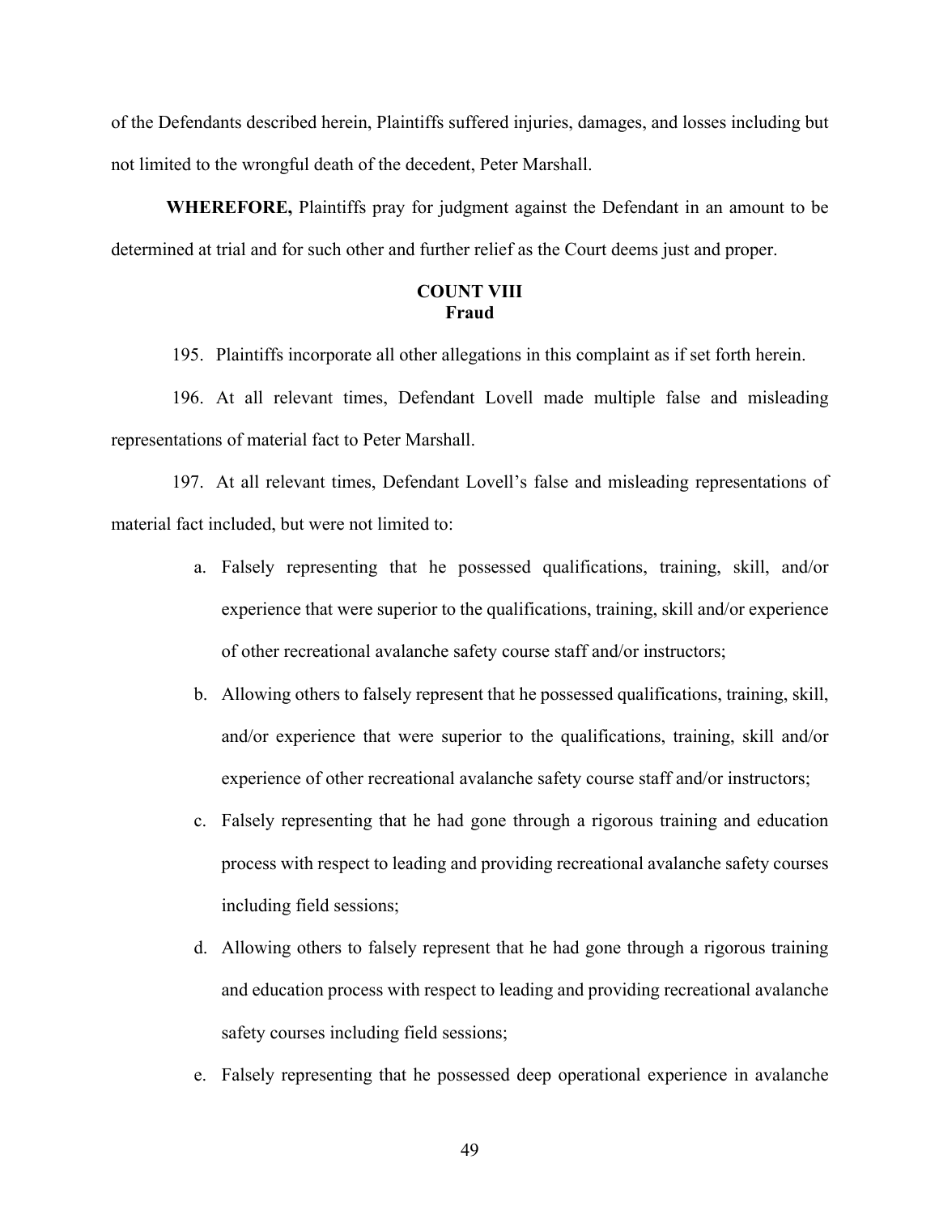of the Defendants described herein, Plaintiffs suffered injuries, damages, and losses including but not limited to the wrongful death of the decedent, Peter Marshall.

**WHEREFORE,** Plaintiffs pray for judgment against the Defendant in an amount to be determined at trial and for such other and further relief as the Court deems just and proper.

**COUNT VIII**
**Fraud**

195. Plaintiffs incorporate all other allegations in this complaint as if set forth herein.

196. At all relevant times, Defendant Lovell made multiple false and misleading representations of material fact to Peter Marshall.

197. At all relevant times, Defendant Lovell's false and misleading representations of material fact included, but were not limited to:

a. Falsely representing that he possessed qualifications, training, skill, and/or experience that were superior to the qualifications, training, skill and/or experience of other recreational avalanche safety course staff and/or instructors;

b. Allowing others to falsely represent that he possessed qualifications, training, skill, and/or experience that were superior to the qualifications, training, skill and/or experience of other recreational avalanche safety course staff and/or instructors;

c. Falsely representing that he had gone through a rigorous training and education process with respect to leading and providing recreational avalanche safety courses including field sessions;

d. Allowing others to falsely represent that he had gone through a rigorous training and education process with respect to leading and providing recreational avalanche safety courses including field sessions;

e. Falsely representing that he possessed deep operational experience in avalanche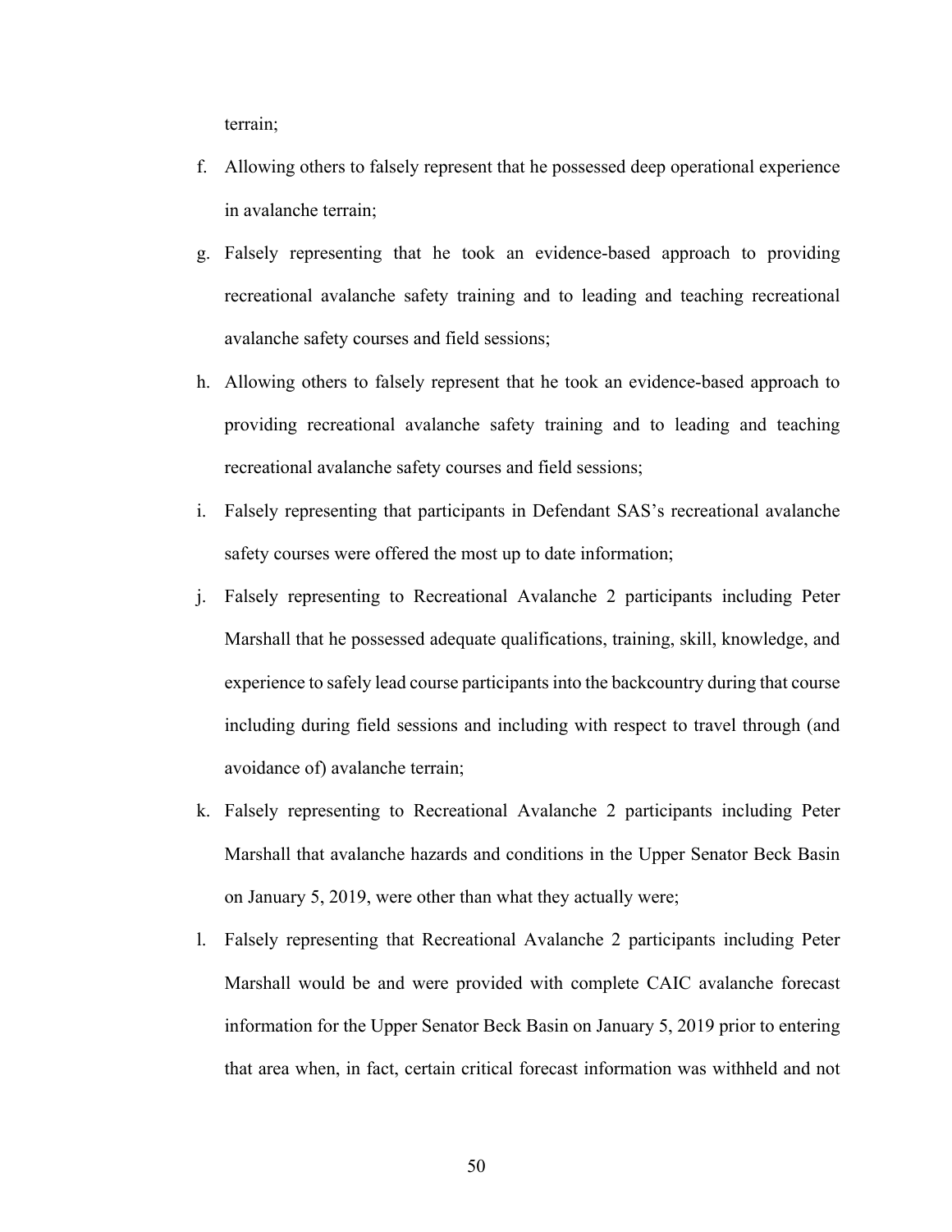terrain;

f. Allowing others to falsely represent that he possessed deep operational experience in avalanche terrain;

g. Falsely representing that he took an evidence-based approach to providing recreational avalanche safety training and to leading and teaching recreational avalanche safety courses and field sessions;

h. Allowing others to falsely represent that he took an evidence-based approach to providing recreational avalanche safety training and to leading and teaching recreational avalanche safety courses and field sessions;

i. Falsely representing that participants in Defendant SAS's recreational avalanche safety courses were offered the most up to date information;

j. Falsely representing to Recreational Avalanche 2 participants including Peter Marshall that he possessed adequate qualifications, training, skill, knowledge, and experience to safely lead course participants into the backcountry during that course including during field sessions and including with respect to travel through (and avoidance of) avalanche terrain;

k. Falsely representing to Recreational Avalanche 2 participants including Peter Marshall that avalanche hazards and conditions in the Upper Senator Beck Basin on January 5, 2019, were other than what they actually were;

l. Falsely representing that Recreational Avalanche 2 participants including Peter Marshall would be and were provided with complete CAIC avalanche forecast information for the Upper Senator Beck Basin on January 5, 2019 prior to entering that area when, in fact, certain critical forecast information was withheld and not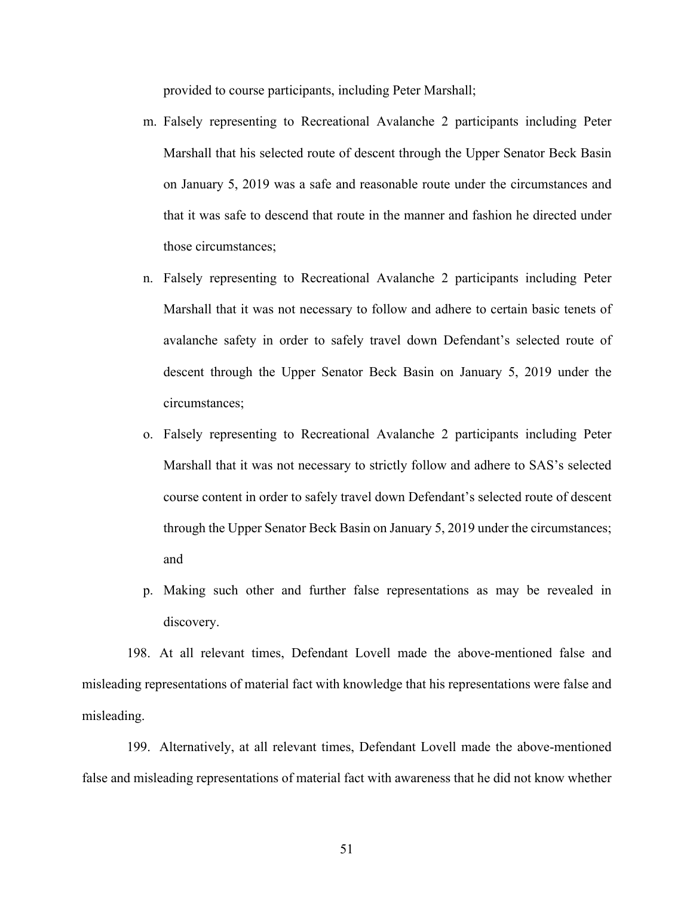provided to course participants, including Peter Marshall;

m. Falsely representing to Recreational Avalanche 2 participants including Peter Marshall that his selected route of descent through the Upper Senator Beck Basin on January 5, 2019 was a safe and reasonable route under the circumstances and that it was safe to descend that route in the manner and fashion he directed under those circumstances;

n. Falsely representing to Recreational Avalanche 2 participants including Peter Marshall that it was not necessary to follow and adhere to certain basic tenets of avalanche safety in order to safely travel down Defendant's selected route of descent through the Upper Senator Beck Basin on January 5, 2019 under the circumstances;

o. Falsely representing to Recreational Avalanche 2 participants including Peter Marshall that it was not necessary to strictly follow and adhere to SAS's selected course content in order to safely travel down Defendant's selected route of descent through the Upper Senator Beck Basin on January 5, 2019 under the circumstances; and

p. Making such other and further false representations as may be revealed in discovery.

198. At all relevant times, Defendant Lovell made the above-mentioned false and misleading representations of material fact with knowledge that his representations were false and misleading.

199. Alternatively, at all relevant times, Defendant Lovell made the above-mentioned false and misleading representations of material fact with awareness that he did not know whether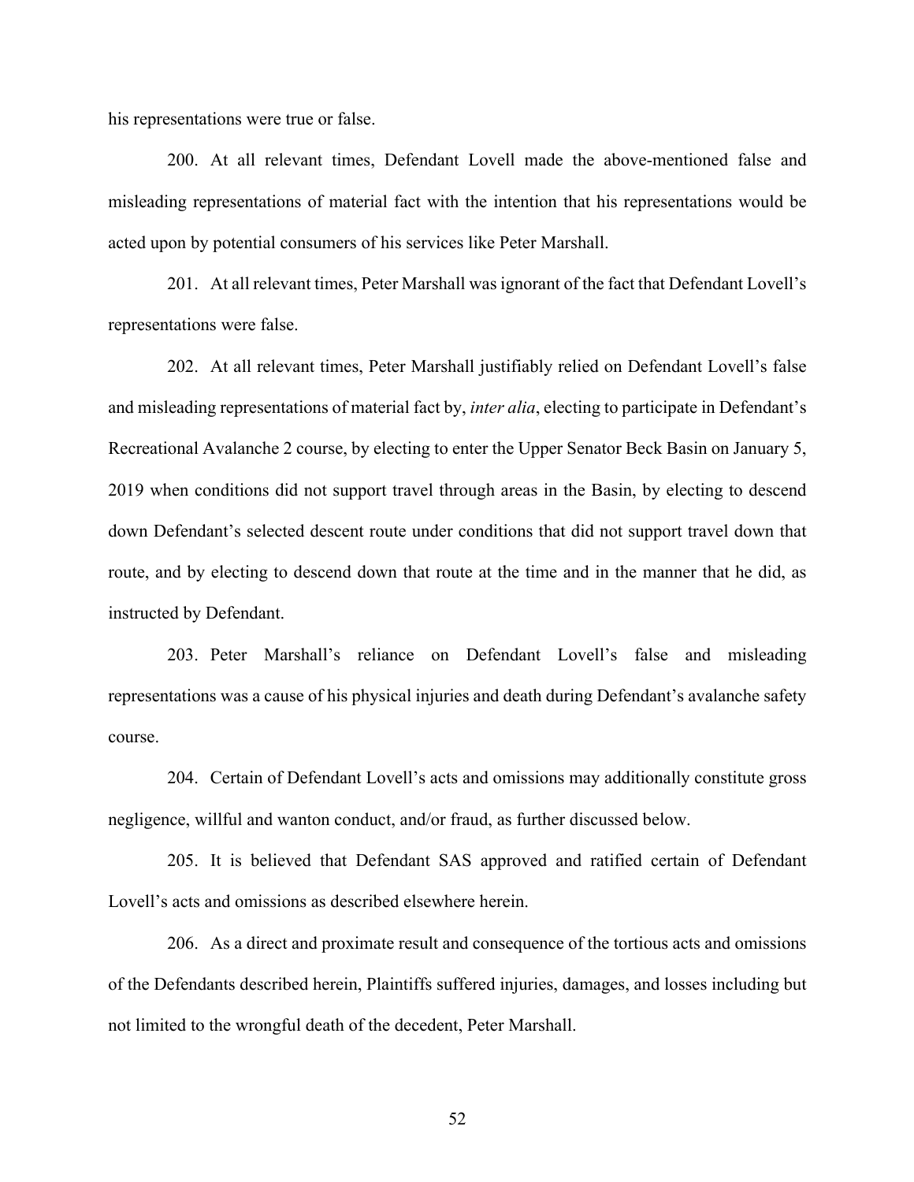his representations were true or false.

200. At all relevant times, Defendant Lovell made the above-mentioned false and misleading representations of material fact with the intention that his representations would be acted upon by potential consumers of his services like Peter Marshall.

201. At all relevant times, Peter Marshall was ignorant of the fact that Defendant Lovell's representations were false.

202. At all relevant times, Peter Marshall justifiably relied on Defendant Lovell's false and misleading representations of material fact by, *inter alia*, electing to participate in Defendant's Recreational Avalanche 2 course, by electing to enter the Upper Senator Beck Basin on January 5, 2019 when conditions did not support travel through areas in the Basin, by electing to descend down Defendant's selected descent route under conditions that did not support travel down that route, and by electing to descend down that route at the time and in the manner that he did, as instructed by Defendant.

203. Peter Marshall's reliance on Defendant Lovell's false and misleading representations was a cause of his physical injuries and death during Defendant's avalanche safety course.

204. Certain of Defendant Lovell's acts and omissions may additionally constitute gross negligence, willful and wanton conduct, and/or fraud, as further discussed below.

205. It is believed that Defendant SAS approved and ratified certain of Defendant Lovell's acts and omissions as described elsewhere herein.

206. As a direct and proximate result and consequence of the tortious acts and omissions of the Defendants described herein, Plaintiffs suffered injuries, damages, and losses including but not limited to the wrongful death of the decedent, Peter Marshall.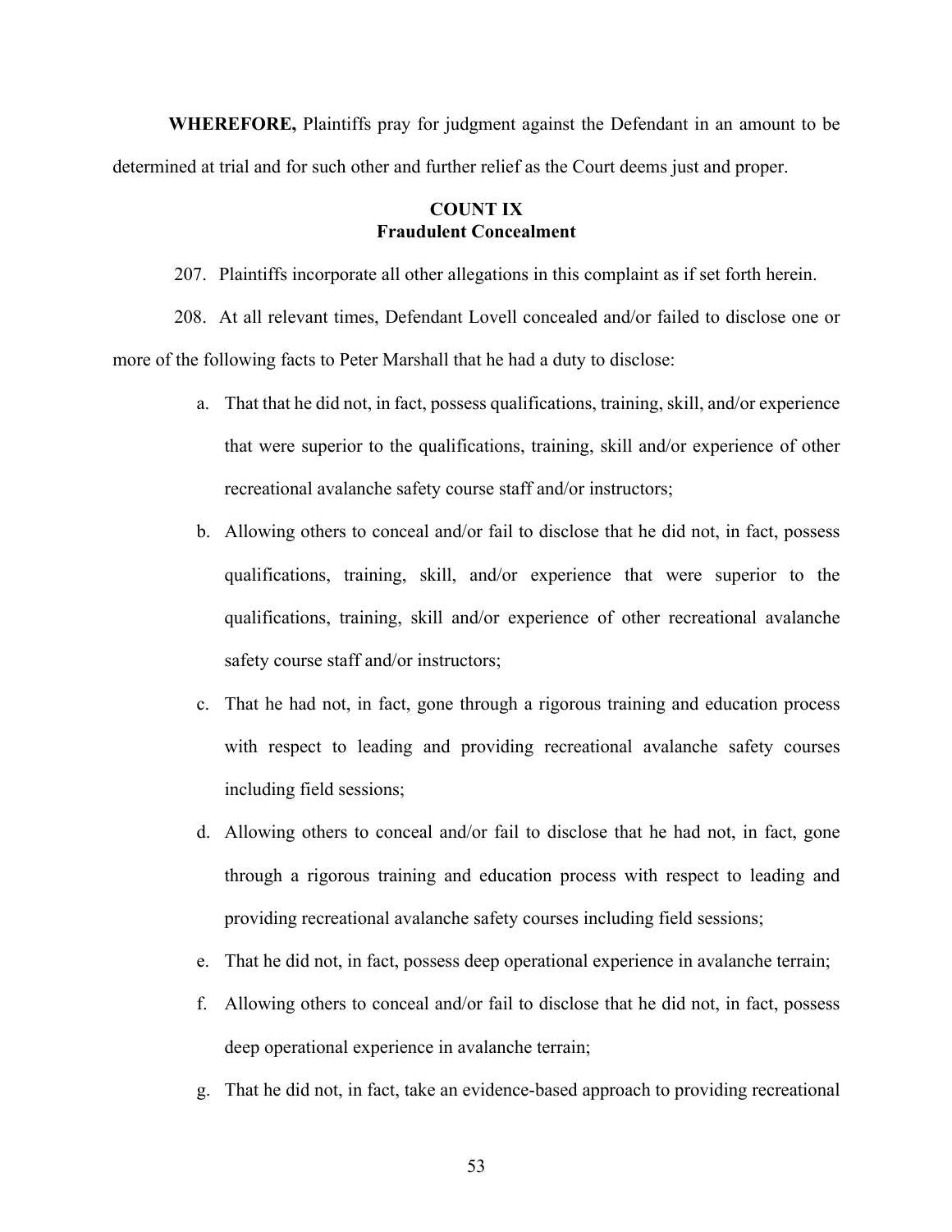**WHEREFORE,** Plaintiffs pray for judgment against the Defendant in an amount to be determined at trial and for such other and further relief as the Court deems just and proper.

**COUNT IX**
**Fraudulent Concealment**

207. Plaintiffs incorporate all other allegations in this complaint as if set forth herein.

208. At all relevant times, Defendant Lovell concealed and/or failed to disclose one or more of the following facts to Peter Marshall that he had a duty to disclose:

a. That that he did not, in fact, possess qualifications, training, skill, and/or experience that were superior to the qualifications, training, skill and/or experience of other recreational avalanche safety course staff and/or instructors;

b. Allowing others to conceal and/or fail to disclose that he did not, in fact, possess qualifications, training, skill, and/or experience that were superior to the qualifications, training, skill and/or experience of other recreational avalanche safety course staff and/or instructors;

c. That he had not, in fact, gone through a rigorous training and education process with respect to leading and providing recreational avalanche safety courses including field sessions;

d. Allowing others to conceal and/or fail to disclose that he had not, in fact, gone through a rigorous training and education process with respect to leading and providing recreational avalanche safety courses including field sessions;

e. That he did not, in fact, possess deep operational experience in avalanche terrain;

f. Allowing others to conceal and/or fail to disclose that he did not, in fact, possess deep operational experience in avalanche terrain;

g. That he did not, in fact, take an evidence-based approach to providing recreational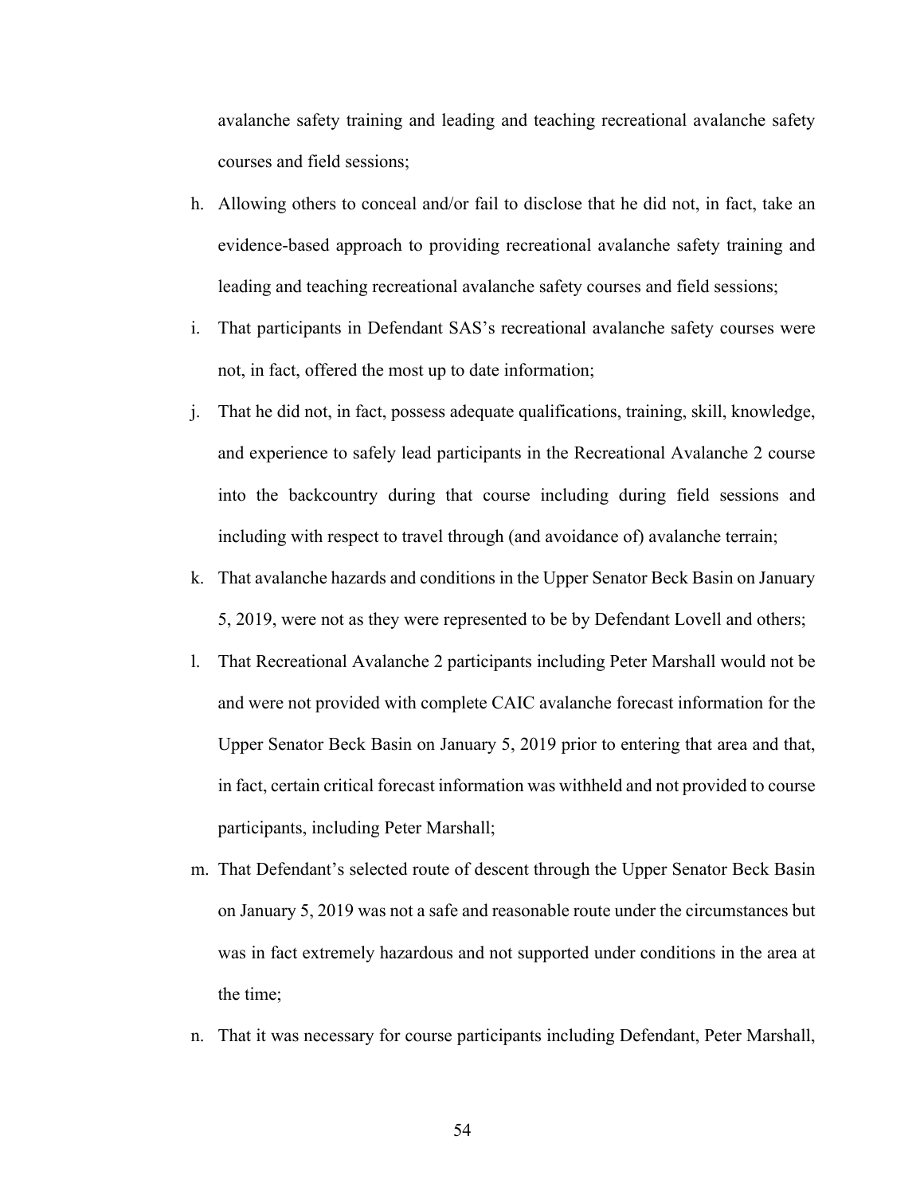avalanche safety training and leading and teaching recreational avalanche safety courses and field sessions;

h. Allowing others to conceal and/or fail to disclose that he did not, in fact, take an evidence-based approach to providing recreational avalanche safety training and leading and teaching recreational avalanche safety courses and field sessions;

i. That participants in Defendant SAS's recreational avalanche safety courses were not, in fact, offered the most up to date information;

j. That he did not, in fact, possess adequate qualifications, training, skill, knowledge, and experience to safely lead participants in the Recreational Avalanche 2 course into the backcountry during that course including during field sessions and including with respect to travel through (and avoidance of) avalanche terrain;

k. That avalanche hazards and conditions in the Upper Senator Beck Basin on January 5, 2019, were not as they were represented to be by Defendant Lovell and others;

l. That Recreational Avalanche 2 participants including Peter Marshall would not be and were not provided with complete CAIC avalanche forecast information for the Upper Senator Beck Basin on January 5, 2019 prior to entering that area and that, in fact, certain critical forecast information was withheld and not provided to course participants, including Peter Marshall;

m. That Defendant's selected route of descent through the Upper Senator Beck Basin on January 5, 2019 was not a safe and reasonable route under the circumstances but was in fact extremely hazardous and not supported under conditions in the area at the time;

n. That it was necessary for course participants including Defendant, Peter Marshall,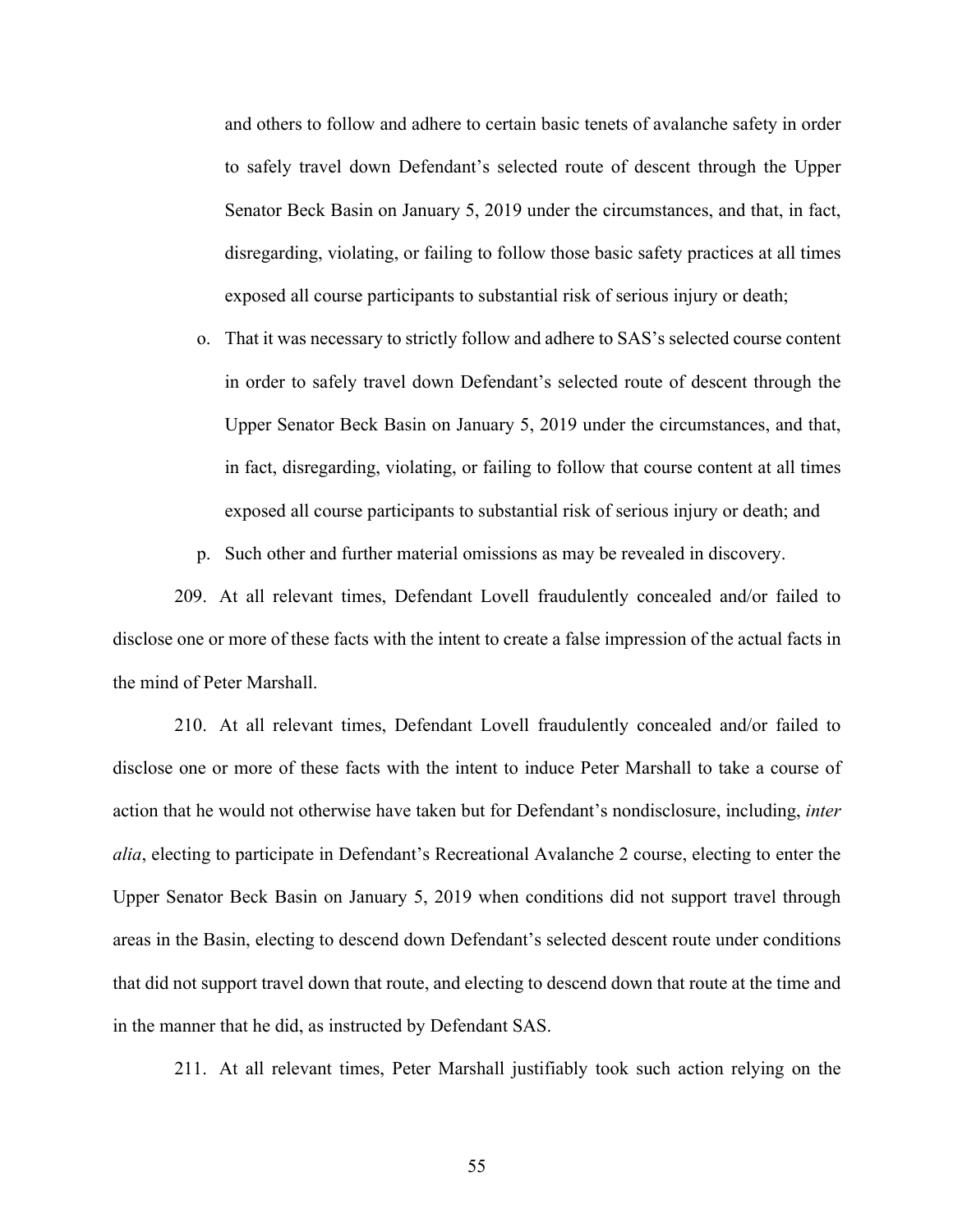and others to follow and adhere to certain basic tenets of avalanche safety in order to safely travel down Defendant's selected route of descent through the Upper Senator Beck Basin on January 5, 2019 under the circumstances, and that, in fact, disregarding, violating, or failing to follow those basic safety practices at all times exposed all course participants to substantial risk of serious injury or death;

o. That it was necessary to strictly follow and adhere to SAS's selected course content in order to safely travel down Defendant's selected route of descent through the Upper Senator Beck Basin on January 5, 2019 under the circumstances, and that, in fact, disregarding, violating, or failing to follow that course content at all times exposed all course participants to substantial risk of serious injury or death; and

p. Such other and further material omissions as may be revealed in discovery.

209. At all relevant times, Defendant Lovell fraudulently concealed and/or failed to disclose one or more of these facts with the intent to create a false impression of the actual facts in the mind of Peter Marshall.

210. At all relevant times, Defendant Lovell fraudulently concealed and/or failed to disclose one or more of these facts with the intent to induce Peter Marshall to take a course of action that he would not otherwise have taken but for Defendant's nondisclosure, including, *inter alia*, electing to participate in Defendant's Recreational Avalanche 2 course, electing to enter the Upper Senator Beck Basin on January 5, 2019 when conditions did not support travel through areas in the Basin, electing to descend down Defendant's selected descent route under conditions that did not support travel down that route, and electing to descend down that route at the time and in the manner that he did, as instructed by Defendant SAS.

211. At all relevant times, Peter Marshall justifiably took such action relying on the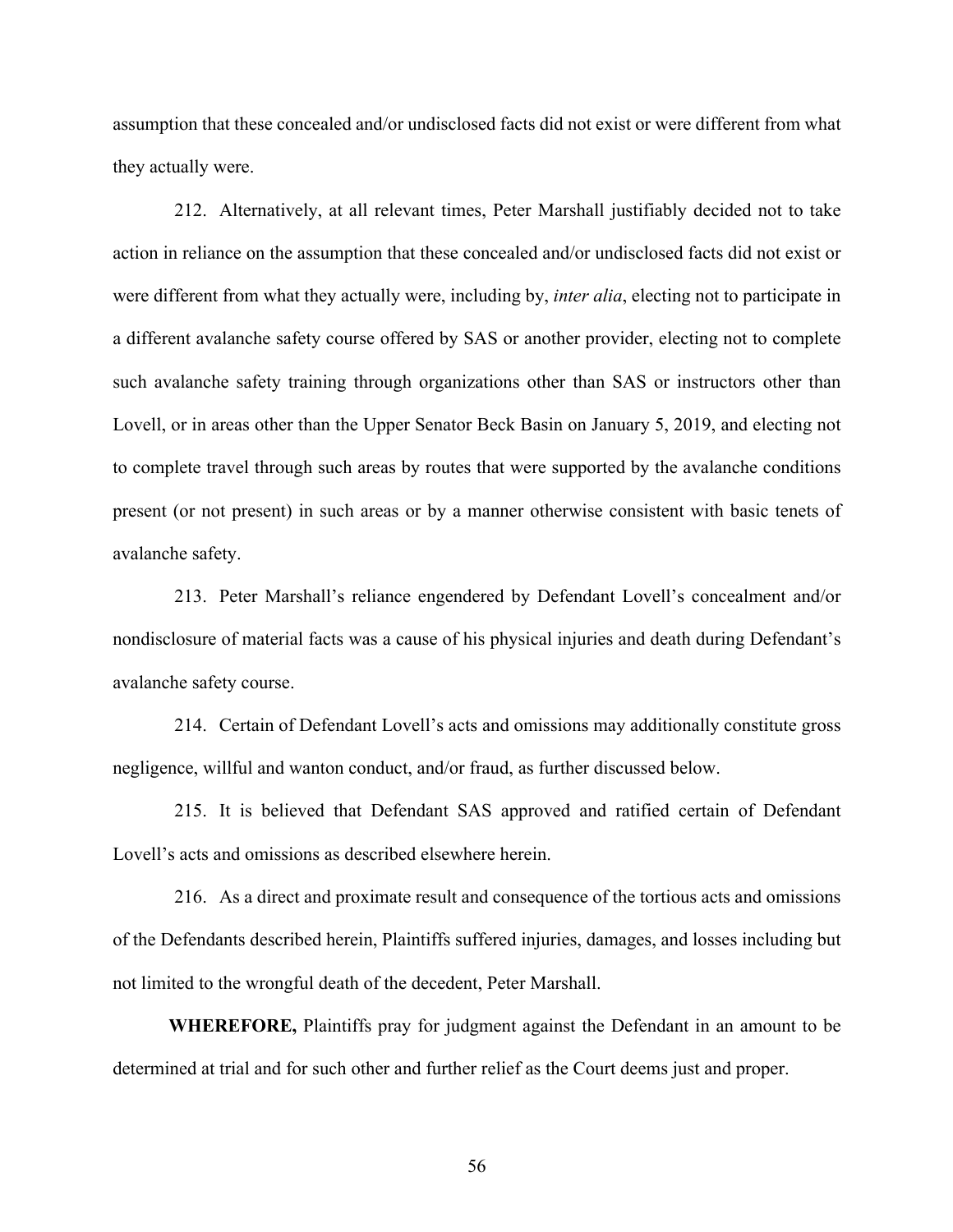assumption that these concealed and/or undisclosed facts did not exist or were different from what they actually were.

212. Alternatively, at all relevant times, Peter Marshall justifiably decided not to take action in reliance on the assumption that these concealed and/or undisclosed facts did not exist or were different from what they actually were, including by, *inter alia*, electing not to participate in a different avalanche safety course offered by SAS or another provider, electing not to complete such avalanche safety training through organizations other than SAS or instructors other than Lovell, or in areas other than the Upper Senator Beck Basin on January 5, 2019, and electing not to complete travel through such areas by routes that were supported by the avalanche conditions present (or not present) in such areas or by a manner otherwise consistent with basic tenets of avalanche safety.

213. Peter Marshall's reliance engendered by Defendant Lovell's concealment and/or nondisclosure of material facts was a cause of his physical injuries and death during Defendant's avalanche safety course.

214. Certain of Defendant Lovell's acts and omissions may additionally constitute gross negligence, willful and wanton conduct, and/or fraud, as further discussed below.

215. It is believed that Defendant SAS approved and ratified certain of Defendant Lovell's acts and omissions as described elsewhere herein.

216. As a direct and proximate result and consequence of the tortious acts and omissions of the Defendants described herein, Plaintiffs suffered injuries, damages, and losses including but not limited to the wrongful death of the decedent, Peter Marshall.

**WHEREFORE,** Plaintiffs pray for judgment against the Defendant in an amount to be determined at trial and for such other and further relief as the Court deems just and proper.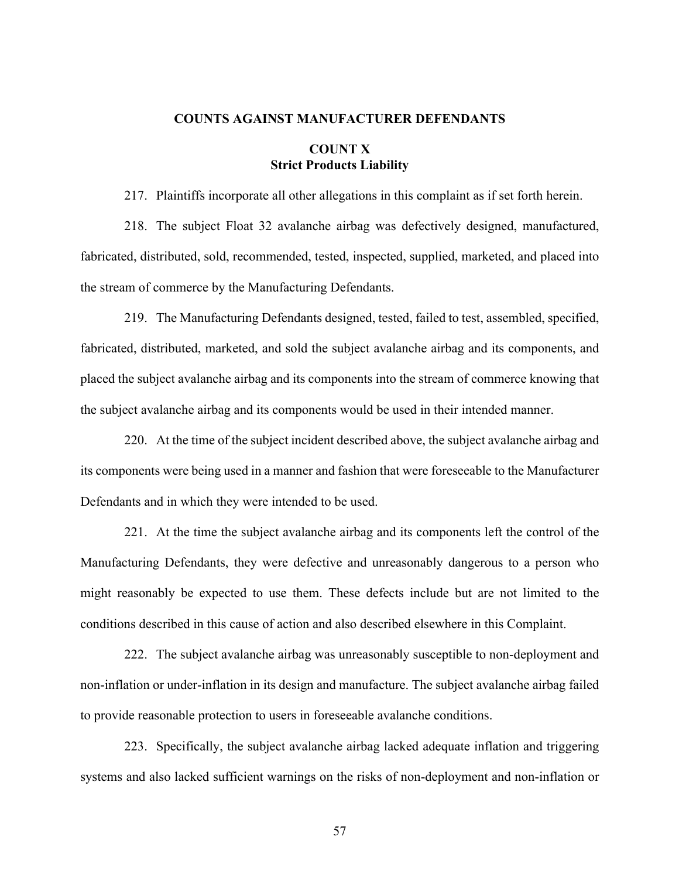## COUNTS AGAINST MANUFACTURER DEFENDANTS

### COUNT X
### Strict Products Liability

217. Plaintiffs incorporate all other allegations in this complaint as if set forth herein.

218. The subject Float 32 avalanche airbag was defectively designed, manufactured, fabricated, distributed, sold, recommended, tested, inspected, supplied, marketed, and placed into the stream of commerce by the Manufacturing Defendants.

219. The Manufacturing Defendants designed, tested, failed to test, assembled, specified, fabricated, distributed, marketed, and sold the subject avalanche airbag and its components, and placed the subject avalanche airbag and its components into the stream of commerce knowing that the subject avalanche airbag and its components would be used in their intended manner.

220. At the time of the subject incident described above, the subject avalanche airbag and its components were being used in a manner and fashion that were foreseeable to the Manufacturer Defendants and in which they were intended to be used.

221. At the time the subject avalanche airbag and its components left the control of the Manufacturing Defendants, they were defective and unreasonably dangerous to a person who might reasonably be expected to use them. These defects include but are not limited to the conditions described in this cause of action and also described elsewhere in this Complaint.

222. The subject avalanche airbag was unreasonably susceptible to non-deployment and non-inflation or under-inflation in its design and manufacture. The subject avalanche airbag failed to provide reasonable protection to users in foreseeable avalanche conditions.

223. Specifically, the subject avalanche airbag lacked adequate inflation and triggering systems and also lacked sufficient warnings on the risks of non-deployment and non-inflation or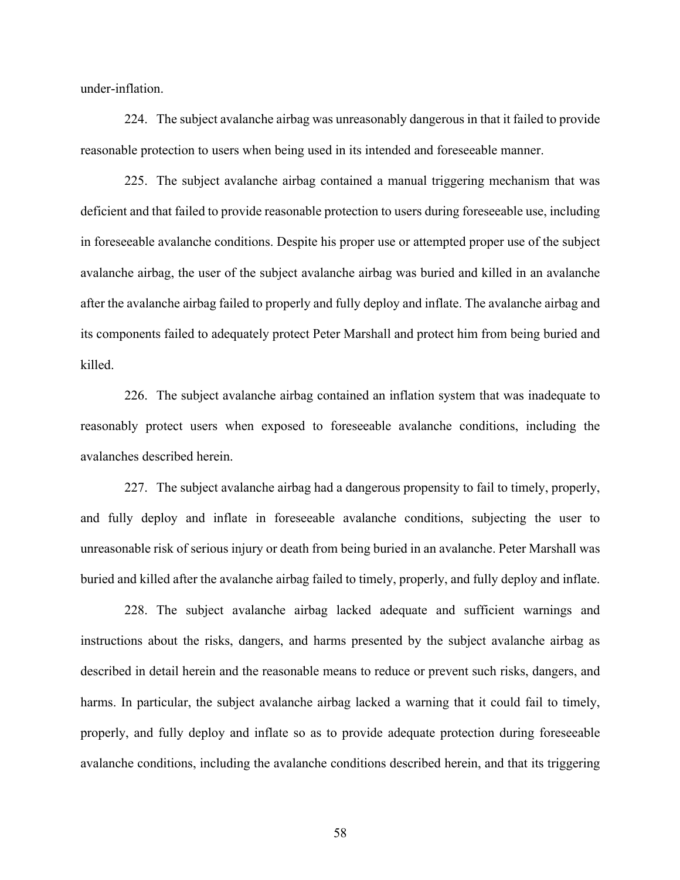under-inflation.

224. The subject avalanche airbag was unreasonably dangerous in that it failed to provide reasonable protection to users when being used in its intended and foreseeable manner.

225. The subject avalanche airbag contained a manual triggering mechanism that was deficient and that failed to provide reasonable protection to users during foreseeable use, including in foreseeable avalanche conditions. Despite his proper use or attempted proper use of the subject avalanche airbag, the user of the subject avalanche airbag was buried and killed in an avalanche after the avalanche airbag failed to properly and fully deploy and inflate. The avalanche airbag and its components failed to adequately protect Peter Marshall and protect him from being buried and killed.

226. The subject avalanche airbag contained an inflation system that was inadequate to reasonably protect users when exposed to foreseeable avalanche conditions, including the avalanches described herein.

227. The subject avalanche airbag had a dangerous propensity to fail to timely, properly, and fully deploy and inflate in foreseeable avalanche conditions, subjecting the user to unreasonable risk of serious injury or death from being buried in an avalanche. Peter Marshall was buried and killed after the avalanche airbag failed to timely, properly, and fully deploy and inflate.

228. The subject avalanche airbag lacked adequate and sufficient warnings and instructions about the risks, dangers, and harms presented by the subject avalanche airbag as described in detail herein and the reasonable means to reduce or prevent such risks, dangers, and harms. In particular, the subject avalanche airbag lacked a warning that it could fail to timely, properly, and fully deploy and inflate so as to provide adequate protection during foreseeable avalanche conditions, including the avalanche conditions described herein, and that its triggering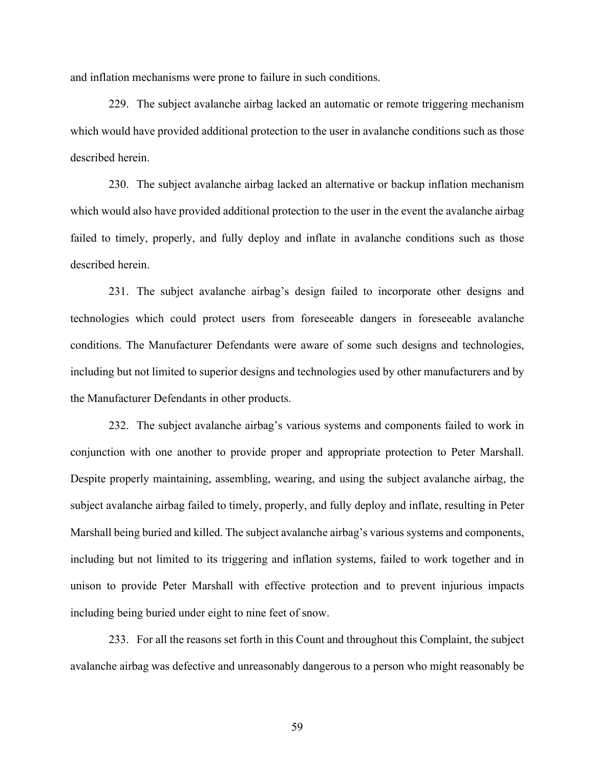and inflation mechanisms were prone to failure in such conditions.

229. The subject avalanche airbag lacked an automatic or remote triggering mechanism which would have provided additional protection to the user in avalanche conditions such as those described herein.

230. The subject avalanche airbag lacked an alternative or backup inflation mechanism which would also have provided additional protection to the user in the event the avalanche airbag failed to timely, properly, and fully deploy and inflate in avalanche conditions such as those described herein.

231. The subject avalanche airbag's design failed to incorporate other designs and technologies which could protect users from foreseeable dangers in foreseeable avalanche conditions. The Manufacturer Defendants were aware of some such designs and technologies, including but not limited to superior designs and technologies used by other manufacturers and by the Manufacturer Defendants in other products.

232. The subject avalanche airbag's various systems and components failed to work in conjunction with one another to provide proper and appropriate protection to Peter Marshall. Despite properly maintaining, assembling, wearing, and using the subject avalanche airbag, the subject avalanche airbag failed to timely, properly, and fully deploy and inflate, resulting in Peter Marshall being buried and killed. The subject avalanche airbag's various systems and components, including but not limited to its triggering and inflation systems, failed to work together and in unison to provide Peter Marshall with effective protection and to prevent injurious impacts including being buried under eight to nine feet of snow.

233. For all the reasons set forth in this Count and throughout this Complaint, the subject avalanche airbag was defective and unreasonably dangerous to a person who might reasonably be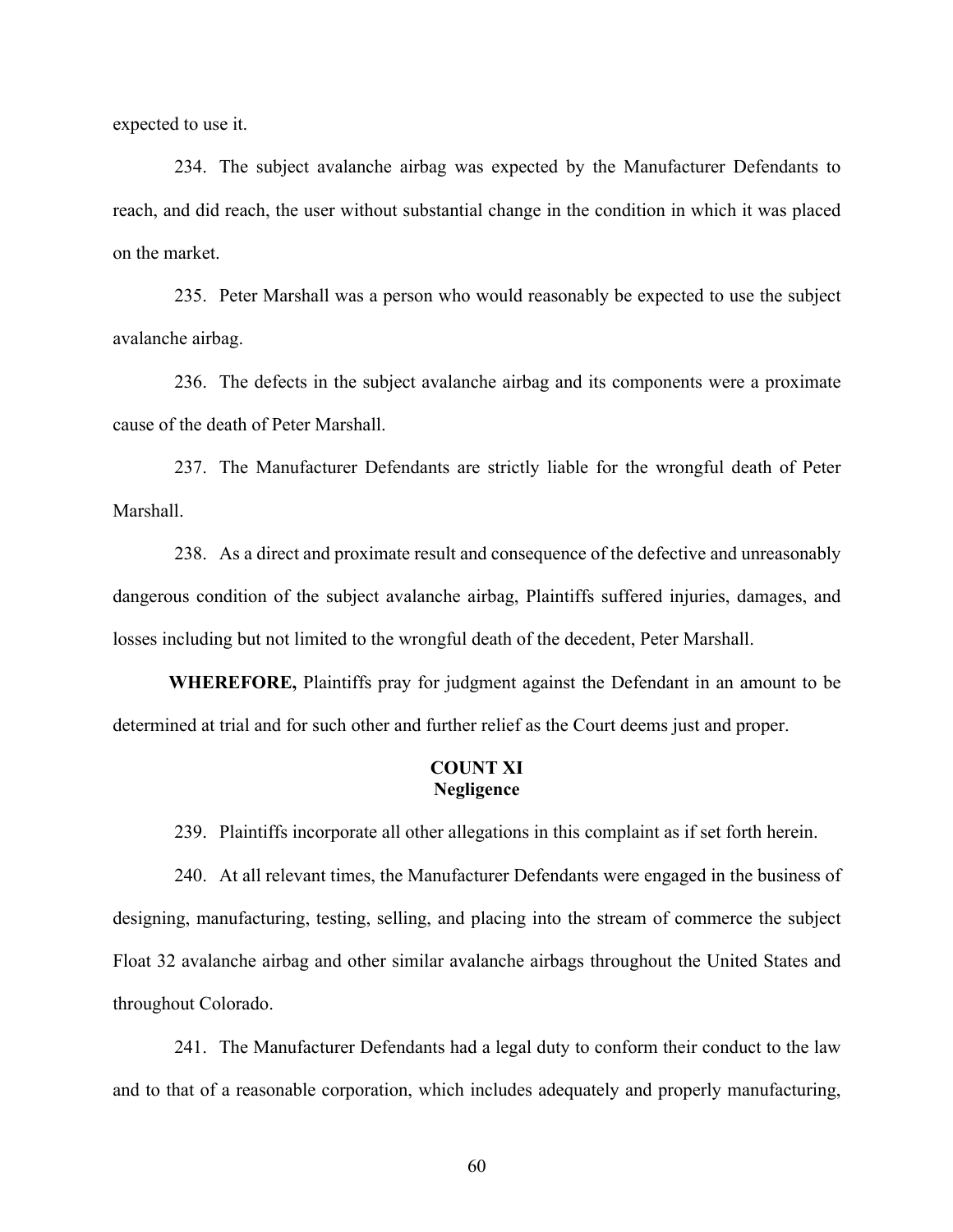expected to use it.

234. The subject avalanche airbag was expected by the Manufacturer Defendants to reach, and did reach, the user without substantial change in the condition in which it was placed on the market.

235. Peter Marshall was a person who would reasonably be expected to use the subject avalanche airbag.

236. The defects in the subject avalanche airbag and its components were a proximate cause of the death of Peter Marshall.

237. The Manufacturer Defendants are strictly liable for the wrongful death of Peter Marshall.

238. As a direct and proximate result and consequence of the defective and unreasonably dangerous condition of the subject avalanche airbag, Plaintiffs suffered injuries, damages, and losses including but not limited to the wrongful death of the decedent, Peter Marshall.

**WHEREFORE,** Plaintiffs pray for judgment against the Defendant in an amount to be determined at trial and for such other and further relief as the Court deems just and proper.

**COUNT XI**
**Negligence**

239. Plaintiffs incorporate all other allegations in this complaint as if set forth herein.

240. At all relevant times, the Manufacturer Defendants were engaged in the business of designing, manufacturing, testing, selling, and placing into the stream of commerce the subject Float 32 avalanche airbag and other similar avalanche airbags throughout the United States and throughout Colorado.

241. The Manufacturer Defendants had a legal duty to conform their conduct to the law and to that of a reasonable corporation, which includes adequately and properly manufacturing,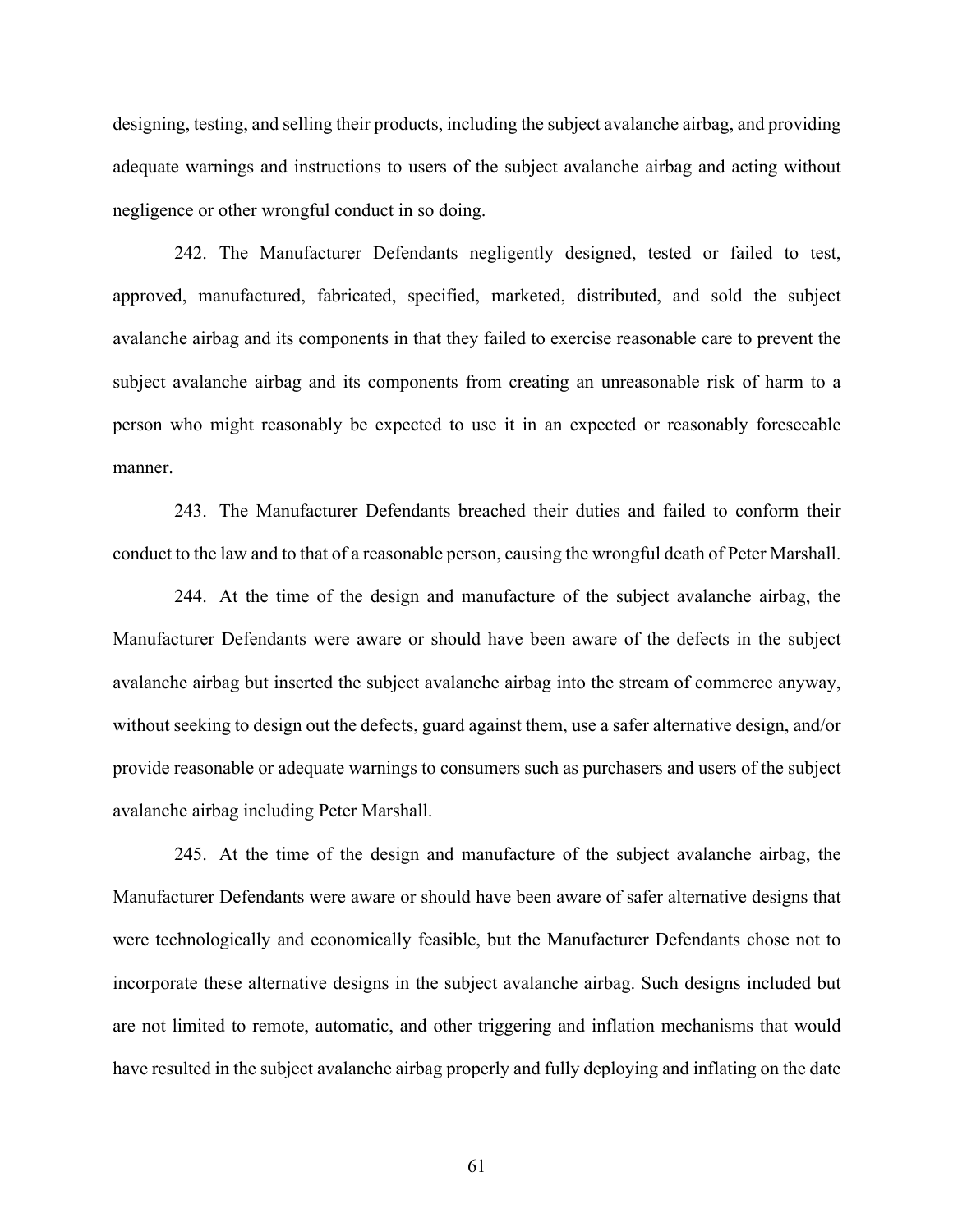designing, testing, and selling their products, including the subject avalanche airbag, and providing adequate warnings and instructions to users of the subject avalanche airbag and acting without negligence or other wrongful conduct in so doing.

242. The Manufacturer Defendants negligently designed, tested or failed to test, approved, manufactured, fabricated, specified, marketed, distributed, and sold the subject avalanche airbag and its components in that they failed to exercise reasonable care to prevent the subject avalanche airbag and its components from creating an unreasonable risk of harm to a person who might reasonably be expected to use it in an expected or reasonably foreseeable manner.

243. The Manufacturer Defendants breached their duties and failed to conform their conduct to the law and to that of a reasonable person, causing the wrongful death of Peter Marshall.

244. At the time of the design and manufacture of the subject avalanche airbag, the Manufacturer Defendants were aware or should have been aware of the defects in the subject avalanche airbag but inserted the subject avalanche airbag into the stream of commerce anyway, without seeking to design out the defects, guard against them, use a safer alternative design, and/or provide reasonable or adequate warnings to consumers such as purchasers and users of the subject avalanche airbag including Peter Marshall.

245. At the time of the design and manufacture of the subject avalanche airbag, the Manufacturer Defendants were aware or should have been aware of safer alternative designs that were technologically and economically feasible, but the Manufacturer Defendants chose not to incorporate these alternative designs in the subject avalanche airbag. Such designs included but are not limited to remote, automatic, and other triggering and inflation mechanisms that would have resulted in the subject avalanche airbag properly and fully deploying and inflating on the date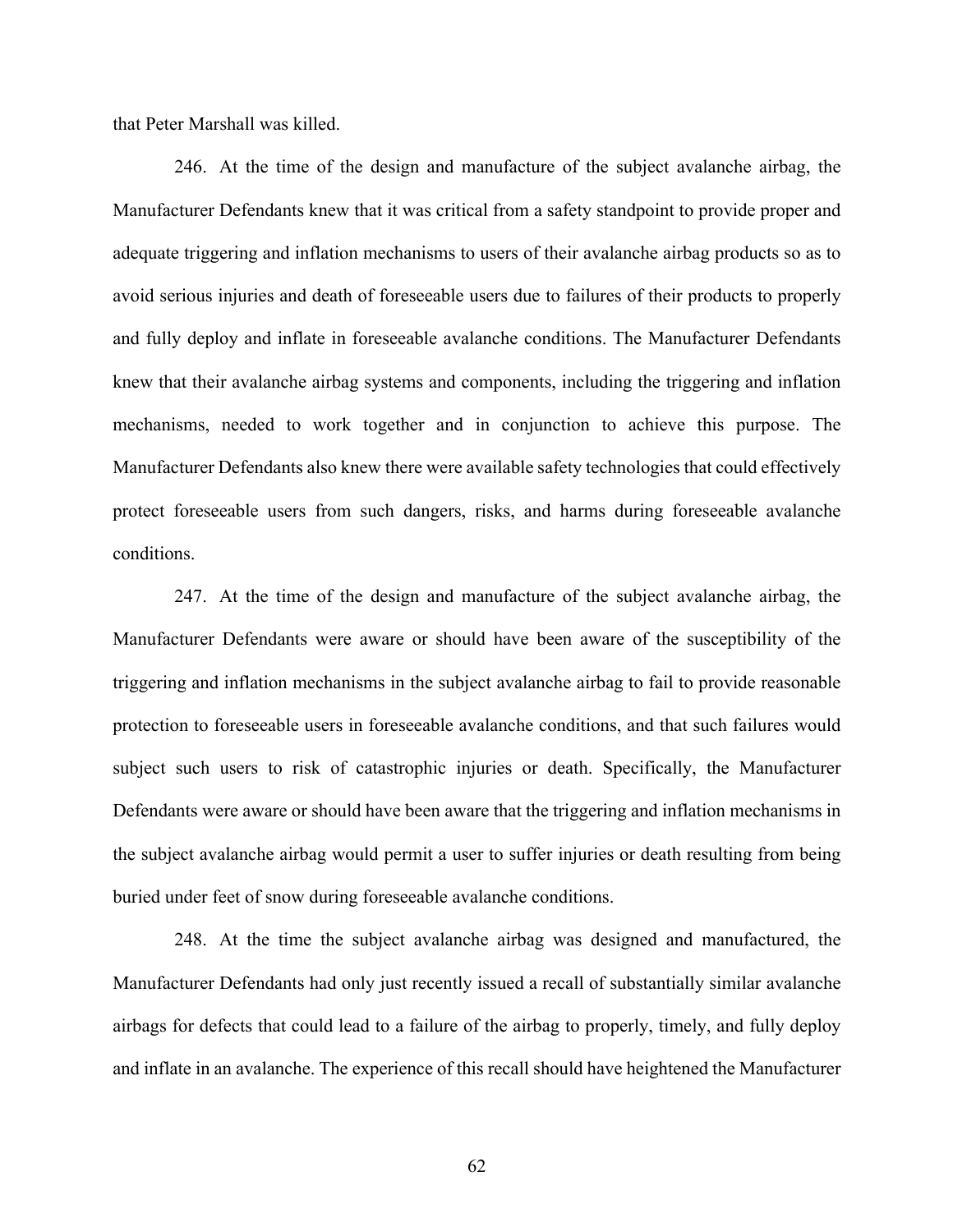that Peter Marshall was killed.

246. At the time of the design and manufacture of the subject avalanche airbag, the Manufacturer Defendants knew that it was critical from a safety standpoint to provide proper and adequate triggering and inflation mechanisms to users of their avalanche airbag products so as to avoid serious injuries and death of foreseeable users due to failures of their products to properly and fully deploy and inflate in foreseeable avalanche conditions. The Manufacturer Defendants knew that their avalanche airbag systems and components, including the triggering and inflation mechanisms, needed to work together and in conjunction to achieve this purpose. The Manufacturer Defendants also knew there were available safety technologies that could effectively protect foreseeable users from such dangers, risks, and harms during foreseeable avalanche conditions.

247. At the time of the design and manufacture of the subject avalanche airbag, the Manufacturer Defendants were aware or should have been aware of the susceptibility of the triggering and inflation mechanisms in the subject avalanche airbag to fail to provide reasonable protection to foreseeable users in foreseeable avalanche conditions, and that such failures would subject such users to risk of catastrophic injuries or death. Specifically, the Manufacturer Defendants were aware or should have been aware that the triggering and inflation mechanisms in the subject avalanche airbag would permit a user to suffer injuries or death resulting from being buried under feet of snow during foreseeable avalanche conditions.

248. At the time the subject avalanche airbag was designed and manufactured, the Manufacturer Defendants had only just recently issued a recall of substantially similar avalanche airbags for defects that could lead to a failure of the airbag to properly, timely, and fully deploy and inflate in an avalanche. The experience of this recall should have heightened the Manufacturer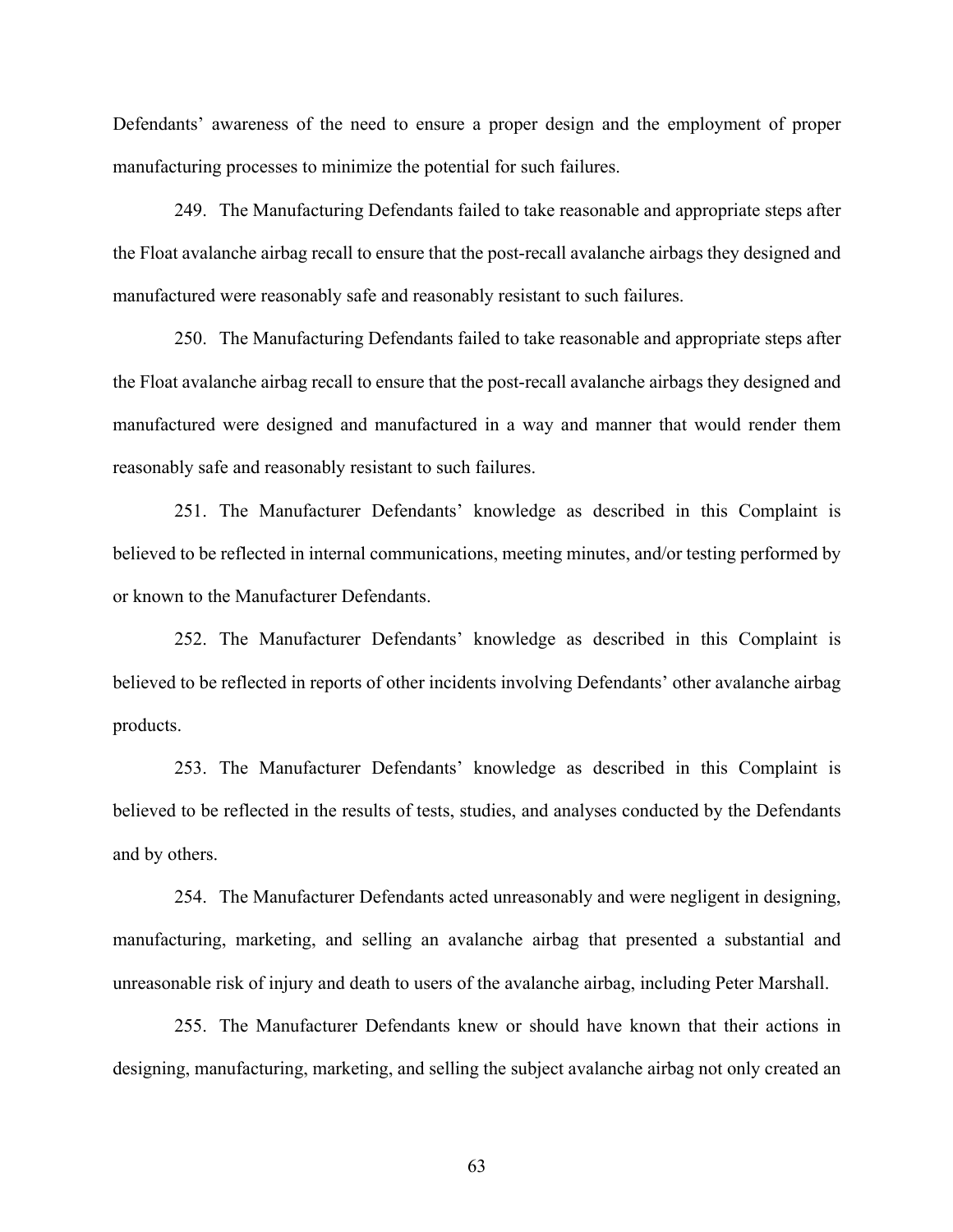Defendants' awareness of the need to ensure a proper design and the employment of proper manufacturing processes to minimize the potential for such failures.

249. The Manufacturing Defendants failed to take reasonable and appropriate steps after the Float avalanche airbag recall to ensure that the post-recall avalanche airbags they designed and manufactured were reasonably safe and reasonably resistant to such failures.

250. The Manufacturing Defendants failed to take reasonable and appropriate steps after the Float avalanche airbag recall to ensure that the post-recall avalanche airbags they designed and manufactured were designed and manufactured in a way and manner that would render them reasonably safe and reasonably resistant to such failures.

251. The Manufacturer Defendants' knowledge as described in this Complaint is believed to be reflected in internal communications, meeting minutes, and/or testing performed by or known to the Manufacturer Defendants.

252. The Manufacturer Defendants' knowledge as described in this Complaint is believed to be reflected in reports of other incidents involving Defendants' other avalanche airbag products.

253. The Manufacturer Defendants' knowledge as described in this Complaint is believed to be reflected in the results of tests, studies, and analyses conducted by the Defendants and by others.

254. The Manufacturer Defendants acted unreasonably and were negligent in designing, manufacturing, marketing, and selling an avalanche airbag that presented a substantial and unreasonable risk of injury and death to users of the avalanche airbag, including Peter Marshall.

255. The Manufacturer Defendants knew or should have known that their actions in designing, manufacturing, marketing, and selling the subject avalanche airbag not only created an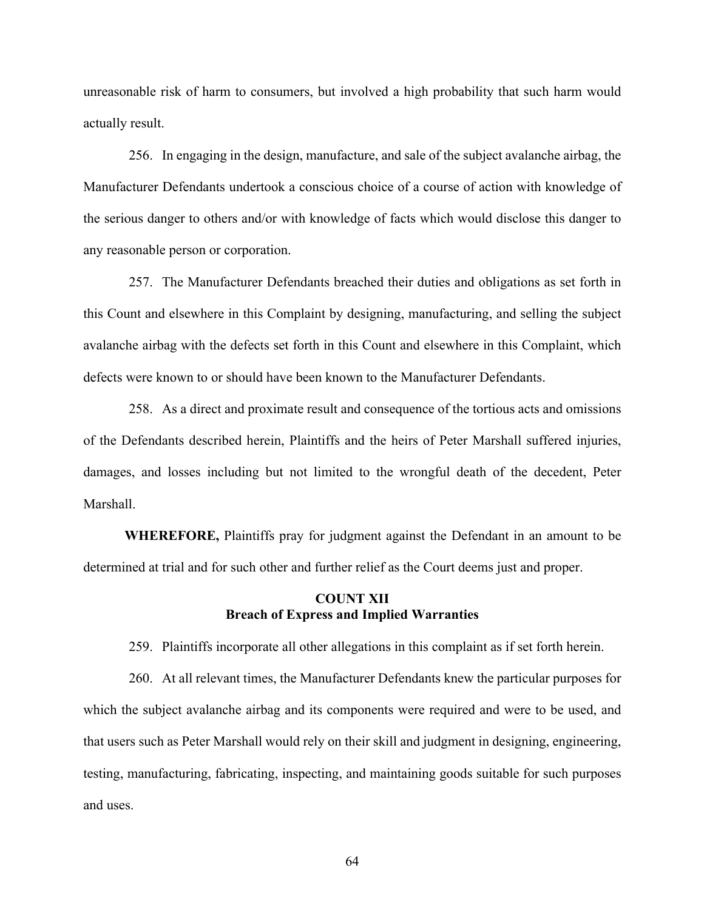unreasonable risk of harm to consumers, but involved a high probability that such harm would actually result.

256. In engaging in the design, manufacture, and sale of the subject avalanche airbag, the Manufacturer Defendants undertook a conscious choice of a course of action with knowledge of the serious danger to others and/or with knowledge of facts which would disclose this danger to any reasonable person or corporation.

257. The Manufacturer Defendants breached their duties and obligations as set forth in this Count and elsewhere in this Complaint by designing, manufacturing, and selling the subject avalanche airbag with the defects set forth in this Count and elsewhere in this Complaint, which defects were known to or should have been known to the Manufacturer Defendants.

258. As a direct and proximate result and consequence of the tortious acts and omissions of the Defendants described herein, Plaintiffs and the heirs of Peter Marshall suffered injuries, damages, and losses including but not limited to the wrongful death of the decedent, Peter Marshall.

**WHEREFORE,** Plaintiffs pray for judgment against the Defendant in an amount to be determined at trial and for such other and further relief as the Court deems just and proper.

## COUNT XII
## Breach of Express and Implied Warranties

259. Plaintiffs incorporate all other allegations in this complaint as if set forth herein.

260. At all relevant times, the Manufacturer Defendants knew the particular purposes for which the subject avalanche airbag and its components were required and were to be used, and that users such as Peter Marshall would rely on their skill and judgment in designing, engineering, testing, manufacturing, fabricating, inspecting, and maintaining goods suitable for such purposes and uses.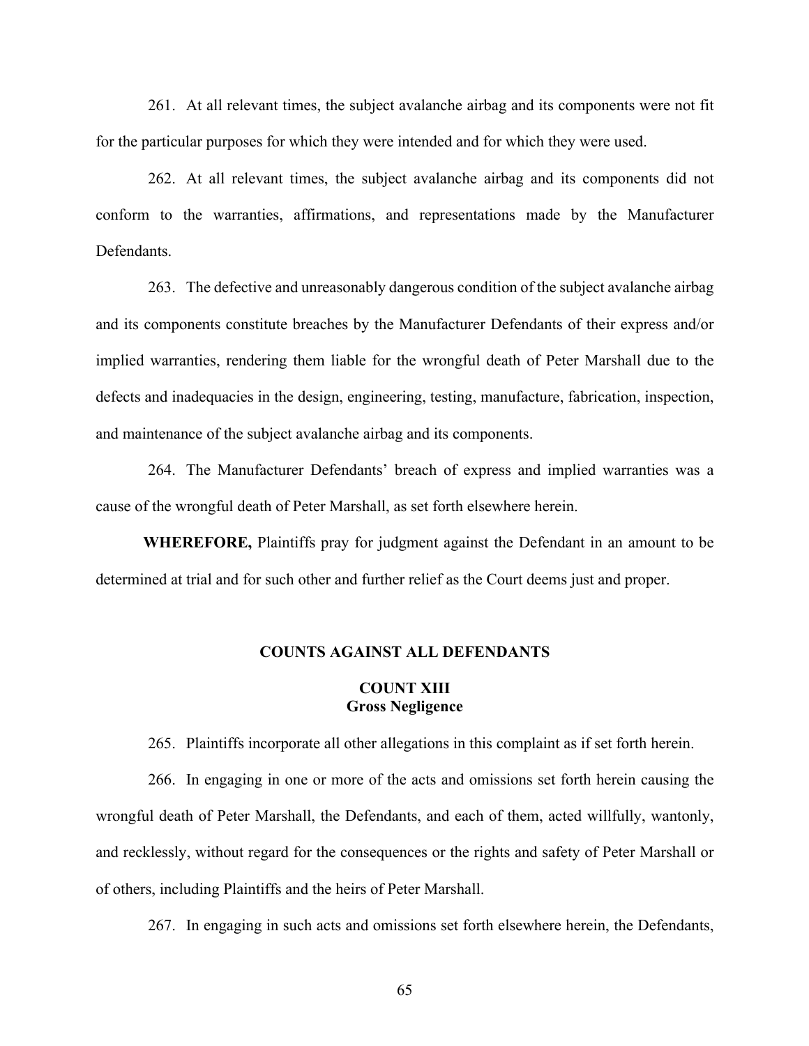261. At all relevant times, the subject avalanche airbag and its components were not fit for the particular purposes for which they were intended and for which they were used.

262. At all relevant times, the subject avalanche airbag and its components did not conform to the warranties, affirmations, and representations made by the Manufacturer Defendants.

263. The defective and unreasonably dangerous condition of the subject avalanche airbag and its components constitute breaches by the Manufacturer Defendants of their express and/or implied warranties, rendering them liable for the wrongful death of Peter Marshall due to the defects and inadequacies in the design, engineering, testing, manufacture, fabrication, inspection, and maintenance of the subject avalanche airbag and its components.

264. The Manufacturer Defendants' breach of express and implied warranties was a cause of the wrongful death of Peter Marshall, as set forth elsewhere herein.

**WHEREFORE,** Plaintiffs pray for judgment against the Defendant in an amount to be determined at trial and for such other and further relief as the Court deems just and proper.

## COUNTS AGAINST ALL DEFENDANTS

### COUNT XIII
### Gross Negligence

265. Plaintiffs incorporate all other allegations in this complaint as if set forth herein.

266. In engaging in one or more of the acts and omissions set forth herein causing the wrongful death of Peter Marshall, the Defendants, and each of them, acted willfully, wantonly, and recklessly, without regard for the consequences or the rights and safety of Peter Marshall or of others, including Plaintiffs and the heirs of Peter Marshall.

267. In engaging in such acts and omissions set forth elsewhere herein, the Defendants,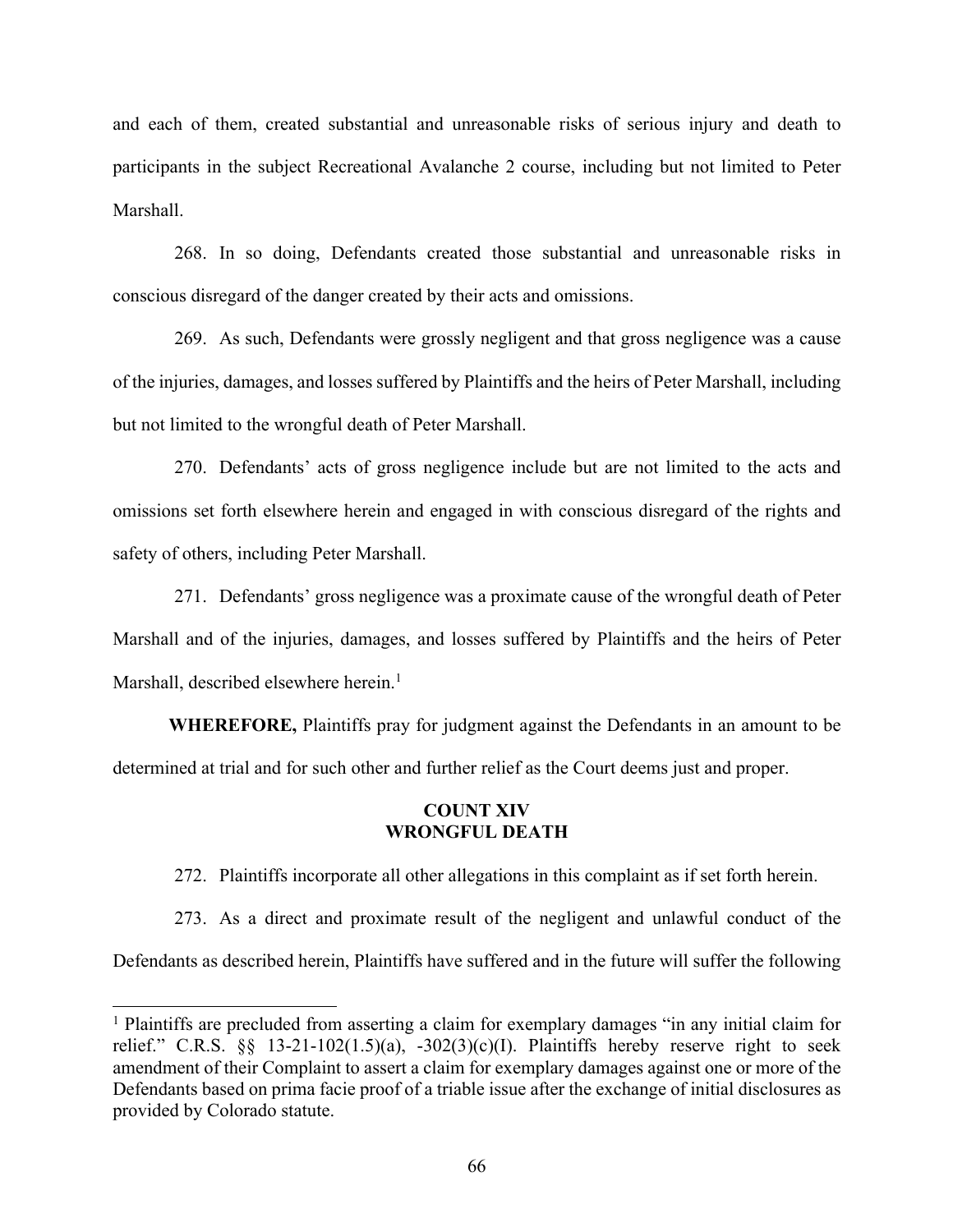and each of them, created substantial and unreasonable risks of serious injury and death to participants in the subject Recreational Avalanche 2 course, including but not limited to Peter Marshall.

268. In so doing, Defendants created those substantial and unreasonable risks in conscious disregard of the danger created by their acts and omissions.

269. As such, Defendants were grossly negligent and that gross negligence was a cause of the injuries, damages, and losses suffered by Plaintiffs and the heirs of Peter Marshall, including but not limited to the wrongful death of Peter Marshall.

270. Defendants' acts of gross negligence include but are not limited to the acts and omissions set forth elsewhere herein and engaged in with conscious disregard of the rights and safety of others, including Peter Marshall.

271. Defendants' gross negligence was a proximate cause of the wrongful death of Peter Marshall and of the injuries, damages, and losses suffered by Plaintiffs and the heirs of Peter Marshall, described elsewhere herein.[1]

**WHEREFORE,** Plaintiffs pray for judgment against the Defendants in an amount to be determined at trial and for such other and further relief as the Court deems just and proper.

**COUNT XIV**
**WRONGFUL DEATH**

272. Plaintiffs incorporate all other allegations in this complaint as if set forth herein.

273. As a direct and proximate result of the negligent and unlawful conduct of the Defendants as described herein, Plaintiffs have suffered and in the future will suffer the following

---

[1] Plaintiffs are precluded from asserting a claim for exemplary damages "in any initial claim for relief." C.R.S. §§ 13-21-102(1.5)(a), -302(3)(c)(I). Plaintiffs hereby reserve right to seek amendment of their Complaint to assert a claim for exemplary damages against one or more of the Defendants based on prima facie proof of a triable issue after the exchange of initial disclosures as provided by Colorado statute.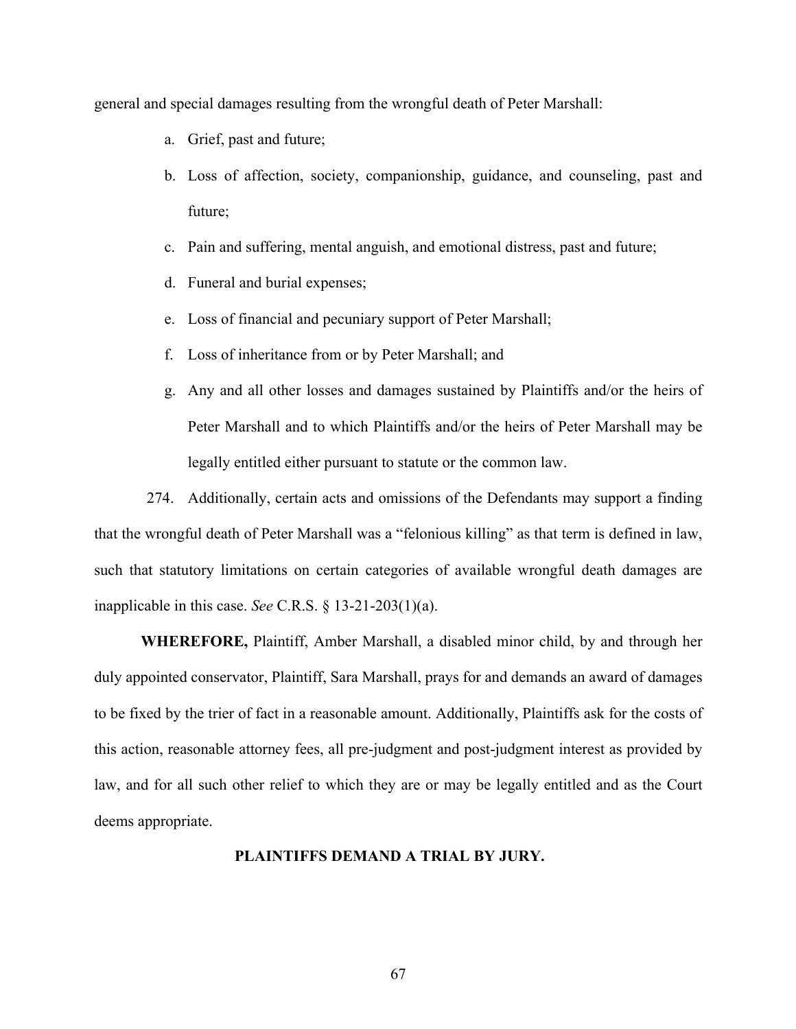general and special damages resulting from the wrongful death of Peter Marshall:

a. Grief, past and future;

b. Loss of affection, society, companionship, guidance, and counseling, past and future;

c. Pain and suffering, mental anguish, and emotional distress, past and future;

d. Funeral and burial expenses;

e. Loss of financial and pecuniary support of Peter Marshall;

f. Loss of inheritance from or by Peter Marshall; and

g. Any and all other losses and damages sustained by Plaintiffs and/or the heirs of Peter Marshall and to which Plaintiffs and/or the heirs of Peter Marshall may be legally entitled either pursuant to statute or the common law.

274. Additionally, certain acts and omissions of the Defendants may support a finding that the wrongful death of Peter Marshall was a "felonious killing" as that term is defined in law, such that statutory limitations on certain categories of available wrongful death damages are inapplicable in this case. *See* C.R.S. § 13-21-203(1)(a).

**WHEREFORE,** Plaintiff, Amber Marshall, a disabled minor child, by and through her duly appointed conservator, Plaintiff, Sara Marshall, prays for and demands an award of damages to be fixed by the trier of fact in a reasonable amount. Additionally, Plaintiffs ask for the costs of this action, reasonable attorney fees, all pre-judgment and post-judgment interest as provided by law, and for all such other relief to which they are or may be legally entitled and as the Court deems appropriate.

**PLAINTIFFS DEMAND A TRIAL BY JURY.**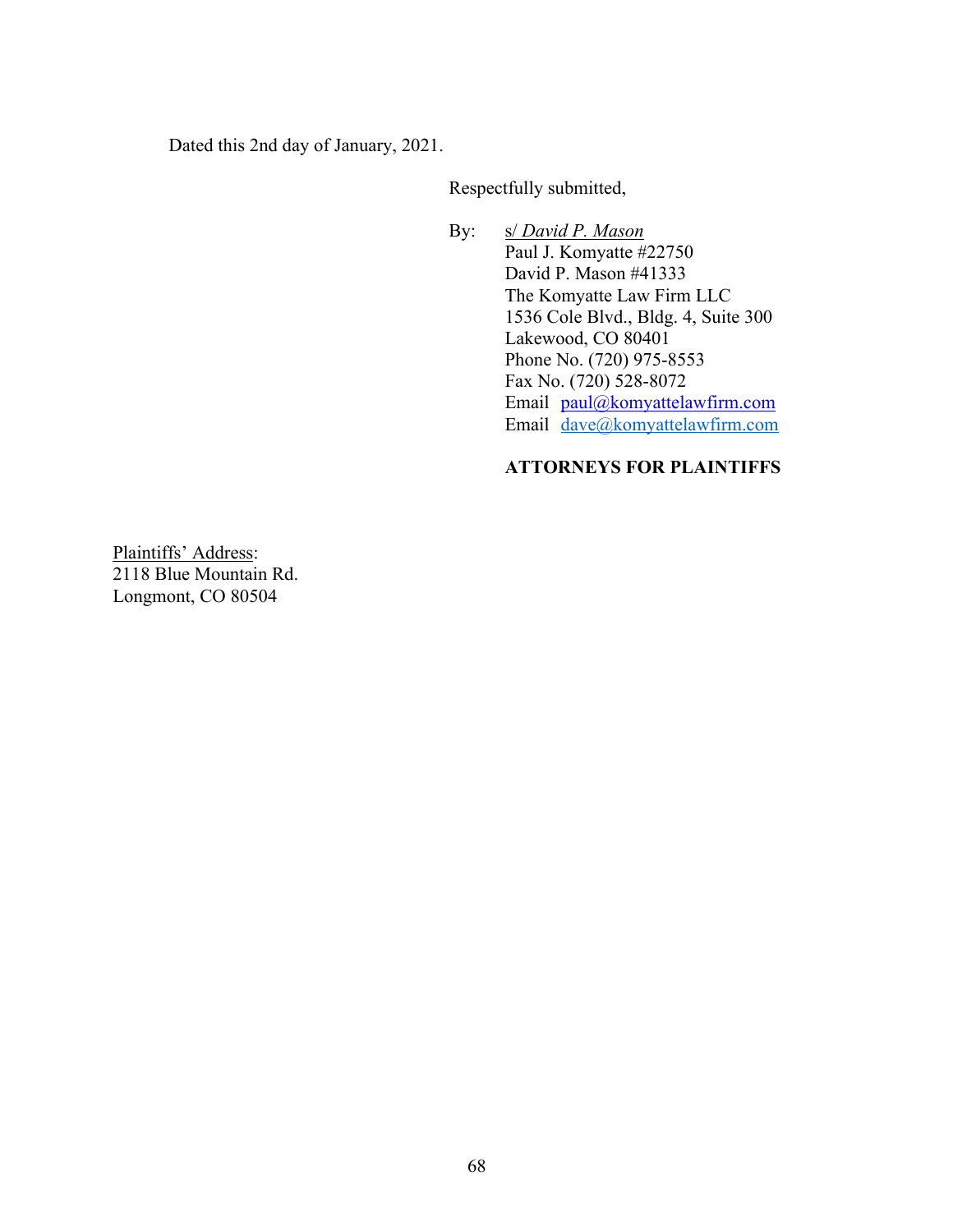Dated this 2nd day of January, 2021.

Respectfully submitted,

By: s/ *David P. Mason*
Paul J. Komyatte #22750
David P. Mason #41333
The Komyatte Law Firm LLC
1536 Cole Blvd., Bldg. 4, Suite 300
Lakewood, CO 80401
Phone No. (720) 975-8553
Fax No. (720) 528-8072
Email paul@komyattelawfirm.com
Email dave@komyattelawfirm.com

**ATTORNEYS FOR PLAINTIFFS**

Plaintiffs' Address:
2118 Blue Mountain Rd.
Longmont, CO 80504